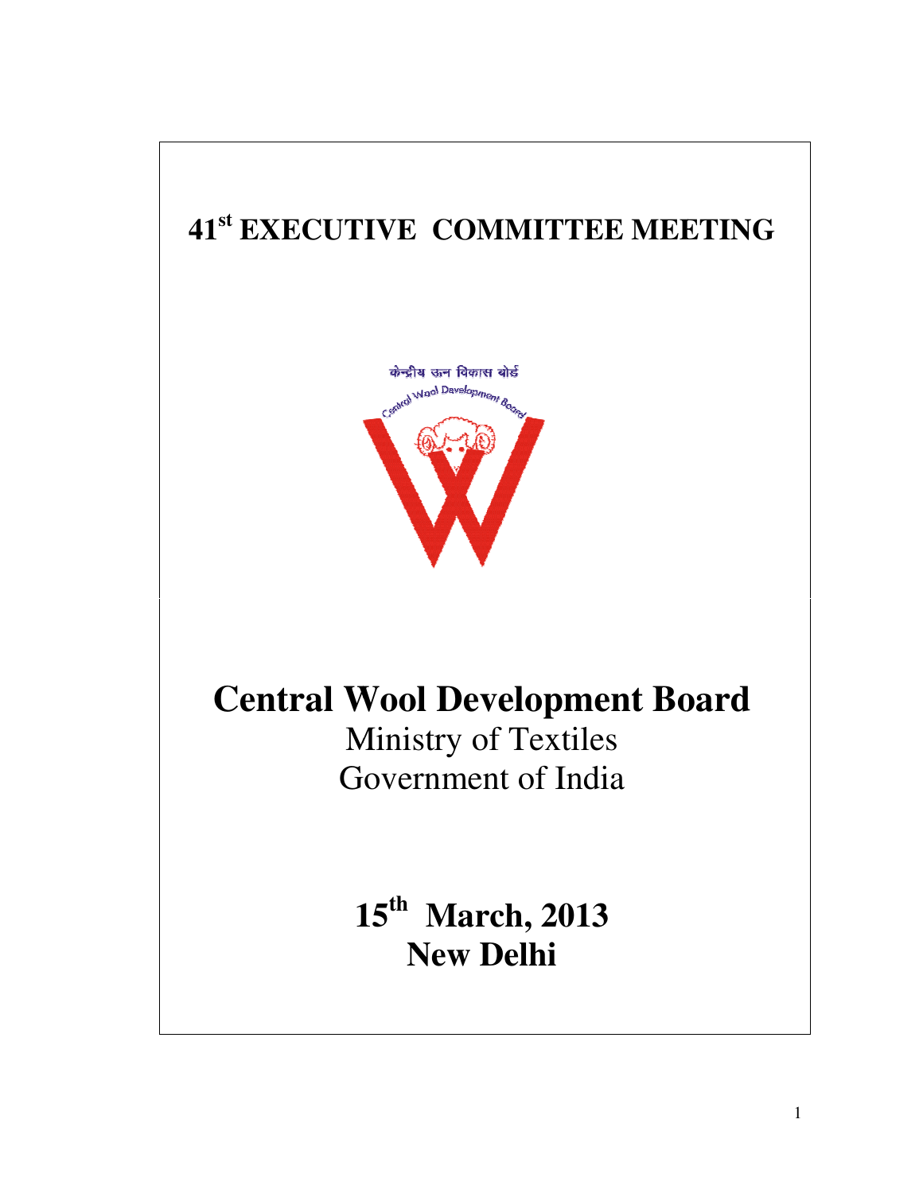# 41st EXECUTIVE COMMITTEE MEETING

केन्द्रीय ऊन विकास बोर्ड

Central Wool Development Board

# Central Wool Development Board

Ministry of Textiles

Government of India

## 15th March, 2013
## New Delhi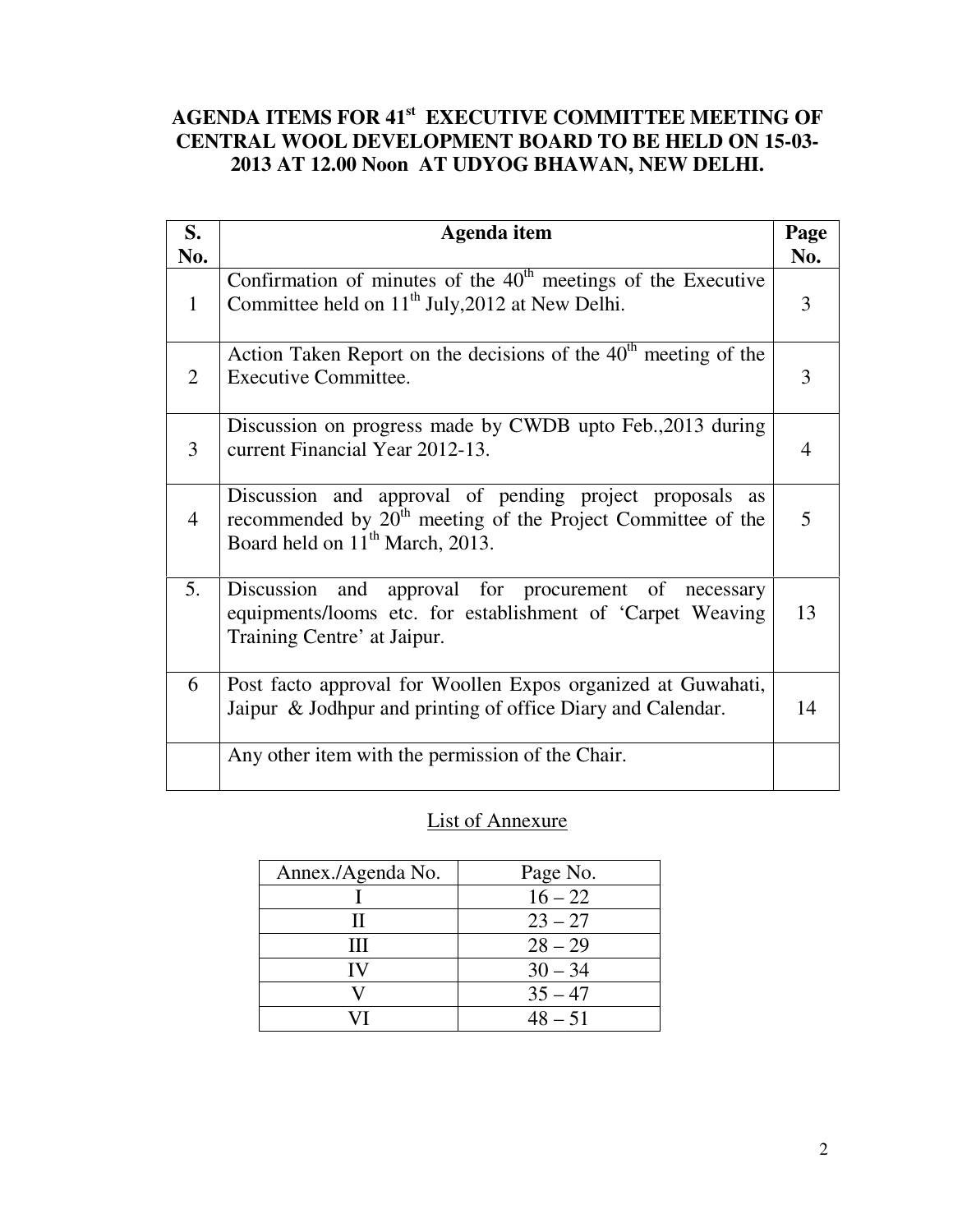## AGENDA ITEMS FOR 41st EXECUTIVE COMMITTEE MEETING OF CENTRAL WOOL DEVELOPMENT BOARD TO BE HELD ON 15-03-2013 AT 12.00 Noon AT UDYOG BHAWAN, NEW DELHI.

| S. No. | Agenda item | Page No. |
|---|---|---|
| 1 | Confirmation of minutes of the 40th meetings of the Executive Committee held on 11th July,2012 at New Delhi. | 3 |
| 2 | Action Taken Report on the decisions of the 40th meeting of the Executive Committee. | 3 |
| 3 | Discussion on progress made by CWDB upto Feb.,2013 during current Financial Year 2012-13. | 4 |
| 4 | Discussion and approval of pending project proposals as recommended by 20th meeting of the Project Committee of the Board held on 11th March, 2013. | 5 |
| 5. | Discussion and approval for procurement of necessary equipments/looms etc. for establishment of 'Carpet Weaving Training Centre' at Jaipur. | 13 |
| 6 | Post facto approval for Woollen Expos organized at Guwahati, Jaipur & Jodhpur and printing of office Diary and Calendar. | 14 |
| | Any other item with the permission of the Chair. | |

<u>List of Annexure</u>

| Annex./Agenda No. | Page No. |
|---|---|
| I | 16 – 22 |
| II | 23 – 27 |
| III | 28 – 29 |
| IV | 30 – 34 |
| V | 35 – 47 |
| VI | 48 – 51 |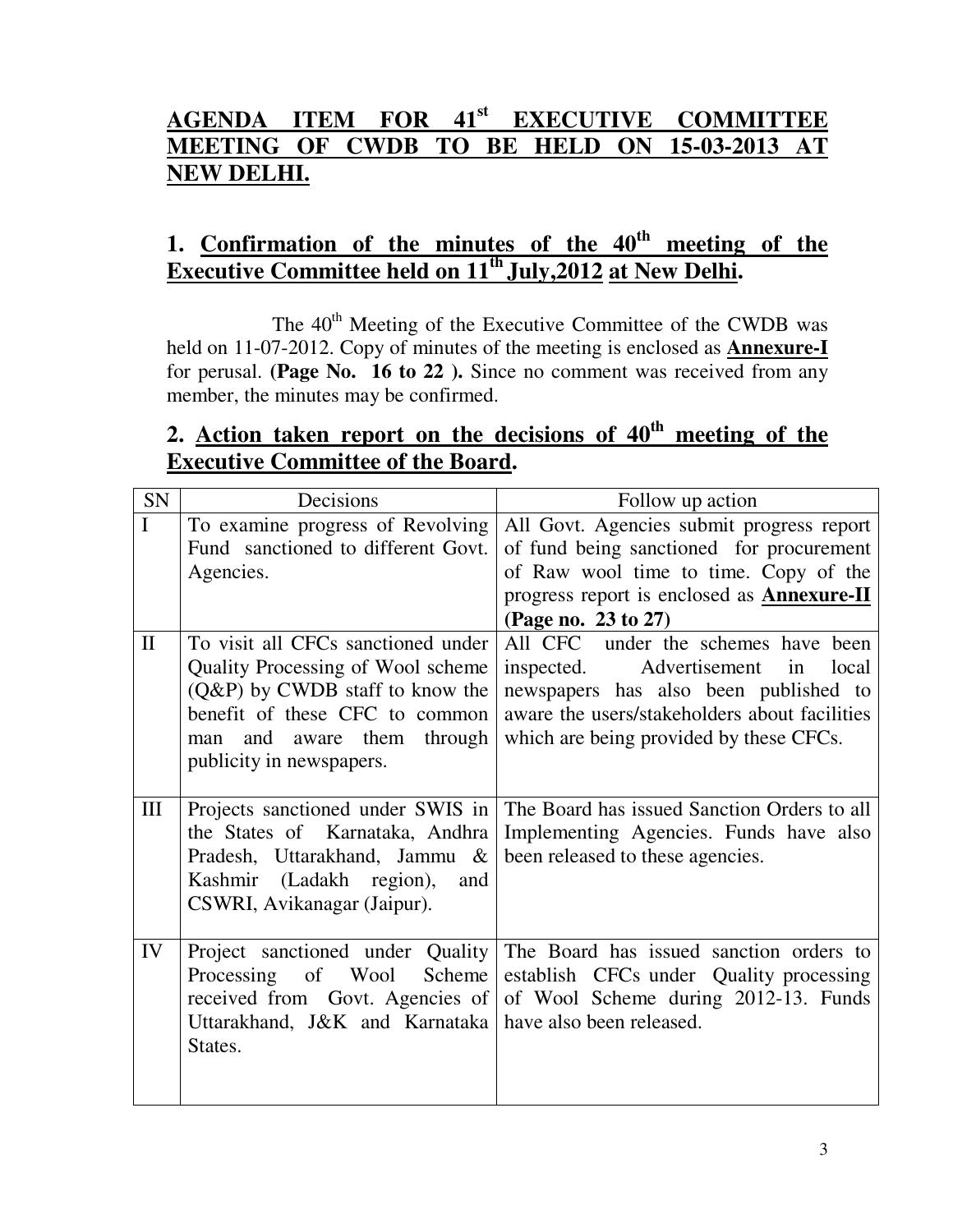# AGENDA ITEM FOR 41st EXECUTIVE COMMITTEE MEETING OF CWDB TO BE HELD ON 15-03-2013 AT NEW DELHI.

## 1. Confirmation of the minutes of the 40th meeting of the Executive Committee held on 11th July,2012 at New Delhi.

The 40th Meeting of the Executive Committee of the CWDB was held on 11-07-2012. Copy of minutes of the meeting is enclosed as **Annexure-I** for perusal. **(Page No. 16 to 22 ).** Since no comment was received from any member, the minutes may be confirmed.

## 2. Action taken report on the decisions of 40th meeting of the Executive Committee of the Board.

| SN | Decisions | Follow up action |
|---|---|---|
| I | To examine progress of Revolving Fund sanctioned to different Govt. Agencies. | All Govt. Agencies submit progress report of fund being sanctioned for procurement of Raw wool time to time. Copy of the progress report is enclosed as **Annexure-II (Page no. 23 to 27)** |
| II | To visit all CFCs sanctioned under Quality Processing of Wool scheme (Q&P) by CWDB staff to know the benefit of these CFC to common man and aware them through publicity in newspapers. | All CFC under the schemes have been inspected. Advertisement in local newspapers has also been published to aware the users/stakeholders about facilities which are being provided by these CFCs. |
| III | Projects sanctioned under SWIS in the States of Karnataka, Andhra Pradesh, Uttarakhand, Jammu & Kashmir (Ladakh region), and CSWRI, Avikanagar (Jaipur). | The Board has issued Sanction Orders to all Implementing Agencies. Funds have also been released to these agencies. |
| IV | Project sanctioned under Quality Processing of Wool Scheme received from Govt. Agencies of Uttarakhand, J&K and Karnataka States. | The Board has issued sanction orders to establish CFCs under Quality processing of Wool Scheme during 2012-13. Funds have also been released. |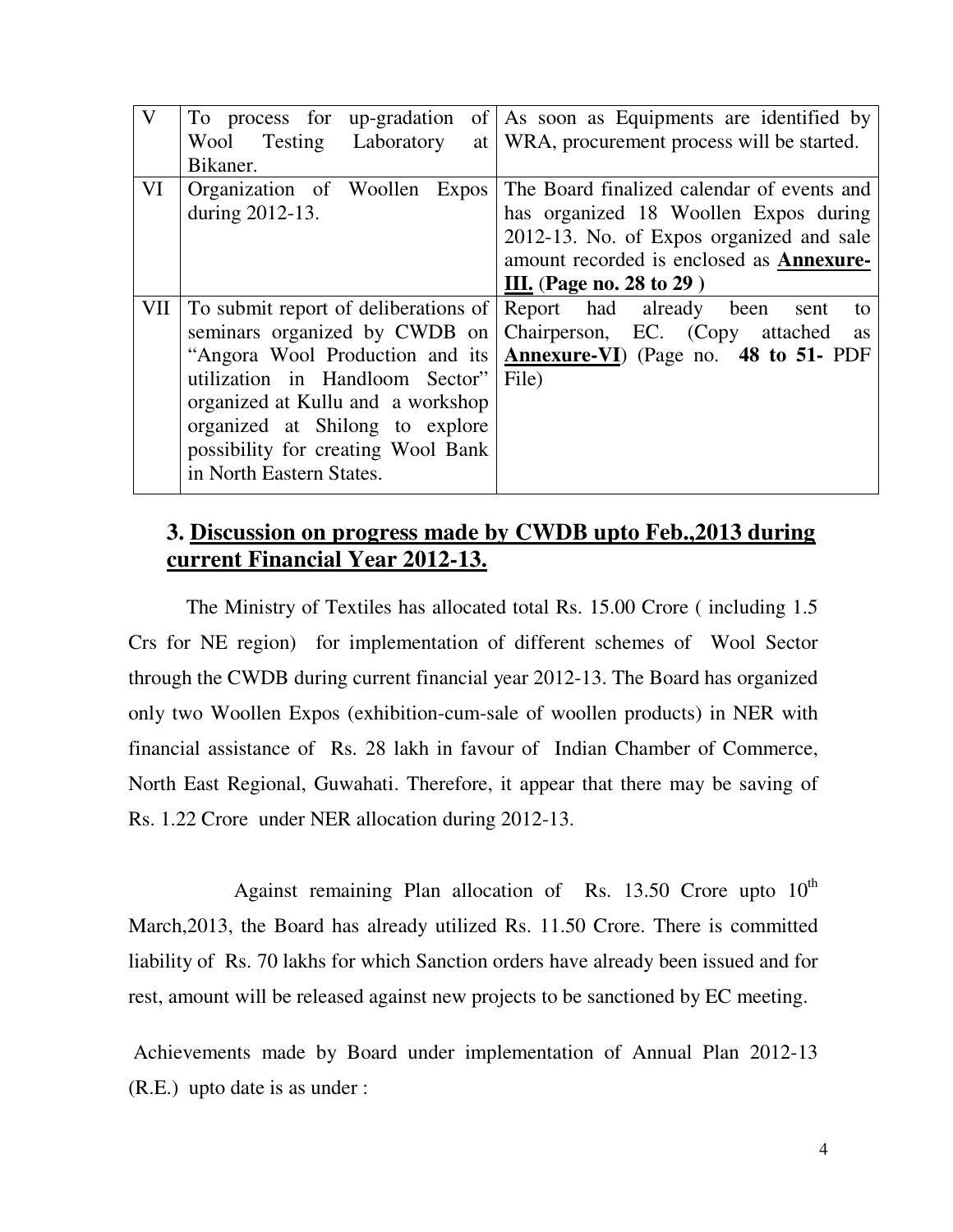| V | To process for up-gradation of Wool Testing Laboratory at Bikaner. | As soon as Equipments are identified by WRA, procurement process will be started. |
|---|---|---|
| VI | Organization of Woollen Expos during 2012-13. | The Board finalized calendar of events and has organized 18 Woollen Expos during 2012-13. No. of Expos organized and sale amount recorded is enclosed as **<u>Annexure-III.</u> (Page no. 28 to 29 )** |
| VII | To submit report of deliberations of seminars organized by CWDB on "Angora Wool Production and its utilization in Handloom Sector" organized at Kullu and a workshop organized at Shilong to explore possibility for creating Wool Bank in North Eastern States. | Report had already been sent to Chairperson, EC. (Copy attached as **<u>Annexure-VI</u>**) (Page no. **48 to 51-** PDF File) |

## 3. <u>Discussion on progress made by CWDB upto Feb.,2013 during current Financial Year 2012-13.</u>

The Ministry of Textiles has allocated total Rs. 15.00 Crore ( including 1.5 Crs for NE region) for implementation of different schemes of Wool Sector through the CWDB during current financial year 2012-13. The Board has organized only two Woollen Expos (exhibition-cum-sale of woollen products) in NER with financial assistance of Rs. 28 lakh in favour of Indian Chamber of Commerce, North East Regional, Guwahati. Therefore, it appear that there may be saving of Rs. 1.22 Crore under NER allocation during 2012-13.

Against remaining Plan allocation of Rs. 13.50 Crore upto 10th March,2013, the Board has already utilized Rs. 11.50 Crore. There is committed liability of Rs. 70 lakhs for which Sanction orders have already been issued and for rest, amount will be released against new projects to be sanctioned by EC meeting.

Achievements made by Board under implementation of Annual Plan 2012-13 (R.E.) upto date is as under :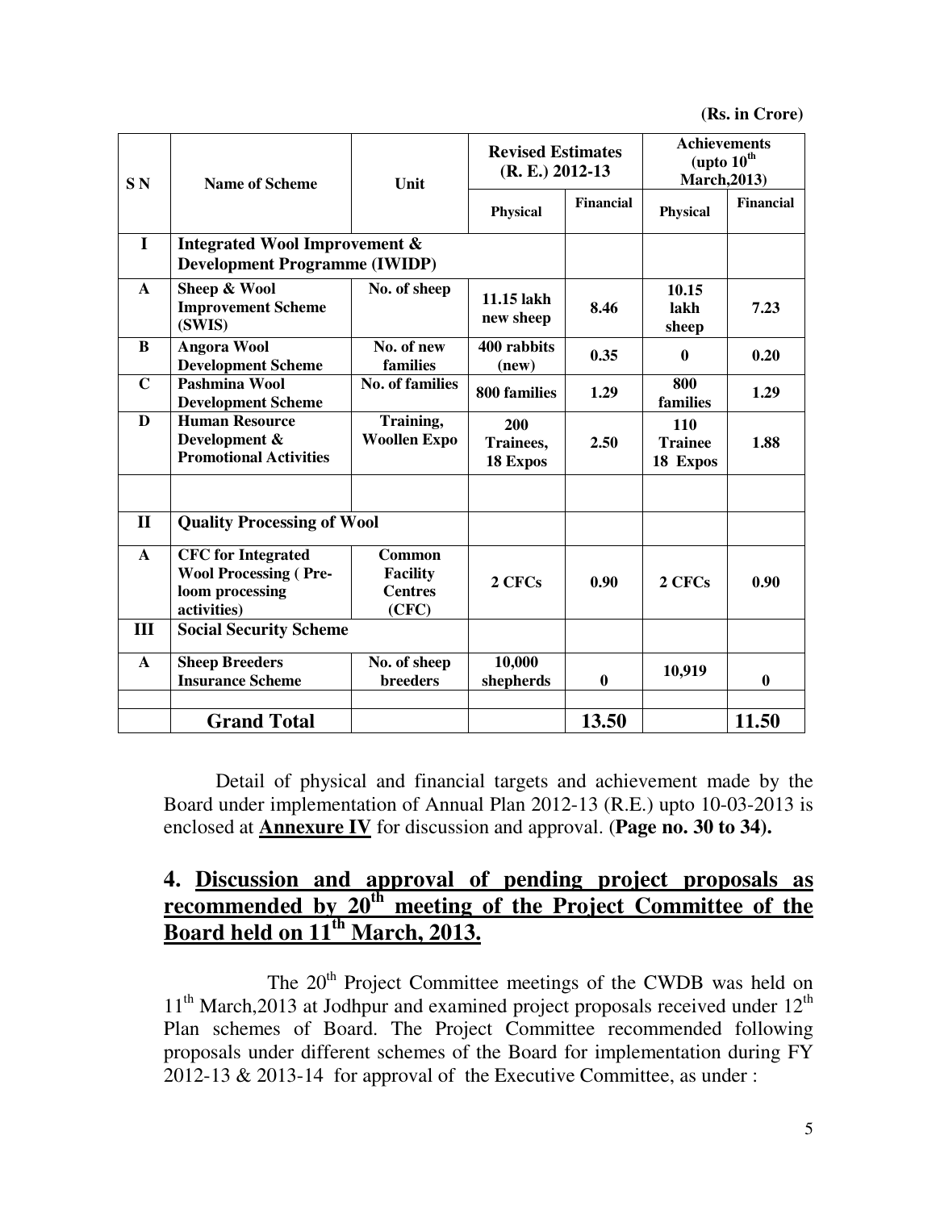(Rs. in Crore)

| S N | Name of Scheme | Unit | Revised Estimates (R. E.) 2012-13 | | Achievements (upto 10th March,2013) | |
|---|---|---|---|---|---|---|
| | | | Physical | Financial | Physical | Financial |
| **I** | **Integrated Wool Improvement & Development Programme (IWIDP)** | | | | | |
| **A** | **Sheep & Wool Improvement Scheme (SWIS)** | **No. of sheep** | **11.15 lakh new sheep** | **8.46** | **10.15 lakh sheep** | **7.23** |
| **B** | **Angora Wool Development Scheme** | **No. of new families** | **400 rabbits (new)** | **0.35** | **0** | **0.20** |
| **C** | **Pashmina Wool Development Scheme** | **No. of families** | **800 families** | **1.29** | **800 families** | **1.29** |
| **D** | **Human Resource Development & Promotional Activities** | **Training, Woollen Expo** | **200 Trainees, 18 Expos** | **2.50** | **110 Trainee 18 Expos** | **1.88** |
| | | | | | | |
| **II** | **Quality Processing of Wool** | | | | | |
| **A** | **CFC for Integrated Wool Processing ( Pre-loom processing activities)** | **Common Facility Centres (CFC)** | **2 CFCs** | **0.90** | **2 CFCs** | **0.90** |
| **III** | **Social Security Scheme** | | | | | |
| **A** | **Sheep Breeders Insurance Scheme** | **No. of sheep breeders** | **10,000 shepherds** | **0** | **10,919** | **0** |
| | | | | | | |
| | **Grand Total** | | | **13.50** | | **11.50** |

Detail of physical and financial targets and achievement made by the Board under implementation of Annual Plan 2012-13 (R.E.) upto 10-03-2013 is enclosed at **Annexure IV** for discussion and approval. (**Page no. 30 to 34).**

## 4. Discussion and approval of pending project proposals as recommended by 20th meeting of the Project Committee of the Board held on 11th March, 2013.

The 20th Project Committee meetings of the CWDB was held on 11th March,2013 at Jodhpur and examined project proposals received under 12th Plan schemes of Board. The Project Committee recommended following proposals under different schemes of the Board for implementation during FY 2012-13 & 2013-14 for approval of the Executive Committee, as under :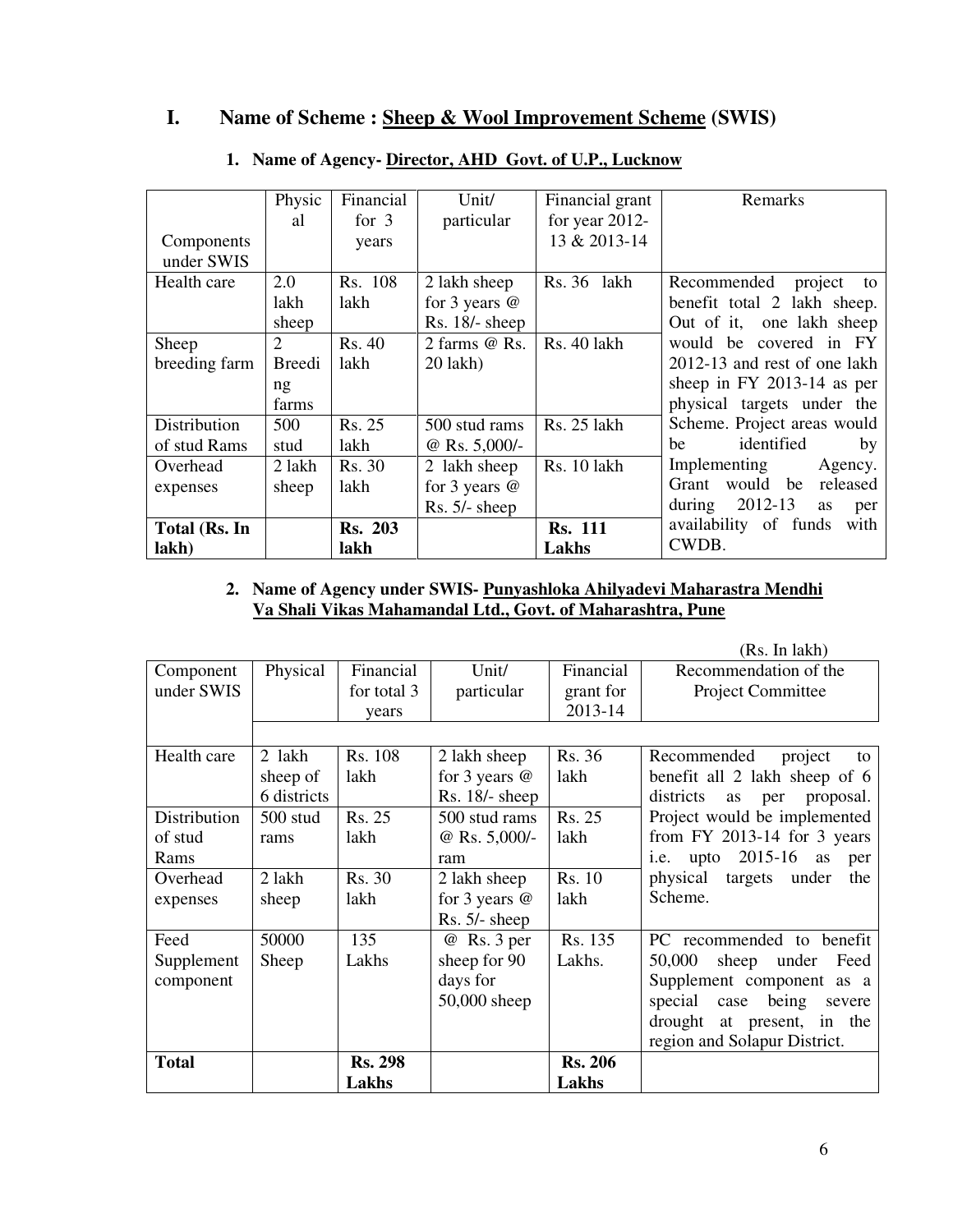# I. Name of Scheme : Sheep & Wool Improvement Scheme (SWIS)

### 1. Name of Agency- Director, AHD Govt. of U.P., Lucknow

| Components under SWIS | Physical | Financial for 3 years | Unit/ particular | Financial grant for year 2012-13 & 2013-14 | Remarks |
|---|---|---|---|---|---|
| Health care | 2.0 lakh sheep | Rs. 108 lakh | 2 lakh sheep for 3 years @ Rs. 18/- sheep | Rs. 36 lakh | Recommended project to benefit total 2 lakh sheep. Out of it, one lakh sheep would be covered in FY 2012-13 and rest of one lakh sheep in FY 2013-14 as per physical targets under the Scheme. Project areas would be identified by Implementing Agency. Grant would be released during 2012-13 as per availability of funds with CWDB. |
| Sheep breeding farm | 2 Breeding farms | Rs. 40 lakh | 2 farms @ Rs. 20 lakh) | Rs. 40 lakh | |
| Distribution of stud Rams | 500 stud | Rs. 25 lakh | 500 stud rams @ Rs. 5,000/- | Rs. 25 lakh | |
| Overhead expenses | 2 lakh sheep | Rs. 30 lakh | 2 lakh sheep for 3 years @ Rs. 5/- sheep | Rs. 10 lakh | |
| **Total (Rs. In lakh)** | | **Rs. 203 lakh** | | **Rs. 111 Lakhs** | |

### 2. Name of Agency under SWIS- Punyashloka Ahilyadevi Maharastra Mendhi Va Shali Vikas Mahamandal Ltd., Govt. of Maharashtra, Pune

(Rs. In lakh)

| Component under SWIS | Physical | Financial for total 3 years | Unit/ particular | Financial grant for 2013-14 | Recommendation of the Project Committee |
|---|---|---|---|---|---|
| Health care | 2 lakh sheep of 6 districts | Rs. 108 lakh | 2 lakh sheep for 3 years @ Rs. 18/- sheep | Rs. 36 lakh | Recommended project to benefit all 2 lakh sheep of 6 districts as per proposal. Project would be implemented from FY 2013-14 for 3 years i.e. upto 2015-16 as per physical targets under the Scheme. |
| Distribution of stud Rams | 500 stud rams | Rs. 25 lakh | 500 stud rams @ Rs. 5,000/- ram | Rs. 25 lakh | |
| Overhead expenses | 2 lakh sheep | Rs. 30 lakh | 2 lakh sheep for 3 years @ Rs. 5/- sheep | Rs. 10 lakh | |
| Feed Supplement component | 50000 Sheep | 135 Lakhs | @ Rs. 3 per sheep for 90 days for 50,000 sheep | Rs. 135 Lakhs. | PC recommended to benefit 50,000 sheep under Feed Supplement component as a special case being severe drought at present, in the region and Solapur District. |
| **Total** | | **Rs. 298 Lakhs** | | **Rs. 206 Lakhs** | |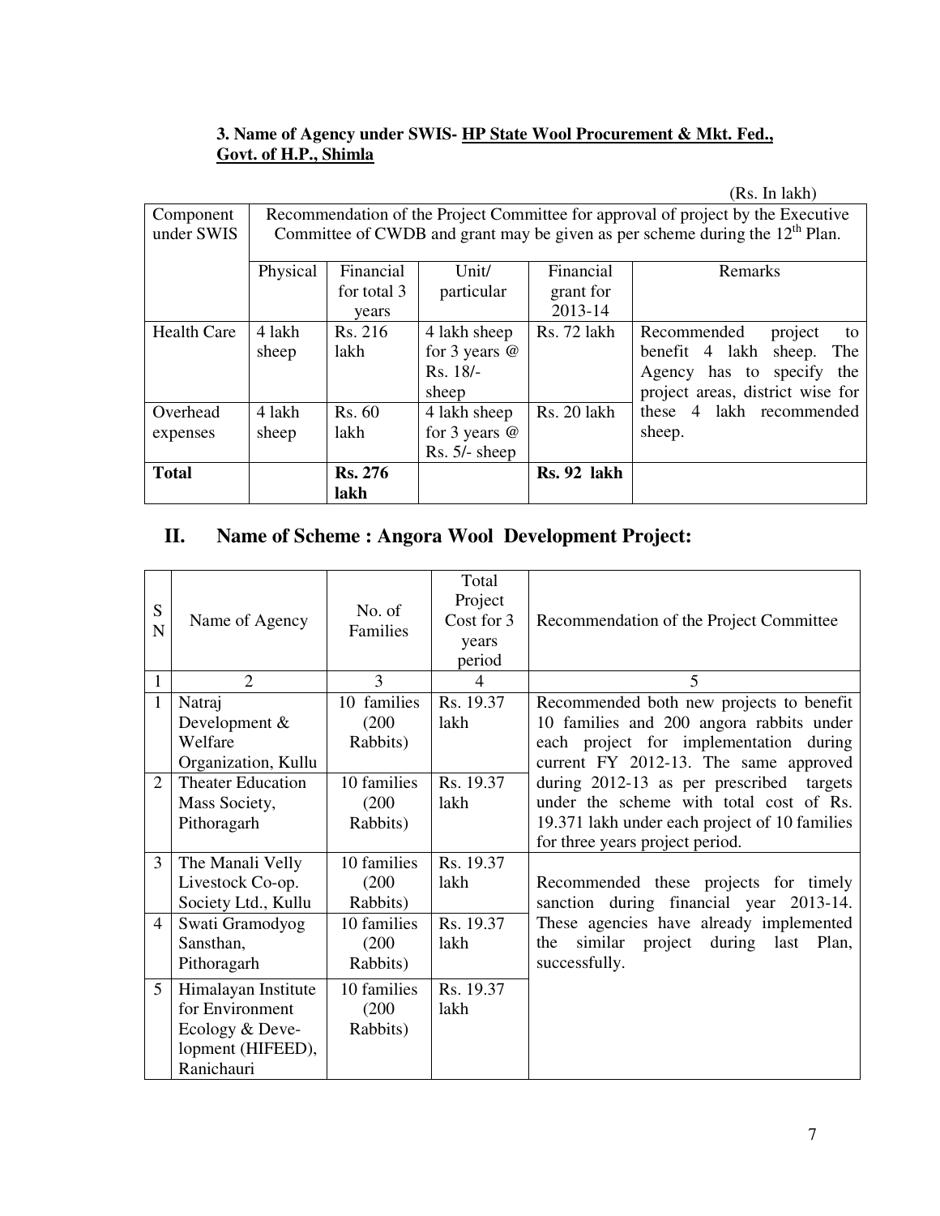**3. Name of Agency under SWIS- HP State Wool Procurement & Mkt. Fed., Govt. of H.P., Shimla**

(Rs. In lakh)

| Component under SWIS | Recommendation of the Project Committee for approval of project by the Executive Committee of CWDB and grant may be given as per scheme during the 12th Plan. | | | | |
|---|---|---|---|---|---|
| | Physical | Financial for total 3 years | Unit/ particular | Financial grant for 2013-14 | Remarks |
| Health Care | 4 lakh sheep | Rs. 216 lakh | 4 lakh sheep for 3 years @ Rs. 18/- sheep | Rs. 72 lakh | Recommended project to benefit 4 lakh sheep. The Agency has to specify the project areas, district wise for these 4 lakh recommended sheep. |
| Overhead expenses | 4 lakh sheep | Rs. 60 lakh | 4 lakh sheep for 3 years @ Rs. 5/- sheep | Rs. 20 lakh | |
| **Total** | | **Rs. 276 lakh** | | **Rs. 92 lakh** | |

## II. Name of Scheme : Angora Wool Development Project:

| SN | Name of Agency | No. of Families | Total Project Cost for 3 years period | Recommendation of the Project Committee |
|---|---|---|---|---|
| 1 | 2 | 3 | 4 | 5 |
| 1 | Natraj Development & Welfare Organization, Kullu | 10 families (200 Rabbits) | Rs. 19.37 lakh | Recommended both new projects to benefit 10 families and 200 angora rabbits under each project for implementation during current FY 2012-13. The same approved during 2012-13 as per prescribed targets under the scheme with total cost of Rs. 19.371 lakh under each project of 10 families for three years project period. |
| 2 | Theater Education Mass Society, Pithoragarh | 10 families (200 Rabbits) | Rs. 19.37 lakh | |
| 3 | The Manali Velly Livestock Co-op. Society Ltd., Kullu | 10 families (200 Rabbits) | Rs. 19.37 lakh | Recommended these projects for timely sanction during financial year 2013-14. These agencies have already implemented the similar project during last Plan, successfully. |
| 4 | Swati Gramodyog Sansthan, Pithoragarh | 10 families (200 Rabbits) | Rs. 19.37 lakh | |
| 5 | Himalayan Institute for Environment Ecology & Development (HIFEED), Ranichauri | 10 families (200 Rabbits) | Rs. 19.37 lakh | |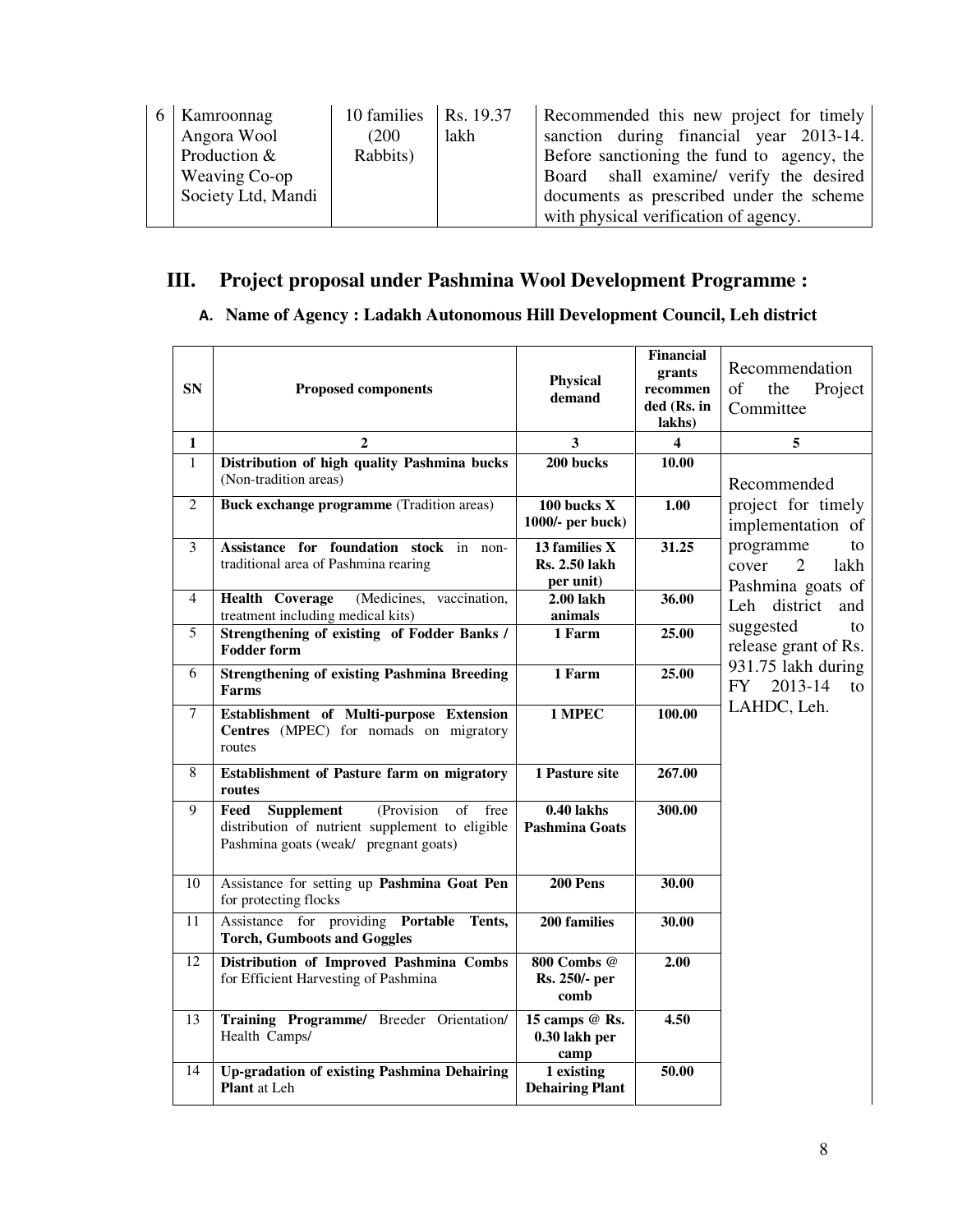| 6 | Kamroonnag Angora Wool Production & Weaving Co-op Society Ltd, Mandi | 10 families (200 Rabbits) | Rs. 19.37 lakh | Recommended this new project for timely sanction during financial year 2013-14. Before sanctioning the fund to agency, the Board shall examine/ verify the desired documents as prescribed under the scheme with physical verification of agency. |
|---|---|---|---|---|

## III. Project proposal under Pashmina Wool Development Programme :

### A. Name of Agency : Ladakh Autonomous Hill Development Council, Leh district

| SN | Proposed components | Physical demand | Financial grants recommended (Rs. in lakhs) | Recommendation of the Project Committee |
|---|---|---|---|---|
| 1 | 2 | 3 | 4 | 5 |
| 1 | **Distribution of high quality Pashmina bucks** (Non-tradition areas) | **200 bucks** | **10.00** | Recommended project for timely implementation of programme to cover 2 lakh Pashmina goats of Leh district and suggested to release grant of Rs. 931.75 lakh during FY 2013-14 to LAHDC, Leh. |
| 2 | **Buck exchange programme** (Tradition areas) | **100 bucks X 1000/- per buck)** | **1.00** | |
| 3 | **Assistance for foundation stock** in non-traditional area of Pashmina rearing | **13 families X Rs. 2.50 lakh per unit)** | **31.25** | |
| 4 | **Health Coverage** (Medicines, vaccination, treatment including medical kits) | **2.00 lakh animals** | **36.00** | |
| 5 | **Strengthening of existing of Fodder Banks / Fodder form** | **1 Farm** | **25.00** | |
| 6 | **Strengthening of existing Pashmina Breeding Farms** | **1 Farm** | **25.00** | |
| 7 | **Establishment of Multi-purpose Extension Centres** (MPEC) for nomads on migratory routes | **1 MPEC** | **100.00** | |
| 8 | **Establishment of Pasture farm on migratory routes** | **1 Pasture site** | **267.00** | |
| 9 | **Feed Supplement** (Provision of free distribution of nutrient supplement to eligible Pashmina goats (weak/ pregnant goats) | **0.40 lakhs Pashmina Goats** | **300.00** | |
| 10 | Assistance for setting up **Pashmina Goat Pen** for protecting flocks | **200 Pens** | **30.00** | |
| 11 | Assistance for providing **Portable Tents, Torch, Gumboots and Goggles** | **200 families** | **30.00** | |
| 12 | **Distribution of Improved Pashmina Combs** for Efficient Harvesting of Pashmina | **800 Combs @ Rs. 250/- per comb** | **2.00** | |
| 13 | **Training Programme/** Breeder Orientation/ Health Camps/ | **15 camps @ Rs. 0.30 lakh per camp** | **4.50** | |
| 14 | **Up-gradation of existing Pashmina Dehairing Plant** at Leh | **1 existing Dehairing Plant** | **50.00** | |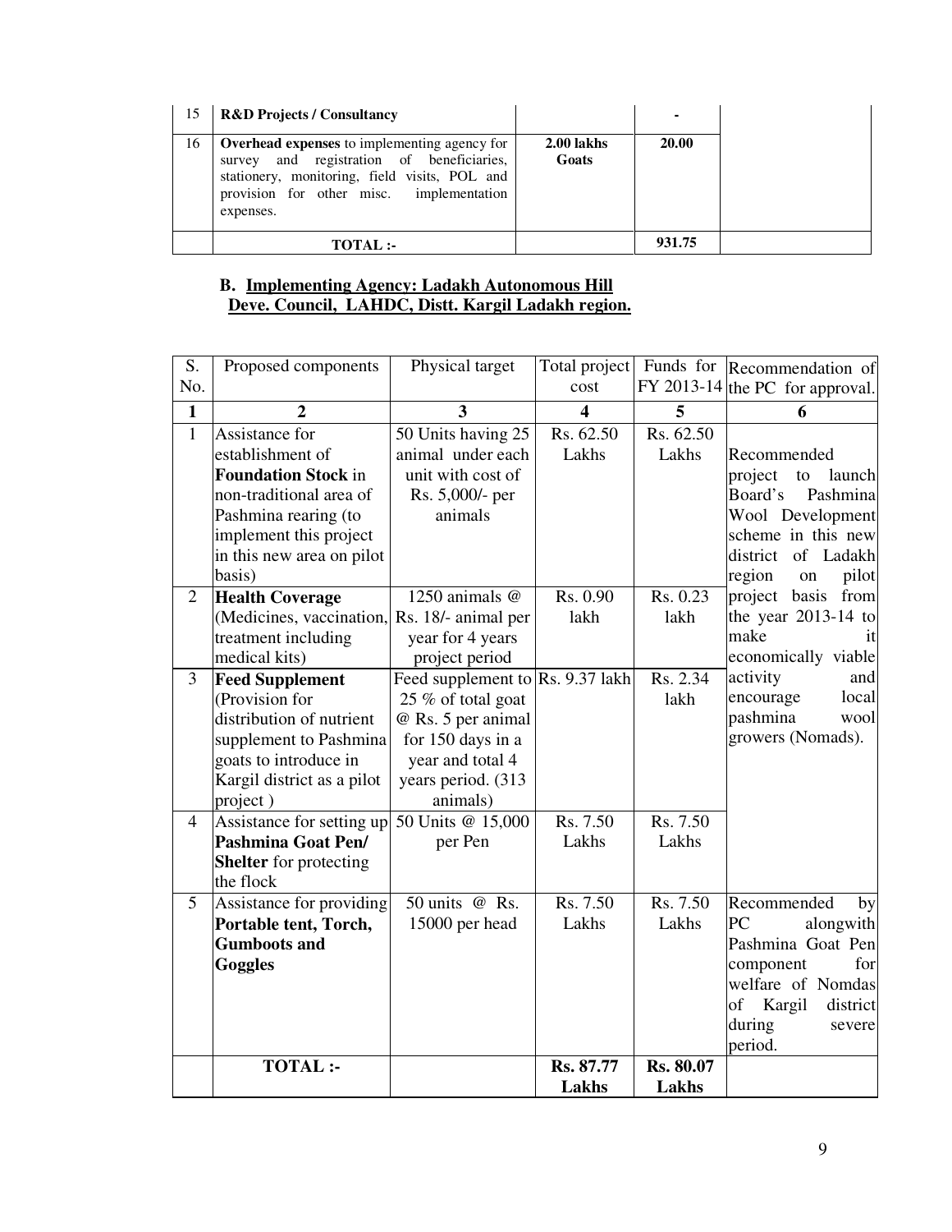| 15 | **R&D Projects / Consultancy** | | - | |
|---|---|---|---|---|
| 16 | **Overhead expenses** to implementing agency for survey and registration of beneficiaries, stationery, monitoring, field visits, POL and provision for other misc. implementation expenses. | **2.00 lakhs Goats** | **20.00** | |
| | **TOTAL :-** | | **931.75** | |

**B. Implementing Agency: Ladakh Autonomous Hill Deve. Council, LAHDC, Distt. Kargil Ladakh region.**

| S. No. | Proposed components | Physical target | Total project cost | Funds for FY 2013-14 | Recommendation of the PC for approval. |
|---|---|---|---|---|---|
| **1** | **2** | **3** | **4** | **5** | **6** |
| 1 | Assistance for establishment of **Foundation Stock** in non-traditional area of Pashmina rearing (to implement this project in this new area on pilot basis) | 50 Units having 25 animal under each unit with cost of Rs. 5,000/- per animals | Rs. 62.50 Lakhs | Rs. 62.50 Lakhs | Recommended project to launch Board's Pashmina Wool Development scheme in this new district of Ladakh region on pilot project basis from the year 2013-14 to make it economically viable activity and encourage local pashmina wool growers (Nomads). |
| 2 | **Health Coverage** (Medicines, vaccination, treatment including medical kits) | 1250 animals @ Rs. 18/- animal per year for 4 years project period | Rs. 0.90 lakh | Rs. 0.23 lakh | |
| 3 | **Feed Supplement** (Provision for distribution of nutrient supplement to Pashmina goats to introduce in Kargil district as a pilot project ) | Feed supplement to 25 % of total goat @ Rs. 5 per animal for 150 days in a year and total 4 years period. (313 animals) | Rs. 9.37 lakh | Rs. 2.34 lakh | |
| 4 | Assistance for setting up **Pashmina Goat Pen/ Shelter** for protecting the flock | 50 Units @ 15,000 per Pen | Rs. 7.50 Lakhs | Rs. 7.50 Lakhs | |
| 5 | Assistance for providing **Portable tent, Torch, Gumboots and Goggles** | 50 units @ Rs. 15000 per head | Rs. 7.50 Lakhs | Rs. 7.50 Lakhs | Recommended by PC alongwith Pashmina Goat Pen component for welfare of Nomdas of Kargil district during severe period. |
| | **TOTAL :-** | | **Rs. 87.77 Lakhs** | **Rs. 80.07 Lakhs** | |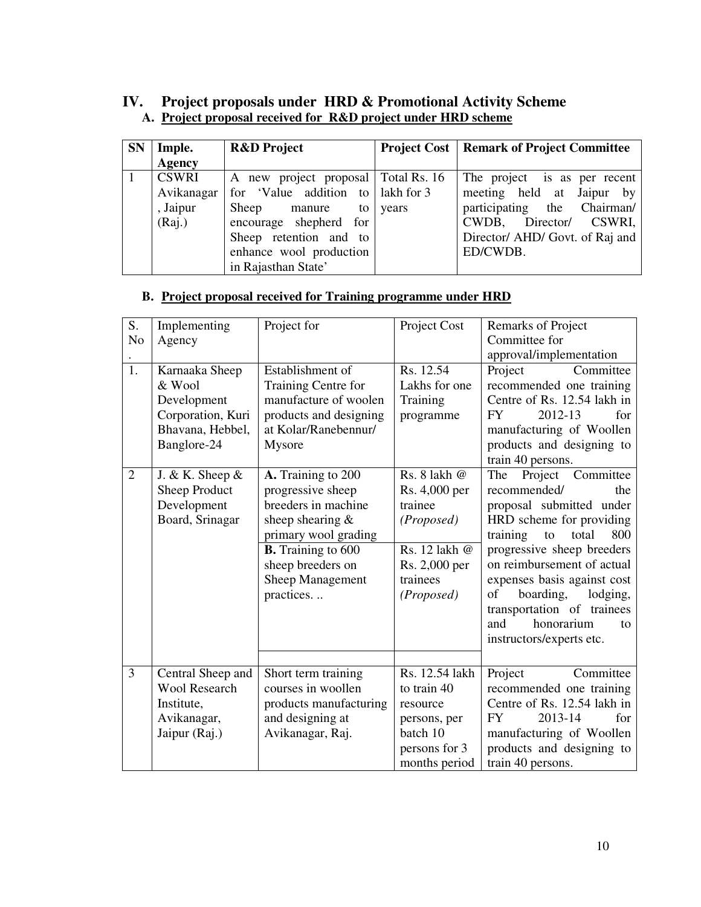## IV. Project proposals under HRD & Promotional Activity Scheme

### A. Project proposal received for R&D project under HRD scheme

| SN | Imple. Agency | R&D Project | Project Cost | Remark of Project Committee |
|---|---|---|---|---|
| 1 | CSWRI Avikanagar , Jaipur (Raj.) | A new project proposal for 'Value addition to Sheep manure to encourage shepherd for Sheep retention and to enhance wool production in Rajasthan State' | Total Rs. 16 lakh for 3 years | The project is as per recent meeting held at Jaipur by participating the Chairman/ CWDB, Director/ CSWRI, Director/ AHD/ Govt. of Raj and ED/CWDB. |

### B. Project proposal received for Training programme under HRD

| S. No. | Implementing Agency | Project for | Project Cost | Remarks of Project Committee for approval/implementation |
|---|---|---|---|---|
| 1. | Karnaaka Sheep & Wool Development Corporation, Kuri Bhavana, Hebbel, Banglore-24 | Establishment of Training Centre for manufacture of woolen products and designing at Kolar/Ranebennur/ Mysore | Rs. 12.54 Lakhs for one Training programme | Project Committee recommended one training Centre of Rs. 12.54 lakh in FY 2012-13 for manufacturing of Woollen products and designing to train 40 persons. |
| 2 | J. & K. Sheep & Sheep Product Development Board, Srinagar | **A.** Training to 200 progressive sheep breeders in machine sheep shearing & primary wool grading | Rs. 8 lakh @ Rs. 4,000 per trainee *(Proposed)* | The Project Committee recommended/ the proposal submitted under HRD scheme for providing training to total 800 progressive sheep breeders on reimbursement of actual expenses basis against cost of boarding, lodging, transportation of trainees and honorarium to instructors/experts etc. |
| | | **B.** Training to 600 sheep breeders on Sheep Management practices. .. | Rs. 12 lakh @ Rs. 2,000 per trainees *(Proposed)* | |
| 3 | Central Sheep and Wool Research Institute, Avikanagar, Jaipur (Raj.) | Short term training courses in woollen products manufacturing and designing at Avikanagar, Raj. | Rs. 12.54 lakh to train 40 resource persons, per batch 10 persons for 3 months period | Project Committee recommended one training Centre of Rs. 12.54 lakh in FY 2013-14 for manufacturing of Woollen products and designing to train 40 persons. |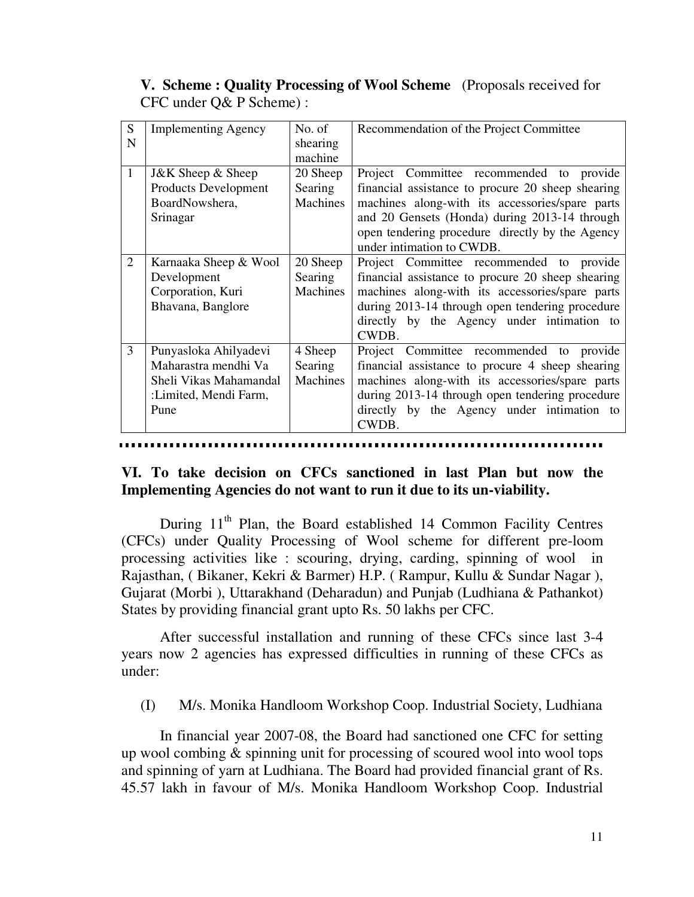**V. Scheme : Quality Processing of Wool Scheme** (Proposals received for CFC under Q& P Scheme) :

| SN | Implementing Agency | No. of shearing machine | Recommendation of the Project Committee |
|---|---|---|---|
| 1 | J&K Sheep & Sheep Products Development BoardNowshera, Srinagar | 20 Sheep Searing Machines | Project Committee recommended to provide financial assistance to procure 20 sheep shearing machines along-with its accessories/spare parts and 20 Gensets (Honda) during 2013-14 through open tendering procedure directly by the Agency under intimation to CWDB. |
| 2 | Karnaaka Sheep & Wool Development Corporation, Kuri Bhavana, Banglore | 20 Sheep Searing Machines | Project Committee recommended to provide financial assistance to procure 20 sheep shearing machines along-with its accessories/spare parts during 2013-14 through open tendering procedure directly by the Agency under intimation to CWDB. |
| 3 | Punyasloka Ahilyadevi Maharastra mendhi Va Sheli Vikas Mahamandal :Limited, Mendi Farm, Pune | 4 Sheep Searing Machines | Project Committee recommended to provide financial assistance to procure 4 sheep shearing machines along-with its accessories/spare parts during 2013-14 through open tendering procedure directly by the Agency under intimation to CWDB. |

**VI. To take decision on CFCs sanctioned in last Plan but now the Implementing Agencies do not want to run it due to its un-viability.**

During 11th Plan, the Board established 14 Common Facility Centres (CFCs) under Quality Processing of Wool scheme for different pre-loom processing activities like : scouring, drying, carding, spinning of wool in Rajasthan, ( Bikaner, Kekri & Barmer) H.P. ( Rampur, Kullu & Sundar Nagar ), Gujarat (Morbi ), Uttarakhand (Deharadun) and Punjab (Ludhiana & Pathankot) States by providing financial grant upto Rs. 50 lakhs per CFC.

After successful installation and running of these CFCs since last 3-4 years now 2 agencies has expressed difficulties in running of these CFCs as under:

(I) M/s. Monika Handloom Workshop Coop. Industrial Society, Ludhiana

In financial year 2007-08, the Board had sanctioned one CFC for setting up wool combing & spinning unit for processing of scoured wool into wool tops and spinning of yarn at Ludhiana. The Board had provided financial grant of Rs. 45.57 lakh in favour of M/s. Monika Handloom Workshop Coop. Industrial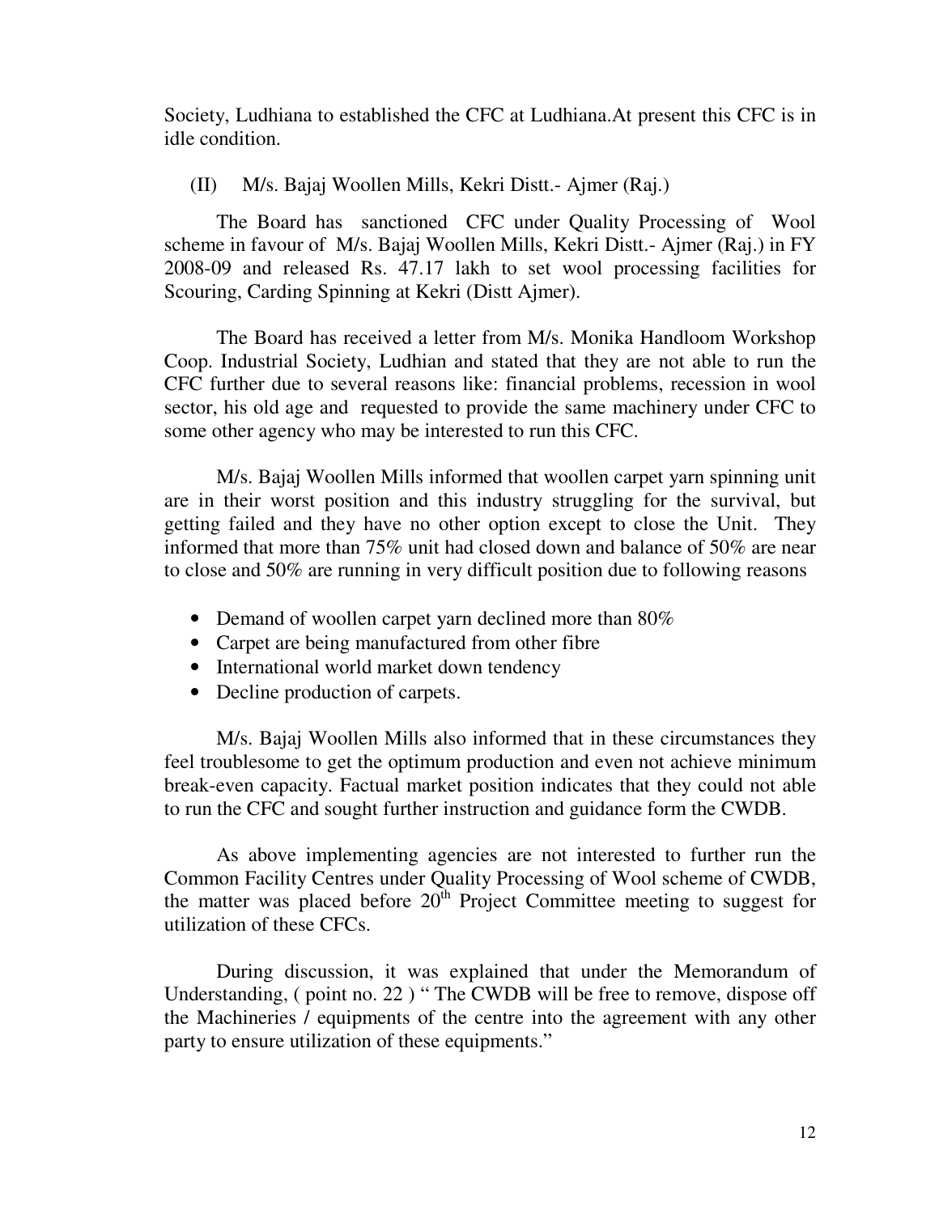Society, Ludhiana to established the CFC at Ludhiana.At present this CFC is in idle condition.

(II) M/s. Bajaj Woollen Mills, Kekri Distt.- Ajmer (Raj.)

The Board has sanctioned CFC under Quality Processing of Wool scheme in favour of M/s. Bajaj Woollen Mills, Kekri Distt.- Ajmer (Raj.) in FY 2008-09 and released Rs. 47.17 lakh to set wool processing facilities for Scouring, Carding Spinning at Kekri (Distt Ajmer).

The Board has received a letter from M/s. Monika Handloom Workshop Coop. Industrial Society, Ludhian and stated that they are not able to run the CFC further due to several reasons like: financial problems, recession in wool sector, his old age and requested to provide the same machinery under CFC to some other agency who may be interested to run this CFC.

M/s. Bajaj Woollen Mills informed that woollen carpet yarn spinning unit are in their worst position and this industry struggling for the survival, but getting failed and they have no other option except to close the Unit. They informed that more than 75% unit had closed down and balance of 50% are near to close and 50% are running in very difficult position due to following reasons

- Demand of woollen carpet yarn declined more than 80%
- Carpet are being manufactured from other fibre
- International world market down tendency
- Decline production of carpets.

M/s. Bajaj Woollen Mills also informed that in these circumstances they feel troublesome to get the optimum production and even not achieve minimum break-even capacity. Factual market position indicates that they could not able to run the CFC and sought further instruction and guidance form the CWDB.

As above implementing agencies are not interested to further run the Common Facility Centres under Quality Processing of Wool scheme of CWDB, the matter was placed before 20th Project Committee meeting to suggest for utilization of these CFCs.

During discussion, it was explained that under the Memorandum of Understanding, ( point no. 22 ) " The CWDB will be free to remove, dispose off the Machineries / equipments of the centre into the agreement with any other party to ensure utilization of these equipments."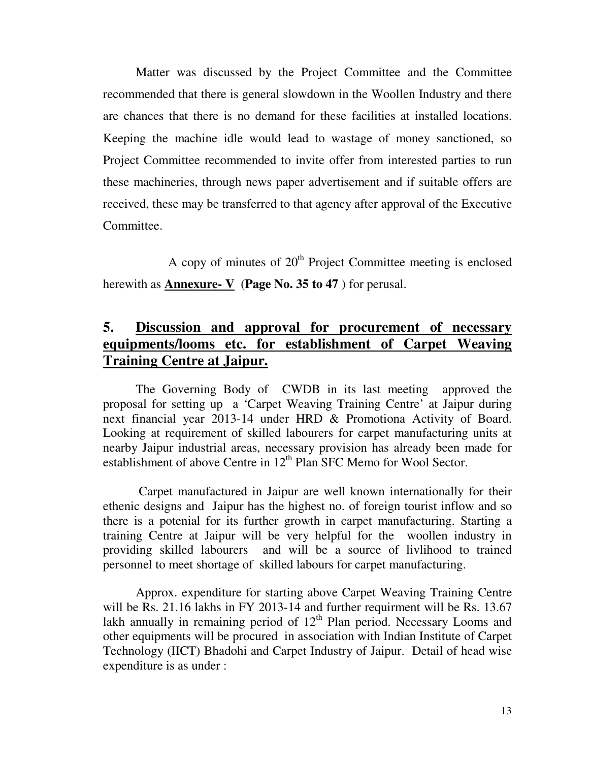Matter was discussed by the Project Committee and the Committee recommended that there is general slowdown in the Woollen Industry and there are chances that there is no demand for these facilities at installed locations. Keeping the machine idle would lead to wastage of money sanctioned, so Project Committee recommended to invite offer from interested parties to run these machineries, through news paper advertisement and if suitable offers are received, these may be transferred to that agency after approval of the Executive Committee.

A copy of minutes of 20th Project Committee meeting is enclosed herewith as **Annexure- V** (**Page No. 35 to 47** ) for perusal.

## 5. Discussion and approval for procurement of necessary equipments/looms etc. for establishment of Carpet Weaving Training Centre at Jaipur.

The Governing Body of CWDB in its last meeting approved the proposal for setting up a 'Carpet Weaving Training Centre' at Jaipur during next financial year 2013-14 under HRD & Promotiona Activity of Board. Looking at requirement of skilled labourers for carpet manufacturing units at nearby Jaipur industrial areas, necessary provision has already been made for establishment of above Centre in 12th Plan SFC Memo for Wool Sector.

Carpet manufactured in Jaipur are well known internationally for their ethenic designs and Jaipur has the highest no. of foreign tourist inflow and so there is a potenial for its further growth in carpet manufacturing. Starting a training Centre at Jaipur will be very helpful for the woollen industry in providing skilled labourers and will be a source of livlihood to trained personnel to meet shortage of skilled labours for carpet manufacturing.

Approx. expenditure for starting above Carpet Weaving Training Centre will be Rs. 21.16 lakhs in FY 2013-14 and further requirment will be Rs. 13.67 lakh annually in remaining period of 12th Plan period. Necessary Looms and other equipments will be procured in association with Indian Institute of Carpet Technology (IICT) Bhadohi and Carpet Industry of Jaipur. Detail of head wise expenditure is as under :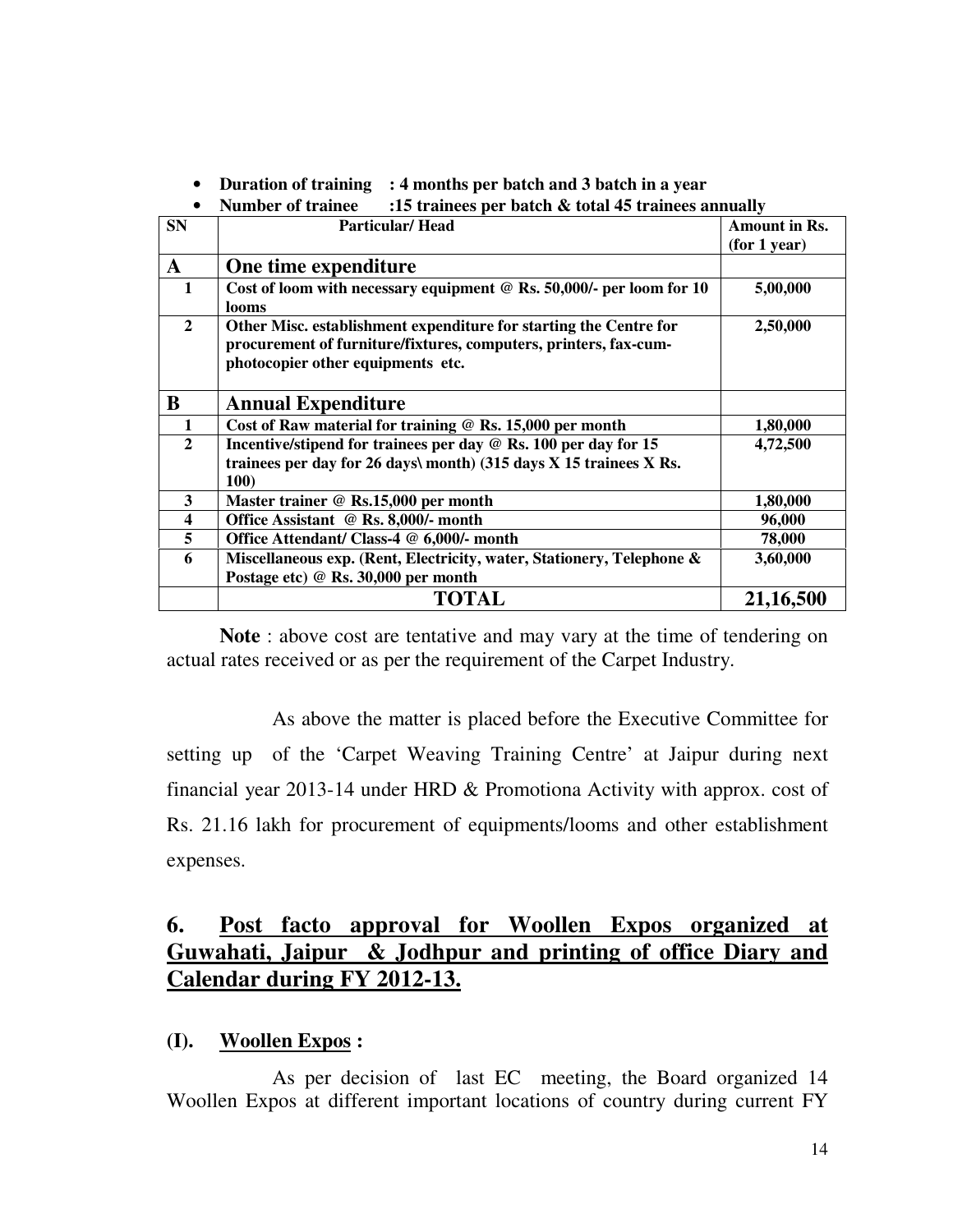- **Duration of training : 4 months per batch and 3 batch in a year**
- **Number of trainee :15 trainees per batch & total 45 trainees annually**

| SN | Particular/ Head | Amount in Rs. (for 1 year) |
|---|---|---|
| **A** | **One time expenditure** | |
| **1** | **Cost of loom with necessary equipment @ Rs. 50,000/- per loom for 10 looms** | **5,00,000** |
| **2** | **Other Misc. establishment expenditure for starting the Centre for procurement of furniture/fixtures, computers, printers, fax-cum-photocopier other equipments etc.** | **2,50,000** |
| **B** | **Annual Expenditure** | |
| **1** | **Cost of Raw material for training @ Rs. 15,000 per month** | **1,80,000** |
| **2** | **Incentive/stipend for trainees per day @ Rs. 100 per day for 15 trainees per day for 26 days\ month) (315 days X 15 trainees X Rs. 100)** | **4,72,500** |
| **3** | **Master trainer @ Rs.15,000 per month** | **1,80,000** |
| **4** | **Office Assistant @ Rs. 8,000/- month** | **96,000** |
| **5** | **Office Attendant/ Class-4 @ 6,000/- month** | **78,000** |
| **6** | **Miscellaneous exp. (Rent, Electricity, water, Stationery, Telephone & Postage etc) @ Rs. 30,000 per month** | **3,60,000** |
| | **TOTAL** | **21,16,500** |

**Note** : above cost are tentative and may vary at the time of tendering on actual rates received or as per the requirement of the Carpet Industry.

As above the matter is placed before the Executive Committee for setting up of the 'Carpet Weaving Training Centre' at Jaipur during next financial year 2013-14 under HRD & Promotiona Activity with approx. cost of Rs. 21.16 lakh for procurement of equipments/looms and other establishment expenses.

## 6. Post facto approval for Woollen Expos organized at Guwahati, Jaipur & Jodhpur and printing of office Diary and Calendar during FY 2012-13.

### (I). Woollen Expos :

As per decision of last EC meeting, the Board organized 14 Woollen Expos at different important locations of country during current FY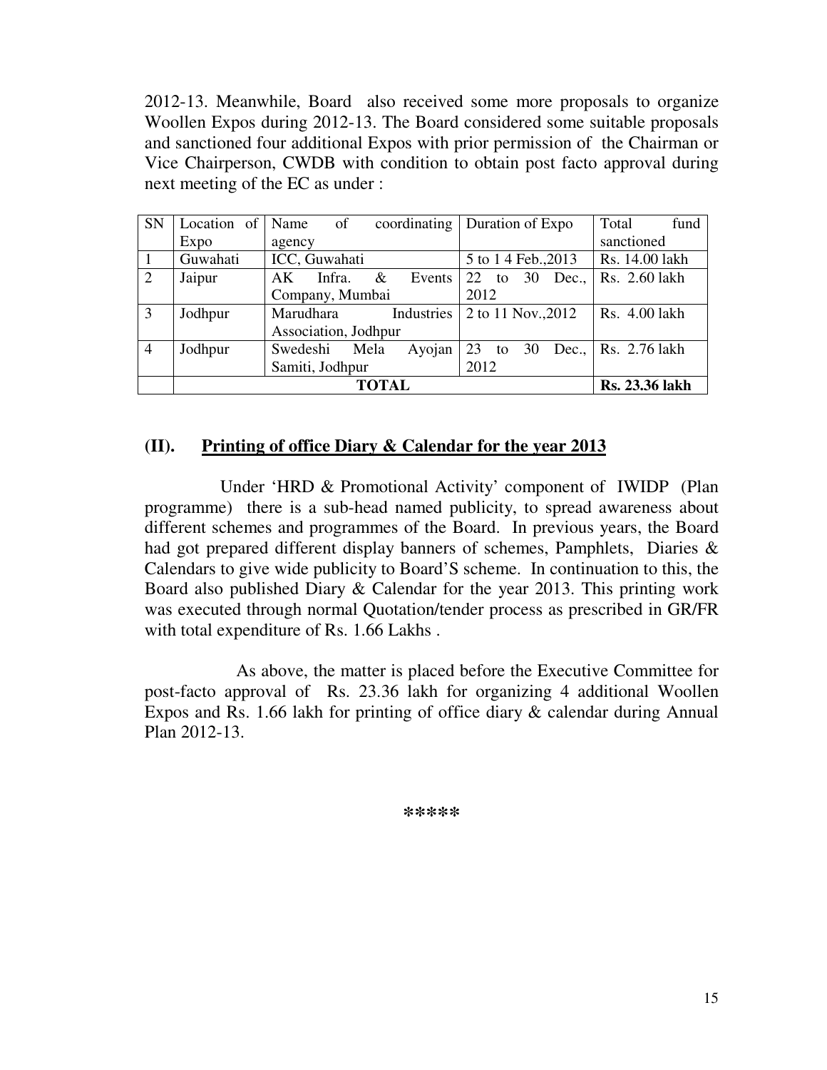2012-13. Meanwhile, Board also received some more proposals to organize Woollen Expos during 2012-13. The Board considered some suitable proposals and sanctioned four additional Expos with prior permission of the Chairman or Vice Chairperson, CWDB with condition to obtain post facto approval during next meeting of the EC as under :

| SN | Location of Expo | Name of coordinating agency | Duration of Expo | Total fund sanctioned |
|---|---|---|---|---|
| 1 | Guwahati | ICC, Guwahati | 5 to 1 4 Feb.,2013 | Rs. 14.00 lakh |
| 2 | Jaipur | AK Infra. & Events Company, Mumbai | 22 to 30 Dec., 2012 | Rs. 2.60 lakh |
| 3 | Jodhpur | Marudhara Industries Association, Jodhpur | 2 to 11 Nov.,2012 | Rs. 4.00 lakh |
| 4 | Jodhpur | Swedeshi Mela Ayojan Samiti, Jodhpur | 23 to 30 Dec., 2012 | Rs. 2.76 lakh |
| | **TOTAL** | | | **Rs. 23.36 lakh** |

## (II). <u>Printing of office Diary & Calendar for the year 2013</u>

Under 'HRD & Promotional Activity' component of IWIDP (Plan programme) there is a sub-head named publicity, to spread awareness about different schemes and programmes of the Board. In previous years, the Board had got prepared different display banners of schemes, Pamphlets, Diaries & Calendars to give wide publicity to Board'S scheme. In continuation to this, the Board also published Diary & Calendar for the year 2013. This printing work was executed through normal Quotation/tender process as prescribed in GR/FR with total expenditure of Rs. 1.66 Lakhs .

As above, the matter is placed before the Executive Committee for post-facto approval of Rs. 23.36 lakh for organizing 4 additional Woollen Expos and Rs. 1.66 lakh for printing of office diary & calendar during Annual Plan 2012-13.

\*\*\*\*\*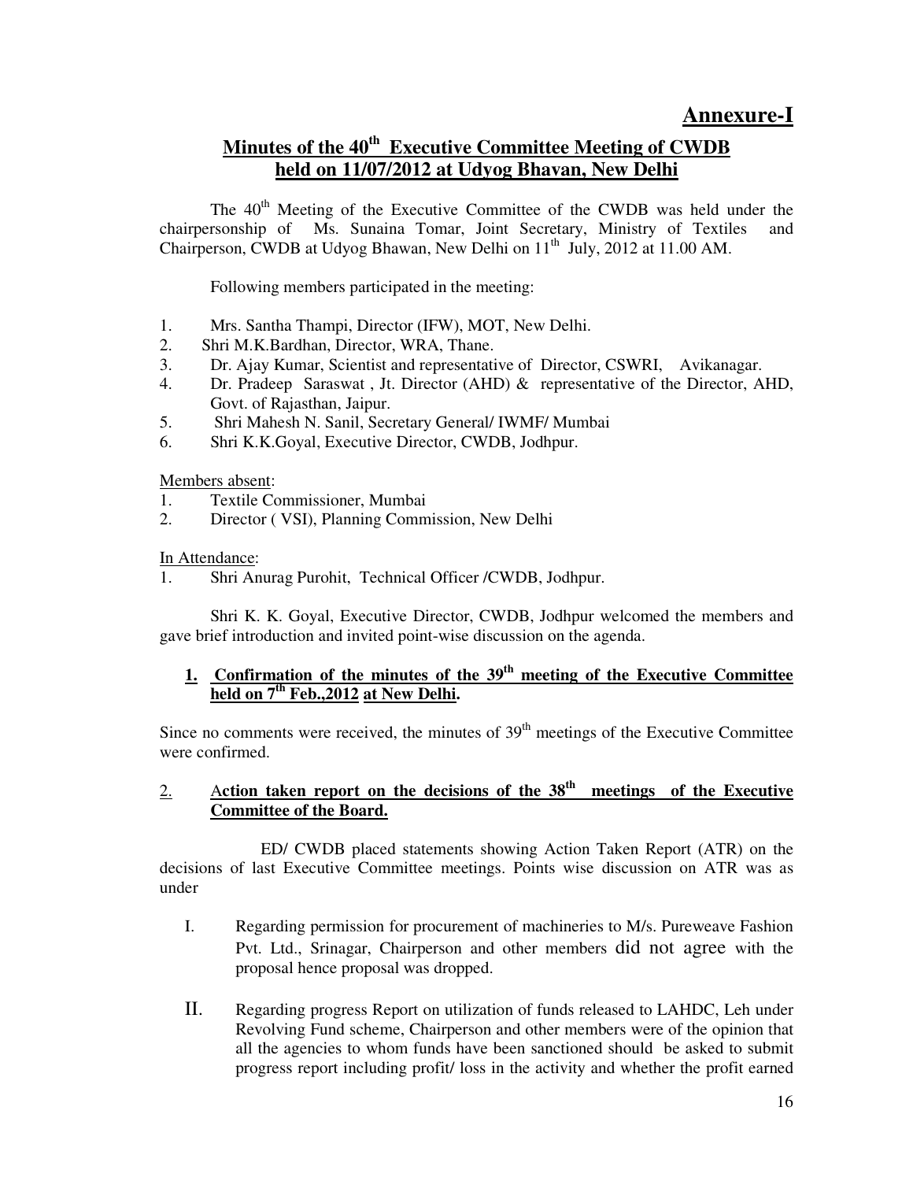## Annexure-I

## Minutes of the 40th Executive Committee Meeting of CWDB held on 11/07/2012 at Udyog Bhavan, New Delhi

The 40th Meeting of the Executive Committee of the CWDB was held under the chairpersonship of Ms. Sunaina Tomar, Joint Secretary, Ministry of Textiles and Chairperson, CWDB at Udyog Bhavan, New Delhi on 11th July, 2012 at 11.00 AM.

Following members participated in the meeting:

1. Mrs. Santha Thampi, Director (IFW), MOT, New Delhi.
2. Shri M.K.Bardhan, Director, WRA, Thane.
3. Dr. Ajay Kumar, Scientist and representative of Director, CSWRI, Avikanagar.
4. Dr. Pradeep Saraswat , Jt. Director (AHD) & representative of the Director, AHD, Govt. of Rajasthan, Jaipur.
5. Shri Mahesh N. Sanil, Secretary General/ IWMF/ Mumbai
6. Shri K.K.Goyal, Executive Director, CWDB, Jodhpur.

Members absent:

1. Textile Commissioner, Mumbai
2. Director ( VSI), Planning Commission, New Delhi

In Attendance:

1. Shri Anurag Purohit, Technical Officer /CWDB, Jodhpur.

Shri K. K. Goyal, Executive Director, CWDB, Jodhpur welcomed the members and gave brief introduction and invited point-wise discussion on the agenda.

### 1. Confirmation of the minutes of the 39th meeting of the Executive Committee held on 7th Feb.,2012 at New Delhi.

Since no comments were received, the minutes of 39th meetings of the Executive Committee were confirmed.

### 2. Action taken report on the decisions of the 38th meetings of the Executive Committee of the Board.

ED/ CWDB placed statements showing Action Taken Report (ATR) on the decisions of last Executive Committee meetings. Points wise discussion on ATR was as under

I. Regarding permission for procurement of machineries to M/s. Pureweave Fashion Pvt. Ltd., Srinagar, Chairperson and other members did not agree with the proposal hence proposal was dropped.

II. Regarding progress Report on utilization of funds released to LAHDC, Leh under Revolving Fund scheme, Chairperson and other members were of the opinion that all the agencies to whom funds have been sanctioned should be asked to submit progress report including profit/ loss in the activity and whether the profit earned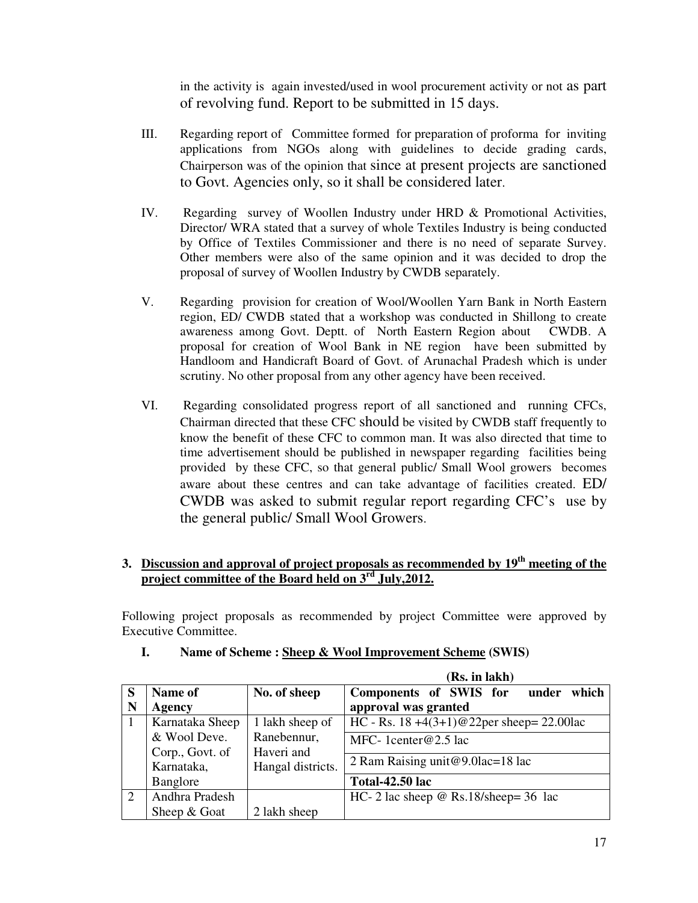in the activity is again invested/used in wool procurement activity or not as part of revolving fund. Report to be submitted in 15 days.

III. Regarding report of Committee formed for preparation of proforma for inviting applications from NGOs along with guidelines to decide grading cards, Chairperson was of the opinion that since at present projects are sanctioned to Govt. Agencies only, so it shall be considered later.

IV. Regarding survey of Woollen Industry under HRD & Promotional Activities, Director/ WRA stated that a survey of whole Textiles Industry is being conducted by Office of Textiles Commissioner and there is no need of separate Survey. Other members were also of the same opinion and it was decided to drop the proposal of survey of Woollen Industry by CWDB separately.

V. Regarding provision for creation of Wool/Woollen Yarn Bank in North Eastern region, ED/ CWDB stated that a workshop was conducted in Shillong to create awareness among Govt. Deptt. of North Eastern Region about CWDB. A proposal for creation of Wool Bank in NE region have been submitted by Handloom and Handicraft Board of Govt. of Arunachal Pradesh which is under scrutiny. No other proposal from any other agency have been received.

VI. Regarding consolidated progress report of all sanctioned and running CFCs, Chairman directed that these CFC should be visited by CWDB staff frequently to know the benefit of these CFC to common man. It was also directed that time to time advertisement should be published in newspaper regarding facilities being provided by these CFC, so that general public/ Small Wool growers becomes aware about these centres and can take advantage of facilities created. ED/ CWDB was asked to submit regular report regarding CFC's use by the general public/ Small Wool Growers.

## 3. Discussion and approval of project proposals as recommended by 19th meeting of the project committee of the Board held on 3rd July,2012.

Following project proposals as recommended by project Committee were approved by Executive Committee.

### I. Name of Scheme : Sheep & Wool Improvement Scheme (SWIS)

(Rs. in lakh)

| SN | Name of Agency | No. of sheep | Components of SWIS for under which approval was granted |
|---|---|---|---|
| 1 | Karnataka Sheep & Wool Deve. Corp., Govt. of Karnataka, Banglore | 1 lakh sheep of Ranebennur, Haveri and Hangal districts. | HC - Rs. 18 +4(3+1)@22per sheep= 22.00lac |
| | | | MFC- 1center@2.5 lac |
| | | | 2 Ram Raising unit@9.0lac=18 lac |
| | | | **Total-42.50 lac** |
| 2 | Andhra Pradesh Sheep & Goat | 2 lakh sheep | HC- 2 lac sheep @ Rs.18/sheep= 36 lac |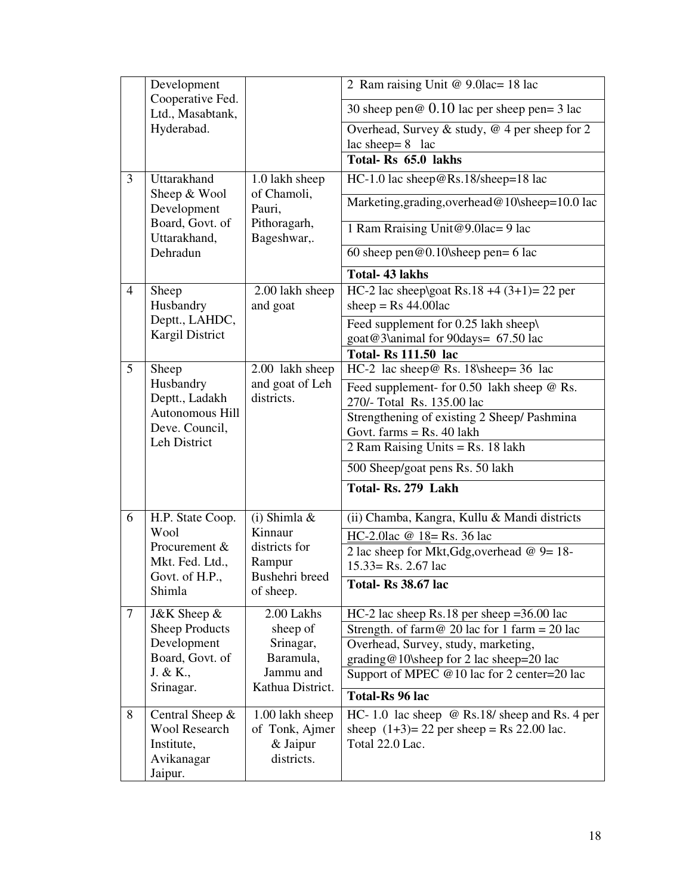| | | | |
|---|---|---|---|
| | Development Cooperative Fed. Ltd., Masabtank, Hyderabad. | | 2 Ram raising Unit @ 9.0lac= 18 lac |
| | | | 30 sheep pen@ 0.10 lac per sheep pen= 3 lac |
| | | | Overhead, Survey & study, @ 4 per sheep for 2 lac sheep= 8 lac |
| | | | **Total- Rs 65.0 lakhs** |
| 3 | Uttarakhand Sheep & Wool Development Board, Govt. of Uttarakhand, Dehradun | 1.0 lakh sheep of Chamoli, Pauri, Pithoragarh, Bageshwar,. | HC-1.0 lac sheep@Rs.18/sheep=18 lac |
| | | | Marketing,grading,overhead@10\sheep=10.0 lac |
| | | | 1 Ram Rraising Unit@9.0lac= 9 lac |
| | | | 60 sheep pen@0.10\sheep pen= 6 lac |
| | | | **Total- 43 lakhs** |
| 4 | Sheep Husbandry Deptt., LAHDC, Kargil District | 2.00 lakh sheep and goat | HC-2 lac sheep\goat Rs.18 +4 (3+1)= 22 per sheep = Rs 44.00lac |
| | | | Feed supplement for 0.25 lakh sheep\ goat@3\animal for 90days= 67.50 lac |
| | | | **Total- Rs 111.50 lac** |
| 5 | Sheep Husbandry Deptt., Ladakh Autonomous Hill Deve. Council, Leh District | 2.00 lakh sheep and goat of Leh districts. | HC-2 lac sheep@ Rs. 18\sheep= 36 lac |
| | | | Feed supplement- for 0.50 lakh sheep @ Rs. 270/- Total Rs. 135.00 lac |
| | | | Strengthening of existing 2 Sheep/ Pashmina Govt. farms = Rs. 40 lakh |
| | | | 2 Ram Raising Units = Rs. 18 lakh |
| | | | 500 Sheep/goat pens Rs. 50 lakh |
| | | | **Total- Rs. 279 Lakh** |
| 6 | H.P. State Coop. Wool Procurement & Mkt. Fed. Ltd., Govt. of H.P., Shimla | (i) Shimla & Kinnaur districts for Rampur Bushehri breed of sheep. | (ii) Chamba, Kangra, Kullu & Mandi districts |
| | | | HC-2.0lac @ 18= Rs. 36 lac |
| | | | 2 lac sheep for Mkt,Gdg,overhead @ 9= 18-15.33= Rs. 2.67 lac |
| | | | **Total- Rs 38.67 lac** |
| 7 | J&K Sheep & Sheep Products Development Board, Govt. of J. & K., Srinagar. | 2.00 Lakhs sheep of Srinagar, Baramula, Jammu and Kathua District. | HC-2 lac sheep Rs.18 per sheep =36.00 lac |
| | | | Strength. of farm@ 20 lac for 1 farm = 20 lac |
| | | | Overhead, Survey, study, marketing, grading@10\sheep for 2 lac sheep=20 lac |
| | | | Support of MPEC @10 lac for 2 center=20 lac |
| | | | **Total-Rs 96 lac** |
| 8 | Central Sheep & Wool Research Institute, Avikanagar Jaipur. | 1.00 lakh sheep of Tonk, Ajmer & Jaipur districts. | HC- 1.0 lac sheep @ Rs.18/ sheep and Rs. 4 per sheep (1+3)= 22 per sheep = Rs 22.00 lac. Total 22.0 Lac. |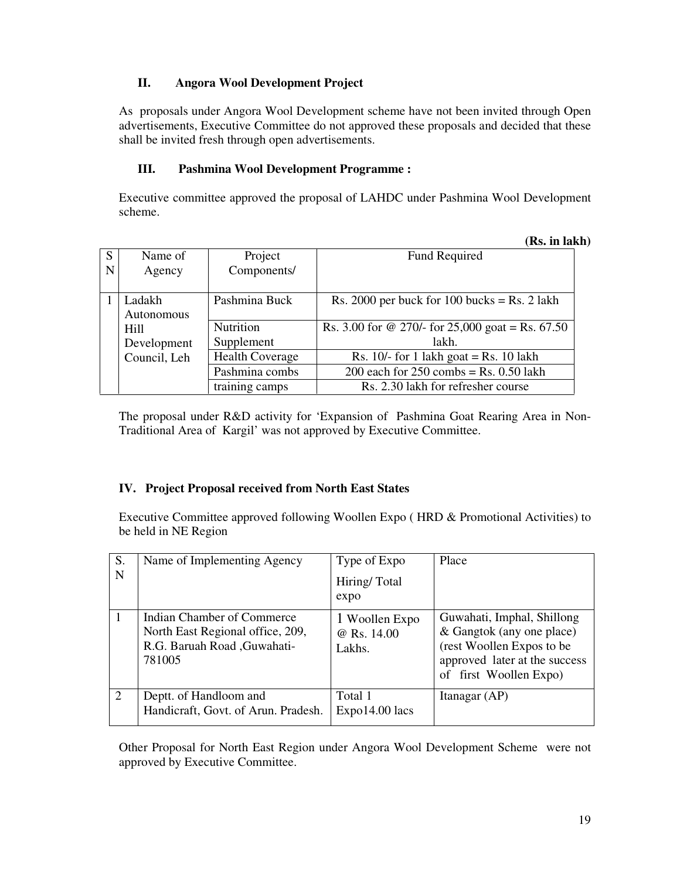### II. Angora Wool Development Project

As proposals under Angora Wool Development scheme have not been invited through Open advertisements, Executive Committee do not approved these proposals and decided that these shall be invited fresh through open advertisements.

### III. Pashmina Wool Development Programme :

Executive committee approved the proposal of LAHDC under Pashmina Wool Development scheme.

**(Rs. in lakh)**

| SN | Name of Agency | Project Components/ | Fund Required |
|---|---|---|---|
| 1 | Ladakh Autonomous Hill Development Council, Leh | Pashmina Buck | Rs. 2000 per buck for 100 bucks = Rs. 2 lakh |
| | | Nutrition Supplement | Rs. 3.00 for @ 270/- for 25,000 goat = Rs. 67.50 lakh. |
| | | Health Coverage | Rs. 10/- for 1 lakh goat = Rs. 10 lakh |
| | | Pashmina combs | 200 each for 250 combs = Rs. 0.50 lakh |
| | | training camps | Rs. 2.30 lakh for refresher course |

The proposal under R&D activity for 'Expansion of Pashmina Goat Rearing Area in Non-Traditional Area of Kargil' was not approved by Executive Committee.

### IV. Project Proposal received from North East States

Executive Committee approved following Woollen Expo ( HRD & Promotional Activities) to be held in NE Region

| S. N | Name of Implementing Agency | Type of Expo Hiring/ Total expo | Place |
|---|---|---|---|
| 1 | Indian Chamber of Commerce North East Regional office, 209, R.G. Baruah Road ,Guwahati-781005 | 1 Woollen Expo @ Rs. 14.00 Lakhs. | Guwahati, Imphal, Shillong & Gangtok (any one place) (rest Woollen Expos to be approved later at the success of first Woollen Expo) |
| 2 | Deptt. of Handloom and Handicraft, Govt. of Arun. Pradesh. | Total 1 Expo14.00 lacs | Itanagar (AP) |

Other Proposal for North East Region under Angora Wool Development Scheme were not approved by Executive Committee.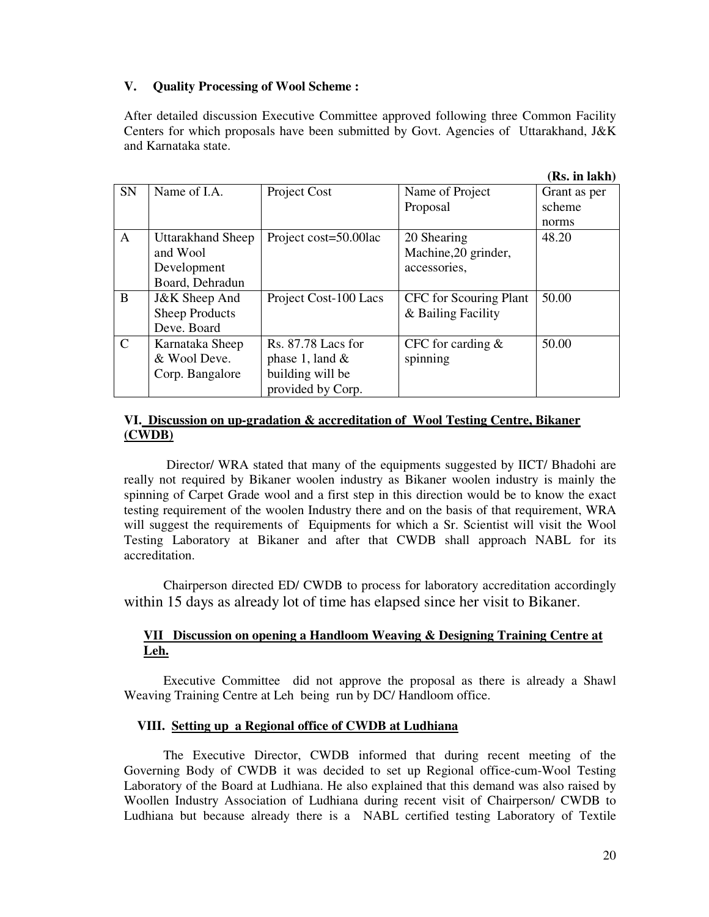### V. Quality Processing of Wool Scheme :

After detailed discussion Executive Committee approved following three Common Facility Centers for which proposals have been submitted by Govt. Agencies of Uttarakhand, J&K and Karnataka state.

**(Rs. in lakh)**

| SN | Name of I.A. | Project Cost | Name of Project Proposal | Grant as per scheme norms |
|---|---|---|---|---|
| A | Uttarakhand Sheep and Wool Development Board, Dehradun | Project cost=50.00lac | 20 Shearing Machine,20 grinder, accessories, | 48.20 |
| B | J&K Sheep And Sheep Products Deve. Board | Project Cost-100 Lacs | CFC for Scouring Plant & Bailing Facility | 50.00 |
| C | Karnataka Sheep & Wool Deve. Corp. Bangalore | Rs. 87.78 Lacs for phase 1, land & building will be provided by Corp. | CFC for carding & spinning | 50.00 |

### VI. Discussion on up-gradation & accreditation of Wool Testing Centre, Bikaner (CWDB)

Director/ WRA stated that many of the equipments suggested by IICT/ Bhadohi are really not required by Bikaner woolen industry as Bikaner woolen industry is mainly the spinning of Carpet Grade wool and a first step in this direction would be to know the exact testing requirement of the woolen Industry there and on the basis of that requirement, WRA will suggest the requirements of Equipments for which a Sr. Scientist will visit the Wool Testing Laboratory at Bikaner and after that CWDB shall approach NABL for its accreditation.

Chairperson directed ED/ CWDB to process for laboratory accreditation accordingly within 15 days as already lot of time has elapsed since her visit to Bikaner.

### VII Discussion on opening a Handloom Weaving & Designing Training Centre at Leh.

Executive Committee did not approve the proposal as there is already a Shawl Weaving Training Centre at Leh being run by DC/ Handloom office.

### VIII. Setting up a Regional office of CWDB at Ludhiana

The Executive Director, CWDB informed that during recent meeting of the Governing Body of CWDB it was decided to set up Regional office-cum-Wool Testing Laboratory of the Board at Ludhiana. He also explained that this demand was also raised by Woollen Industry Association of Ludhiana during recent visit of Chairperson/ CWDB to Ludhiana but because already there is a NABL certified testing Laboratory of Textile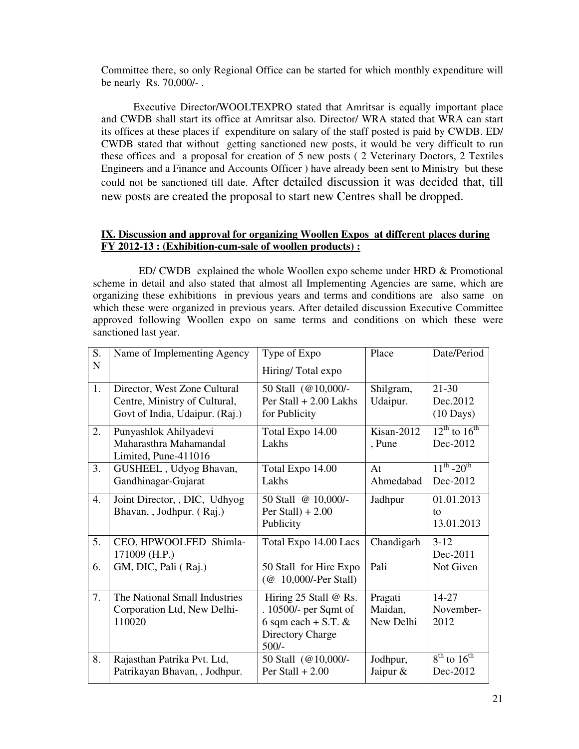Committee there, so only Regional Office can be started for which monthly expenditure will be nearly Rs. 70,000/- .

Executive Director/WOOLTEXPRO stated that Amritsar is equally important place and CWDB shall start its office at Amritsar also. Director/ WRA stated that WRA can start its offices at these places if expenditure on salary of the staff posted is paid by CWDB. ED/ CWDB stated that without getting sanctioned new posts, it would be very difficult to run these offices and a proposal for creation of 5 new posts ( 2 Veterinary Doctors, 2 Textiles Engineers and a Finance and Accounts Officer ) have already been sent to Ministry but these could not be sanctioned till date. After detailed discussion it was decided that, till new posts are created the proposal to start new Centres shall be dropped.

**IX. Discussion and approval for organizing Woollen Expos at different places during FY 2012-13 : (Exhibition-cum-sale of woollen products) :**

ED/ CWDB explained the whole Woollen expo scheme under HRD & Promotional scheme in detail and also stated that almost all Implementing Agencies are same, which are organizing these exhibitions in previous years and terms and conditions are also same on which these were organized in previous years. After detailed discussion Executive Committee approved following Woollen expo on same terms and conditions on which these were sanctioned last year.

| S. N | Name of Implementing Agency | Type of Expo Hiring/ Total expo | Place | Date/Period |
|---|---|---|---|---|
| 1. | Director, West Zone Cultural Centre, Ministry of Cultural, Govt of India, Udaipur. (Raj.) | 50 Stall (@10,000/- Per Stall + 2.00 Lakhs for Publicity | Shilgram, Udaipur. | 21-30 Dec.2012 (10 Days) |
| 2. | Punyashlok Ahilyadevi Maharasthra Mahamandal Limited, Pune-411016 | Total Expo 14.00 Lakhs | Kisan-2012 , Pune | 12th to 16th Dec-2012 |
| 3. | GUSHEEL , Udyog Bhavan, Gandhinagar-Gujarat | Total Expo 14.00 Lakhs | At Ahmedabad | 11th -20th Dec-2012 |
| 4. | Joint Director, , DIC, Udhyog Bhavan, , Jodhpur. ( Raj.) | 50 Stall @ 10,000/- Per Stall) + 2.00 Publicity | Jadhpur | 01.01.2013 to 13.01.2013 |
| 5. | CEO, HPWOOLFED Shimla-171009 (H.P.) | Total Expo 14.00 Lacs | Chandigarh | 3-12 Dec-2011 |
| 6. | GM, DIC, Pali ( Raj.) | 50 Stall for Hire Expo (@ 10,000/-Per Stall) | Pali | Not Given |
| 7. | The National Small Industries Corporation Ltd, New Delhi-110020 | Hiring 25 Stall @ Rs. . 10500/- per Sqmt of 6 sqm each + S.T. & Directory Charge 500/- | Pragati Maidan, New Delhi | 14-27 November-2012 |
| 8. | Rajasthan Patrika Pvt. Ltd, Patrikayan Bhavan, , Jodhpur. | 50 Stall (@10,000/- Per Stall + 2.00 | Jodhpur, Jaipur & | 8th to 16th Dec-2012 |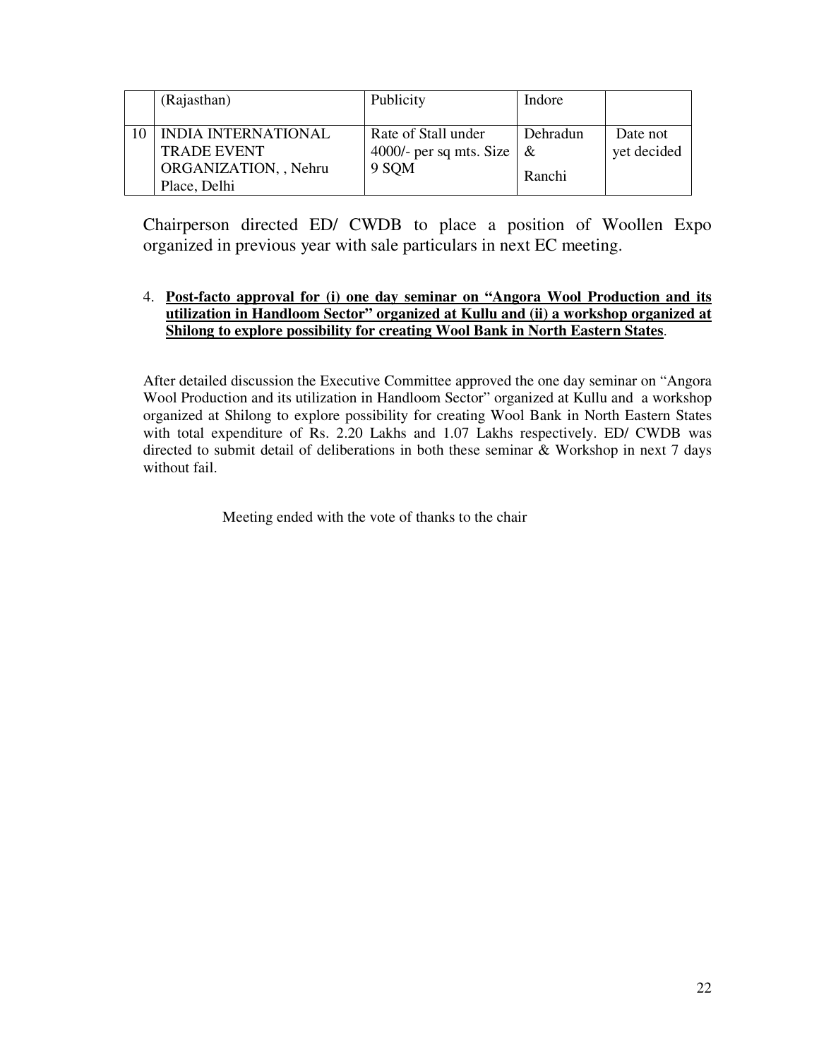|  | (Rajasthan) | Publicity | Indore |  |
|---|---|---|---|---|
| 10 | INDIA INTERNATIONAL TRADE EVENT ORGANIZATION, , Nehru Place, Delhi | Rate of Stall under 4000/- per sq mts. Size 9 SQM | Dehradun & Ranchi | Date not yet decided |

Chairperson directed ED/ CWDB to place a position of Woollen Expo organized in previous year with sale particulars in next EC meeting.

4. **Post-facto approval for (i) one day seminar on "Angora Wool Production and its utilization in Handloom Sector" organized at Kullu and (ii) a workshop organized at Shilong to explore possibility for creating Wool Bank in North Eastern States**.

After detailed discussion the Executive Committee approved the one day seminar on "Angora Wool Production and its utilization in Handloom Sector" organized at Kullu and a workshop organized at Shilong to explore possibility for creating Wool Bank in North Eastern States with total expenditure of Rs. 2.20 Lakhs and 1.07 Lakhs respectively. ED/ CWDB was directed to submit detail of deliberations in both these seminar & Workshop in next 7 days without fail.

Meeting ended with the vote of thanks to the chair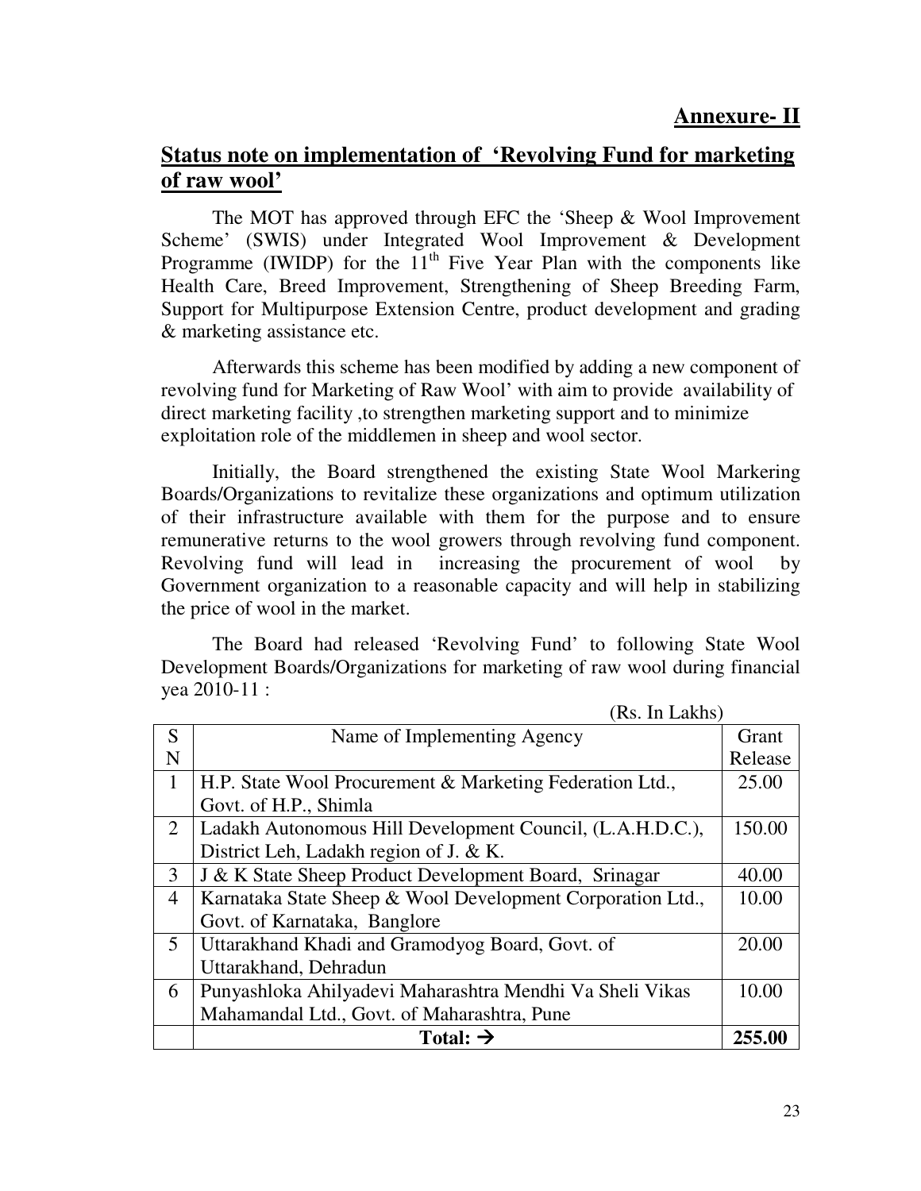**Annexure- II**

## Status note on implementation of 'Revolving Fund for marketing of raw wool'

The MOT has approved through EFC the 'Sheep & Wool Improvement Scheme' (SWIS) under Integrated Wool Improvement & Development Programme (IWIDP) for the 11th Five Year Plan with the components like Health Care, Breed Improvement, Strengthening of Sheep Breeding Farm, Support for Multipurpose Extension Centre, product development and grading & marketing assistance etc.

Afterwards this scheme has been modified by adding a new component of revolving fund for Marketing of Raw Wool' with aim to provide availability of direct marketing facility ,to strengthen marketing support and to minimize exploitation role of the middlemen in sheep and wool sector.

Initially, the Board strengthened the existing State Wool Markering Boards/Organizations to revitalize these organizations and optimum utilization of their infrastructure available with them for the purpose and to ensure remunerative returns to the wool growers through revolving fund component. Revolving fund will lead in increasing the procurement of wool by Government organization to a reasonable capacity and will help in stabilizing the price of wool in the market.

The Board had released 'Revolving Fund' to following State Wool Development Boards/Organizations for marketing of raw wool during financial yea 2010-11 :

(Rs. In Lakhs)

| SN | Name of Implementing Agency | Grant Release |
|---|---|---|
| 1 | H.P. State Wool Procurement & Marketing Federation Ltd., Govt. of H.P., Shimla | 25.00 |
| 2 | Ladakh Autonomous Hill Development Council, (L.A.H.D.C.), District Leh, Ladakh region of J. & K. | 150.00 |
| 3 | J & K State Sheep Product Development Board, Srinagar | 40.00 |
| 4 | Karnataka State Sheep & Wool Development Corporation Ltd., Govt. of Karnataka, Banglore | 10.00 |
| 5 | Uttarakhand Khadi and Gramodyog Board, Govt. of Uttarakhand, Dehradun | 20.00 |
| 6 | Punyashloka Ahilyadevi Maharashtra Mendhi Va Sheli Vikas Mahamandal Ltd., Govt. of Maharashtra, Pune | 10.00 |
| | **Total: →** | **255.00** |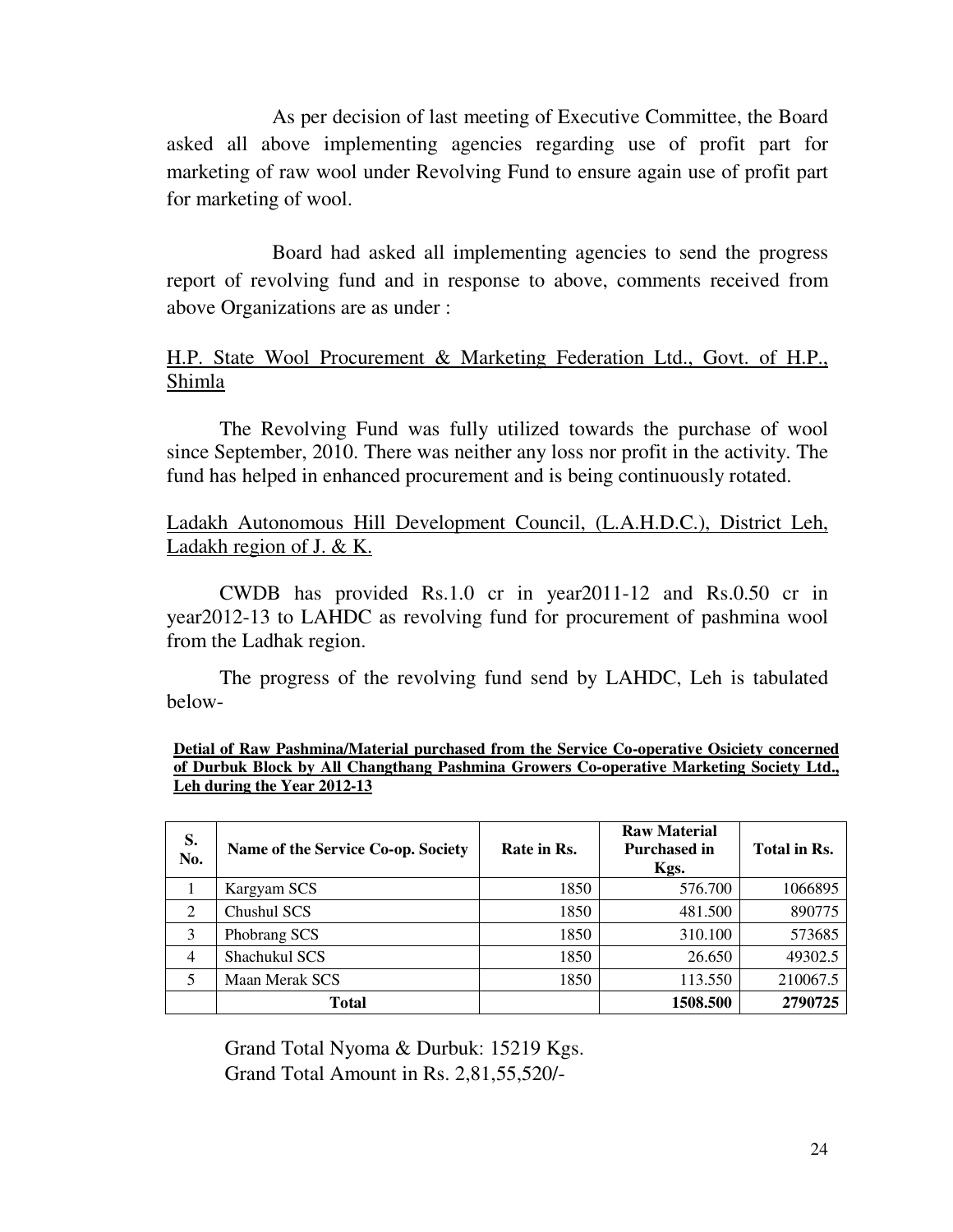As per decision of last meeting of Executive Committee, the Board asked all above implementing agencies regarding use of profit part for marketing of raw wool under Revolving Fund to ensure again use of profit part for marketing of wool.

Board had asked all implementing agencies to send the progress report of revolving fund and in response to above, comments received from above Organizations are as under :

<u>H.P. State Wool Procurement & Marketing Federation Ltd., Govt. of H.P., Shimla</u>

The Revolving Fund was fully utilized towards the purchase of wool since September, 2010. There was neither any loss nor profit in the activity. The fund has helped in enhanced procurement and is being continuously rotated.

<u>Ladakh Autonomous Hill Development Council, (L.A.H.D.C.), District Leh, Ladakh region of J. & K.</u>

CWDB has provided Rs.1.0 cr in year2011-12 and Rs.0.50 cr in year2012-13 to LAHDC as revolving fund for procurement of pashmina wool from the Ladhak region.

The progress of the revolving fund send by LAHDC, Leh is tabulated below-

**<u>Detial of Raw Pashmina/Material purchased from the Service Co-operative Osiciety concerned of Durbuk Block by All Changthang Pashmina Growers Co-operative Marketing Society Ltd., Leh during the Year 2012-13</u>**

| S. No. | Name of the Service Co-op. Society | Rate in Rs. | Raw Material Purchased in Kgs. | Total in Rs. |
|---|---|---|---|---|
| 1 | Kargyam SCS | 1850 | 576.700 | 1066895 |
| 2 | Chushul SCS | 1850 | 481.500 | 890775 |
| 3 | Phobrang SCS | 1850 | 310.100 | 573685 |
| 4 | Shachukul SCS | 1850 | 26.650 | 49302.5 |
| 5 | Maan Merak SCS | 1850 | 113.550 | 210067.5 |
| | **Total** | | **1508.500** | **2790725** |

Grand Total Nyoma & Durbuk: 15219 Kgs.
Grand Total Amount in Rs. 2,81,55,520/-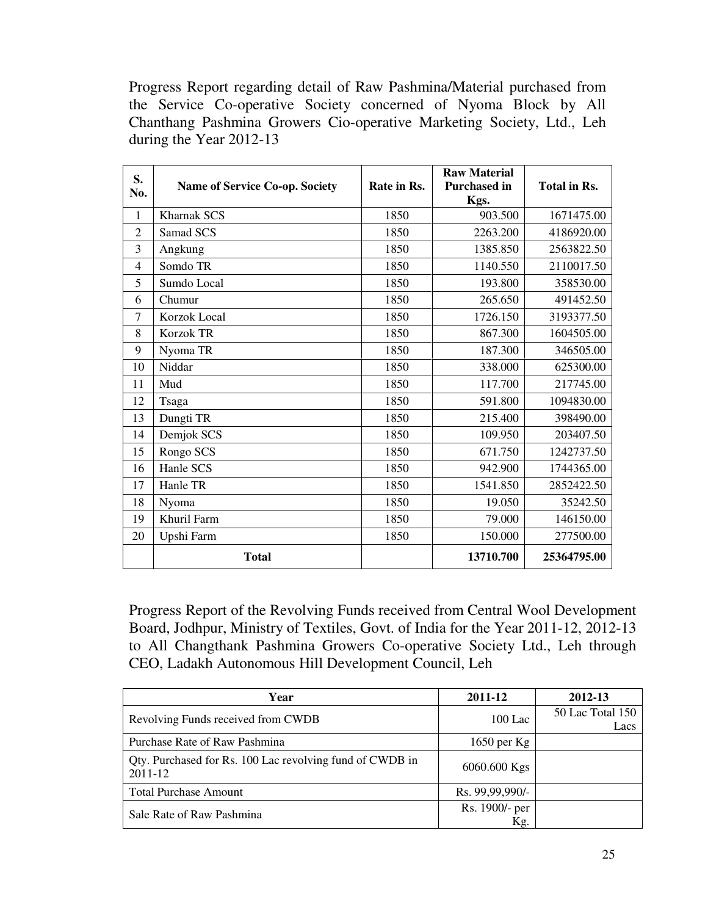Progress Report regarding detail of Raw Pashmina/Material purchased from the Service Co-operative Society concerned of Nyoma Block by All Chanthang Pashmina Growers Cio-operative Marketing Society, Ltd., Leh during the Year 2012-13

| S. No. | Name of Service Co-op. Society | Rate in Rs. | Raw Material Purchased in Kgs. | Total in Rs. |
|---|---|---|---|---|
| 1 | Kharnak SCS | 1850 | 903.500 | 1671475.00 |
| 2 | Samad SCS | 1850 | 2263.200 | 4186920.00 |
| 3 | Angkung | 1850 | 1385.850 | 2563822.50 |
| 4 | Somdo TR | 1850 | 1140.550 | 2110017.50 |
| 5 | Sumdo Local | 1850 | 193.800 | 358530.00 |
| 6 | Chumur | 1850 | 265.650 | 491452.50 |
| 7 | Korzok Local | 1850 | 1726.150 | 3193377.50 |
| 8 | Korzok TR | 1850 | 867.300 | 1604505.00 |
| 9 | Nyoma TR | 1850 | 187.300 | 346505.00 |
| 10 | Niddar | 1850 | 338.000 | 625300.00 |
| 11 | Mud | 1850 | 117.700 | 217745.00 |
| 12 | Tsaga | 1850 | 591.800 | 1094830.00 |
| 13 | Dungti TR | 1850 | 215.400 | 398490.00 |
| 14 | Demjok SCS | 1850 | 109.950 | 203407.50 |
| 15 | Rongo SCS | 1850 | 671.750 | 1242737.50 |
| 16 | Hanle SCS | 1850 | 942.900 | 1744365.00 |
| 17 | Hanle TR | 1850 | 1541.850 | 2852422.50 |
| 18 | Nyoma | 1850 | 19.050 | 35242.50 |
| 19 | Khuril Farm | 1850 | 79.000 | 146150.00 |
| 20 | Upshi Farm | 1850 | 150.000 | 277500.00 |
| | **Total** | | **13710.700** | **25364795.00** |

Progress Report of the Revolving Funds received from Central Wool Development Board, Jodhpur, Ministry of Textiles, Govt. of India for the Year 2011-12, 2012-13 to All Changthank Pashmina Growers Co-operative Society Ltd., Leh through CEO, Ladakh Autonomous Hill Development Council, Leh

| Year | 2011-12 | 2012-13 |
|---|---|---|
| Revolving Funds received from CWDB | 100 Lac | 50 Lac Total 150 Lacs |
| Purchase Rate of Raw Pashmina | 1650 per Kg | |
| Qty. Purchased for Rs. 100 Lac revolving fund of CWDB in 2011-12 | 6060.600 Kgs | |
| Total Purchase Amount | Rs. 99,99,990/- | |
| Sale Rate of Raw Pashmina | Rs. 1900/- per Kg. | |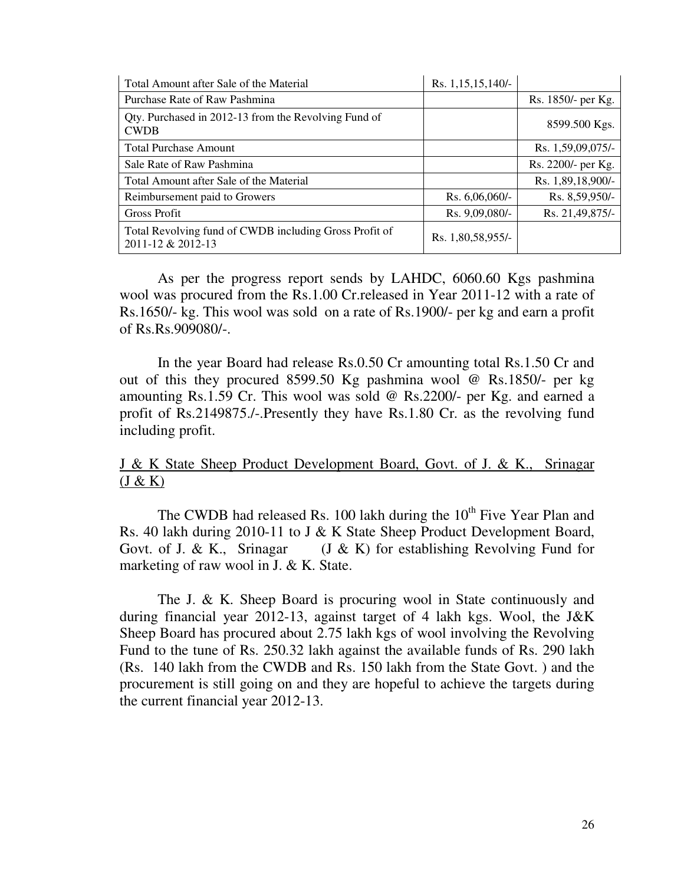| | | |
|---|---|---|
| Total Amount after Sale of the Material | Rs. 1,15,15,140/- | |
| Purchase Rate of Raw Pashmina | | Rs. 1850/- per Kg. |
| Qty. Purchased in 2012-13 from the Revolving Fund of CWDB | | 8599.500 Kgs. |
| Total Purchase Amount | | Rs. 1,59,09,075/- |
| Sale Rate of Raw Pashmina | | Rs. 2200/- per Kg. |
| Total Amount after Sale of the Material | | Rs. 1,89,18,900/- |
| Reimbursement paid to Growers | Rs. 6,06,060/- | Rs. 8,59,950/- |
| Gross Profit | Rs. 9,09,080/- | Rs. 21,49,875/- |
| Total Revolving fund of CWDB including Gross Profit of 2011-12 & 2012-13 | Rs. 1,80,58,955/- | |

As per the progress report sends by LAHDC, 6060.60 Kgs pashmina wool was procured from the Rs.1.00 Cr.released in Year 2011-12 with a rate of Rs.1650/- kg. This wool was sold on a rate of Rs.1900/- per kg and earn a profit of Rs.Rs.909080/-.

In the year Board had release Rs.0.50 Cr amounting total Rs.1.50 Cr and out of this they procured 8599.50 Kg pashmina wool @ Rs.1850/- per kg amounting Rs.1.59 Cr. This wool was sold @ Rs.2200/- per Kg. and earned a profit of Rs.2149875./-.Presently they have Rs.1.80 Cr. as the revolving fund including profit.

<u>J & K State Sheep Product Development Board, Govt. of J. & K., Srinagar (J & K)</u>

The CWDB had released Rs. 100 lakh during the 10th Five Year Plan and Rs. 40 lakh during 2010-11 to J & K State Sheep Product Development Board, Govt. of J. & K., Srinagar (J & K) for establishing Revolving Fund for marketing of raw wool in J. & K. State.

The J. & K. Sheep Board is procuring wool in State continuously and during financial year 2012-13, against target of 4 lakh kgs. Wool, the J&K Sheep Board has procured about 2.75 lakh kgs of wool involving the Revolving Fund to the tune of Rs. 250.32 lakh against the available funds of Rs. 290 lakh (Rs. 140 lakh from the CWDB and Rs. 150 lakh from the State Govt. ) and the procurement is still going on and they are hopeful to achieve the targets during the current financial year 2012-13.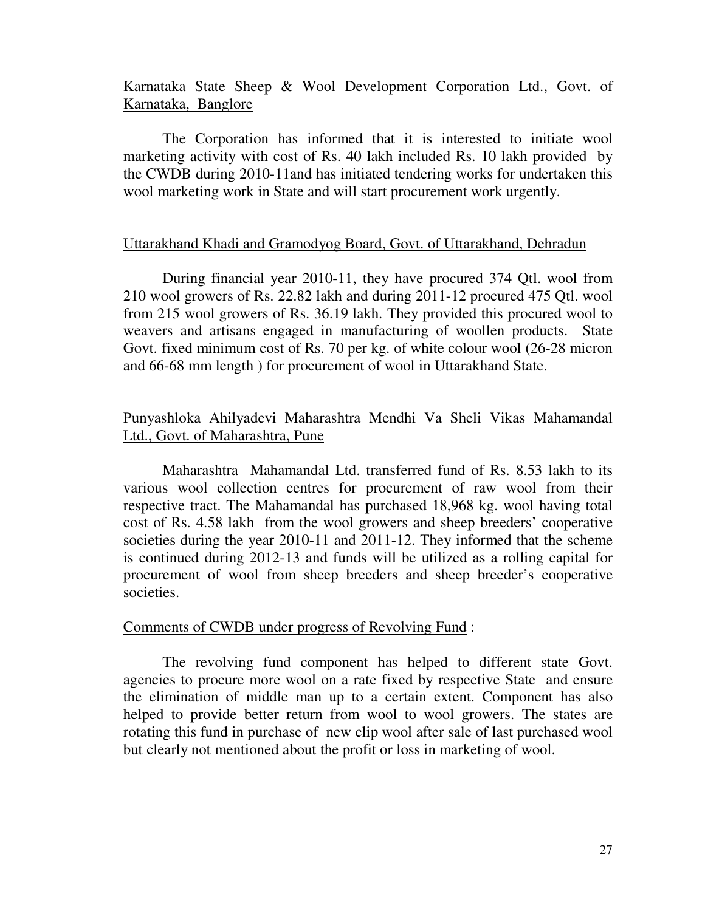<u>Karnataka State Sheep & Wool Development Corporation Ltd., Govt. of Karnataka, Banglore</u>

The Corporation has informed that it is interested to initiate wool marketing activity with cost of Rs. 40 lakh included Rs. 10 lakh provided by the CWDB during 2010-11and has initiated tendering works for undertaken this wool marketing work in State and will start procurement work urgently.

<u>Uttarakhand Khadi and Gramodyog Board, Govt. of Uttarakhand, Dehradun</u>

During financial year 2010-11, they have procured 374 Qtl. wool from 210 wool growers of Rs. 22.82 lakh and during 2011-12 procured 475 Qtl. wool from 215 wool growers of Rs. 36.19 lakh. They provided this procured wool to weavers and artisans engaged in manufacturing of woollen products. State Govt. fixed minimum cost of Rs. 70 per kg. of white colour wool (26-28 micron and 66-68 mm length ) for procurement of wool in Uttarakhand State.

<u>Punyashloka Ahilyadevi Maharashtra Mendhi Va Sheli Vikas Mahamandal Ltd., Govt. of Maharashtra, Pune</u>

Maharashtra Mahamandal Ltd. transferred fund of Rs. 8.53 lakh to its various wool collection centres for procurement of raw wool from their respective tract. The Mahamandal has purchased 18,968 kg. wool having total cost of Rs. 4.58 lakh from the wool growers and sheep breeders' cooperative societies during the year 2010-11 and 2011-12. They informed that the scheme is continued during 2012-13 and funds will be utilized as a rolling capital for procurement of wool from sheep breeders and sheep breeder's cooperative societies.

<u>Comments of CWDB under progress of Revolving Fund</u> :

The revolving fund component has helped to different state Govt. agencies to procure more wool on a rate fixed by respective State and ensure the elimination of middle man up to a certain extent. Component has also helped to provide better return from wool to wool growers. The states are rotating this fund in purchase of new clip wool after sale of last purchased wool but clearly not mentioned about the profit or loss in marketing of wool.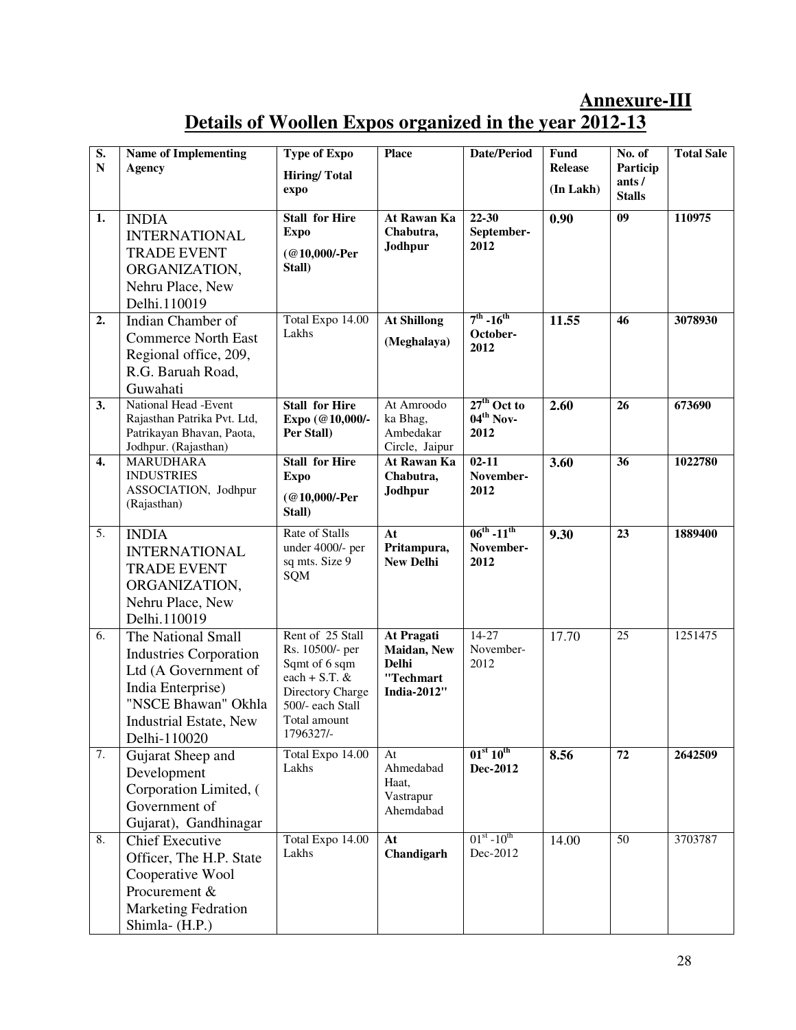## Annexure-III

## Details of Woollen Expos organized in the year 2012-13

| S. N | Name of Implementing Agency | Type of Expo Hiring/ Total expo | Place | Date/Period | Fund Release (In Lakh) | No. of Participants / Stalls | Total Sale |
|---|---|---|---|---|---|---|---|
| 1. | INDIA INTERNATIONAL TRADE EVENT ORGANIZATION, Nehru Place, New Delhi.110019 | **Stall for Hire Expo (@10,000/-Per Stall)** | **At Rawan Ka Chabutra, Jodhpur** | **22-30 September-2012** | **0.90** | **09** | **110975** |
| 2. | Indian Chamber of Commerce North East Regional office, 209, R.G. Baruah Road, Guwahati | Total Expo 14.00 Lakhs | **At Shillong (Meghalaya)** | **7th -16th October-2012** | **11.55** | **46** | **3078930** |
| 3. | National Head -Event Rajasthan Patrika Pvt. Ltd, Patrikayan Bhavan, Paota, Jodhpur. (Rajasthan) | **Stall for Hire Expo (@10,000/- Per Stall)** | At Amroodo ka Bhag, Ambedakar Circle, Jaipur | **27th Oct to 04th Nov-2012** | **2.60** | **26** | **673690** |
| 4. | MARUDHARA INDUSTRIES ASSOCIATION, Jodhpur (Rajasthan) | **Stall for Hire Expo (@10,000/-Per Stall)** | **At Rawan Ka Chabutra, Jodhpur** | **02-11 November-2012** | **3.60** | **36** | **1022780** |
| 5. | INDIA INTERNATIONAL TRADE EVENT ORGANIZATION, Nehru Place, New Delhi.110019 | Rate of Stalls under 4000/- per sq mts. Size 9 SQM | **At Pritampura, New Delhi** | **06th -11th November-2012** | **9.30** | **23** | **1889400** |
| 6. | The National Small Industries Corporation Ltd (A Government of India Enterprise) "NSCE Bhawan" Okhla Industrial Estate, New Delhi-110020 | Rent of 25 Stall Rs. 10500/- per Sqmt of 6 sqm each + S.T. & Directory Charge 500/- each Stall Total amount 1796327/- | **At Pragati Maidan, New Delhi "Techmart India-2012"** | 14-27 November-2012 | 17.70 | 25 | 1251475 |
| 7. | Gujarat Sheep and Development Corporation Limited, ( Government of Gujarat), Gandhinagar | Total Expo 14.00 Lakhs | At Ahmedabad Haat, Vastrapur Ahemdabad | **01st 10th Dec-2012** | **8.56** | **72** | **2642509** |
| 8. | Chief Executive Officer, The H.P. State Cooperative Wool Procurement & Marketing Fedration Shimla- (H.P.) | Total Expo 14.00 Lakhs | **At Chandigarh** | 01st -10th Dec-2012 | 14.00 | 50 | 3703787 |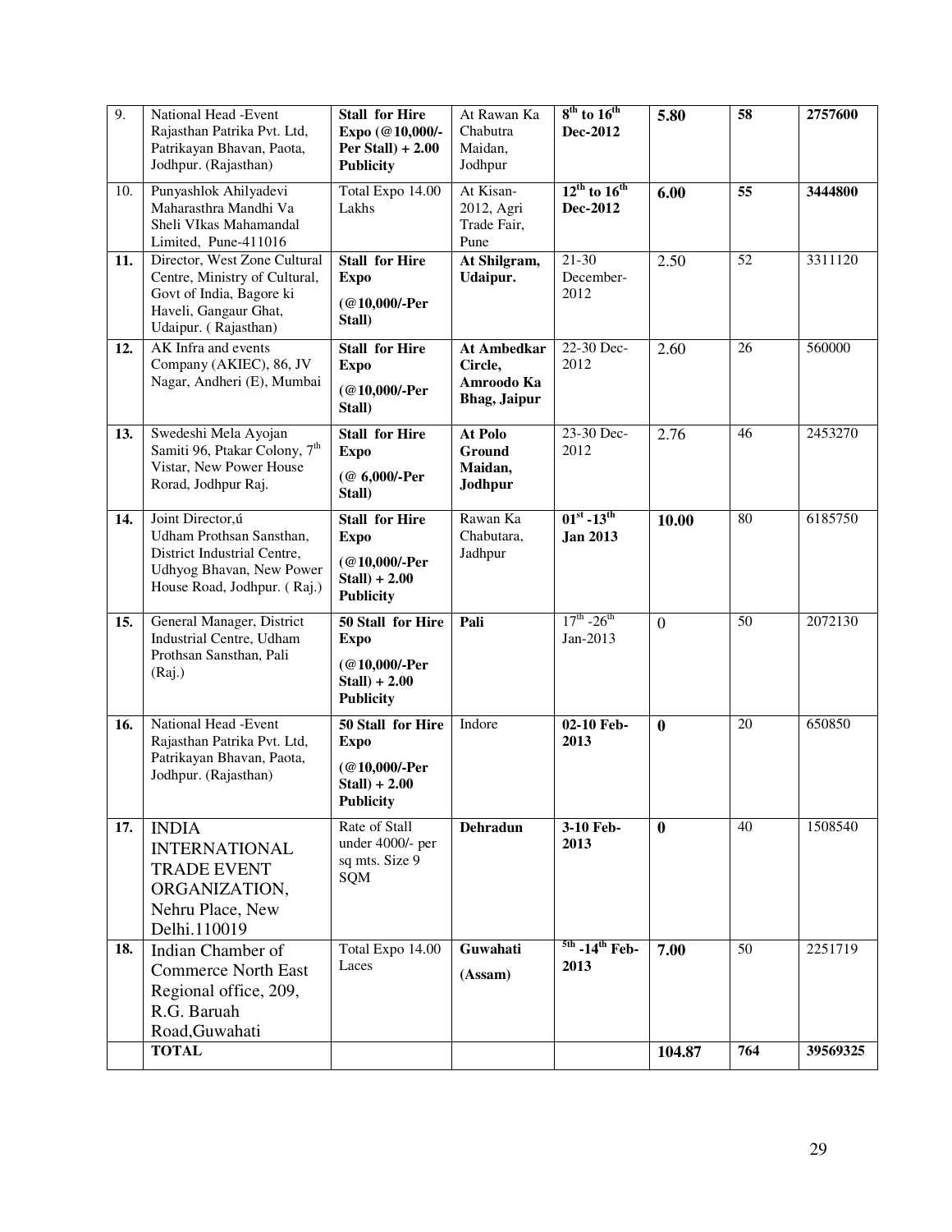| 9. | National Head -Event Rajasthan Patrika Pvt. Ltd, Patrikayan Bhavan, Paota, Jodhpur. (Rajasthan) | **Stall for Hire Expo (@10,000/- Per Stall) + 2.00 Publicity** | At Rawan Ka Chabutra Maidan, Jodhpur | **8th to 16th Dec-2012** | **5.80** | **58** | **2757600** |
|---|---|---|---|---|---|---|---|
| 10. | Punyashlok Ahilyadevi Maharasthra Mandhi Va Sheli VIkas Mahamandal Limited, Pune-411016 | Total Expo 14.00 Lakhs | At Kisan-2012, Agri Trade Fair, Pune | **12th to 16th Dec-2012** | **6.00** | **55** | **3444800** |
| **11.** | Director, West Zone Cultural Centre, Ministry of Cultural, Govt of India, Bagore ki Haveli, Gangaur Ghat, Udaipur. ( Rajasthan) | **Stall for Hire Expo (@10,000/-Per Stall)** | **At Shilgram, Udaipur.** | 21-30 December-2012 | 2.50 | 52 | 3311120 |
| **12.** | AK Infra and events Company (AKIEC), 86, JV Nagar, Andheri (E), Mumbai | **Stall for Hire Expo (@10,000/-Per Stall)** | **At Ambedkar Circle, Amroodo Ka Bhag, Jaipur** | 22-30 Dec-2012 | 2.60 | 26 | 560000 |
| **13.** | Swedeshi Mela Ayojan Samiti 96, Ptakar Colony, 7th Vistar, New Power House Rorad, Jodhpur Raj. | **Stall for Hire Expo (@ 6,000/-Per Stall)** | **At Polo Ground Maidan, Jodhpur** | 23-30 Dec-2012 | 2.76 | 46 | 2453270 |
| **14.** | Joint Director,ú Udham Prothsan Sansthan, District Industrial Centre, Udhyog Bhavan, New Power House Road, Jodhpur. ( Raj.) | **Stall for Hire Expo (@10,000/-Per Stall) + 2.00 Publicity** | Rawan Ka Chabutara, Jadhpur | **01st -13th Jan 2013** | **10.00** | 80 | 6185750 |
| **15.** | General Manager, District Industrial Centre, Udham Prothsan Sansthan, Pali (Raj.) | **50 Stall for Hire Expo (@10,000/-Per Stall) + 2.00 Publicity** | **Pali** | 17th -26th Jan-2013 | 0 | 50 | 2072130 |
| **16.** | National Head -Event Rajasthan Patrika Pvt. Ltd, Patrikayan Bhavan, Paota, Jodhpur. (Rajasthan) | **50 Stall for Hire Expo (@10,000/-Per Stall) + 2.00 Publicity** | Indore | **02-10 Feb-2013** | **0** | 20 | 650850 |
| **17.** | INDIA INTERNATIONAL TRADE EVENT ORGANIZATION, Nehru Place, New Delhi.110019 | Rate of Stall under 4000/- per sq mts. Size 9 SQM | **Dehradun** | **3-10 Feb-2013** | **0** | 40 | 1508540 |
| **18.** | Indian Chamber of Commerce North East Regional office, 209, R.G. Baruah Road,Guwahati | Total Expo 14.00 Laces | **Guwahati (Assam)** | **5th -14th Feb-2013** | **7.00** | 50 | 2251719 |
| | **TOTAL** | | | | **104.87** | **764** | **39569325** |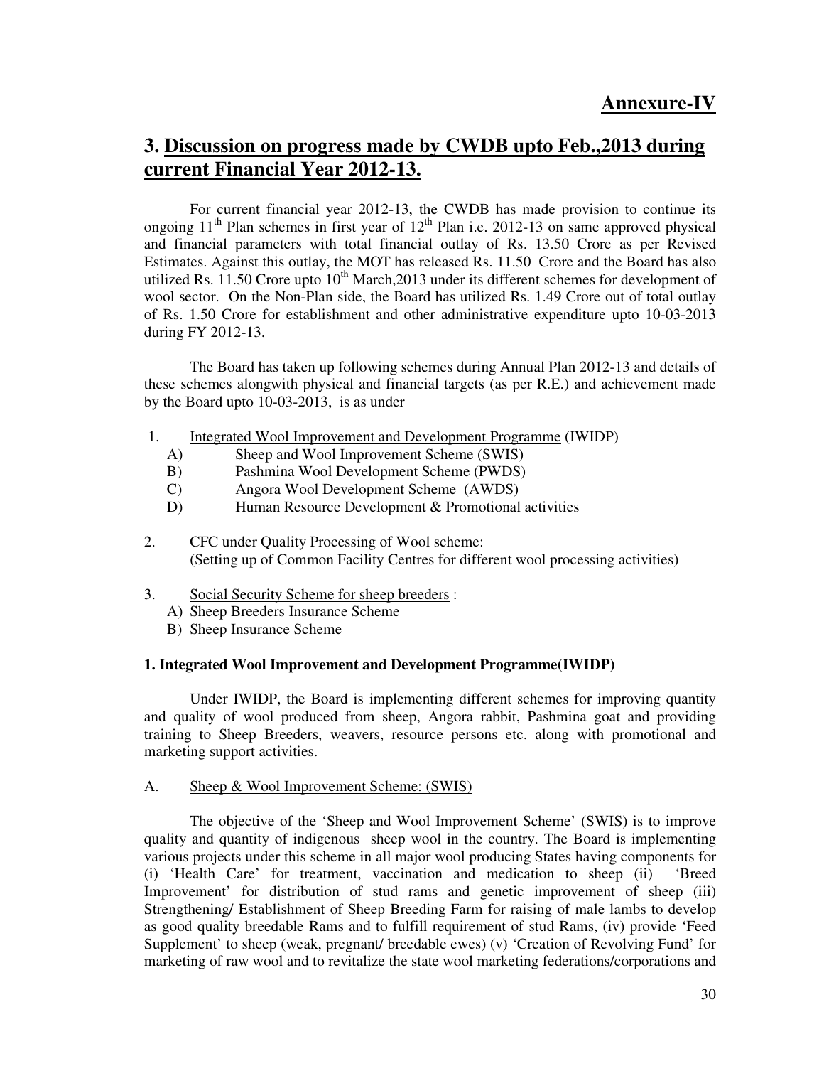# Annexure-IV

## 3. Discussion on progress made by CWDB upto Feb.,2013 during current Financial Year 2012-13.

For current financial year 2012-13, the CWDB has made provision to continue its ongoing 11th Plan schemes in first year of 12th Plan i.e. 2012-13 on same approved physical and financial parameters with total financial outlay of Rs. 13.50 Crore as per Revised Estimates. Against this outlay, the MOT has released Rs. 11.50 Crore and the Board has also utilized Rs. 11.50 Crore upto 10th March,2013 under its different schemes for development of wool sector. On the Non-Plan side, the Board has utilized Rs. 1.49 Crore out of total outlay of Rs. 1.50 Crore for establishment and other administrative expenditure upto 10-03-2013 during FY 2012-13.

The Board has taken up following schemes during Annual Plan 2012-13 and details of these schemes alongwith physical and financial targets (as per R.E.) and achievement made by the Board upto 10-03-2013, is as under

1. Integrated Wool Improvement and Development Programme (IWIDP)
   - A) Sheep and Wool Improvement Scheme (SWIS)
   - B) Pashmina Wool Development Scheme (PWDS)
   - C) Angora Wool Development Scheme (AWDS)
   - D) Human Resource Development & Promotional activities

2. CFC under Quality Processing of Wool scheme:
   (Setting up of Common Facility Centres for different wool processing activities)

3. Social Security Scheme for sheep breeders :
   - A) Sheep Breeders Insurance Scheme
   - B) Sheep Insurance Scheme

**1. Integrated Wool Improvement and Development Programme(IWIDP)**

Under IWIDP, the Board is implementing different schemes for improving quantity and quality of wool produced from sheep, Angora rabbit, Pashmina goat and providing training to Sheep Breeders, weavers, resource persons etc. along with promotional and marketing support activities.

A. Sheep & Wool Improvement Scheme: (SWIS)

The objective of the 'Sheep and Wool Improvement Scheme' (SWIS) is to improve quality and quantity of indigenous sheep wool in the country. The Board is implementing various projects under this scheme in all major wool producing States having components for (i) 'Health Care' for treatment, vaccination and medication to sheep (ii) 'Breed Improvement' for distribution of stud rams and genetic improvement of sheep (iii) Strengthening/ Establishment of Sheep Breeding Farm for raising of male lambs to develop as good quality breedable Rams and to fulfill requirement of stud Rams, (iv) provide 'Feed Supplement' to sheep (weak, pregnant/ breedable ewes) (v) 'Creation of Revolving Fund' for marketing of raw wool and to revitalize the state wool marketing federations/corporations and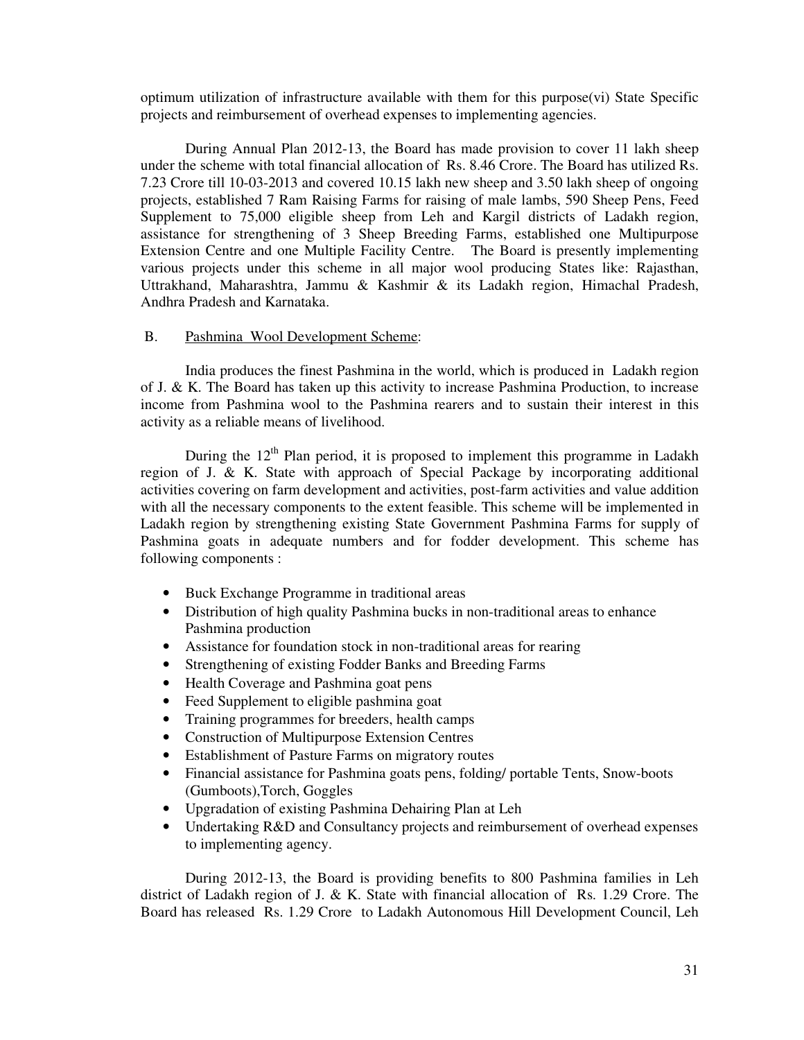optimum utilization of infrastructure available with them for this purpose(vi) State Specific projects and reimbursement of overhead expenses to implementing agencies.

During Annual Plan 2012-13, the Board has made provision to cover 11 lakh sheep under the scheme with total financial allocation of Rs. 8.46 Crore. The Board has utilized Rs. 7.23 Crore till 10-03-2013 and covered 10.15 lakh new sheep and 3.50 lakh sheep of ongoing projects, established 7 Ram Raising Farms for raising of male lambs, 590 Sheep Pens, Feed Supplement to 75,000 eligible sheep from Leh and Kargil districts of Ladakh region, assistance for strengthening of 3 Sheep Breeding Farms, established one Multipurpose Extension Centre and one Multiple Facility Centre. The Board is presently implementing various projects under this scheme in all major wool producing States like: Rajasthan, Uttrakhand, Maharashtra, Jammu & Kashmir & its Ladakh region, Himachal Pradesh, Andhra Pradesh and Karnataka.

B. Pashmina Wool Development Scheme:

India produces the finest Pashmina in the world, which is produced in Ladakh region of J. & K. The Board has taken up this activity to increase Pashmina Production, to increase income from Pashmina wool to the Pashmina rearers and to sustain their interest in this activity as a reliable means of livelihood.

During the 12th Plan period, it is proposed to implement this programme in Ladakh region of J. & K. State with approach of Special Package by incorporating additional activities covering on farm development and activities, post-farm activities and value addition with all the necessary components to the extent feasible. This scheme will be implemented in Ladakh region by strengthening existing State Government Pashmina Farms for supply of Pashmina goats in adequate numbers and for fodder development. This scheme has following components :

- Buck Exchange Programme in traditional areas
- Distribution of high quality Pashmina bucks in non-traditional areas to enhance Pashmina production
- Assistance for foundation stock in non-traditional areas for rearing
- Strengthening of existing Fodder Banks and Breeding Farms
- Health Coverage and Pashmina goat pens
- Feed Supplement to eligible pashmina goat
- Training programmes for breeders, health camps
- Construction of Multipurpose Extension Centres
- Establishment of Pasture Farms on migratory routes
- Financial assistance for Pashmina goats pens, folding/ portable Tents, Snow-boots (Gumboots),Torch, Goggles
- Upgradation of existing Pashmina Dehairing Plan at Leh
- Undertaking R&D and Consultancy projects and reimbursement of overhead expenses to implementing agency.

During 2012-13, the Board is providing benefits to 800 Pashmina families in Leh district of Ladakh region of J. & K. State with financial allocation of Rs. 1.29 Crore. The Board has released Rs. 1.29 Crore to Ladakh Autonomous Hill Development Council, Leh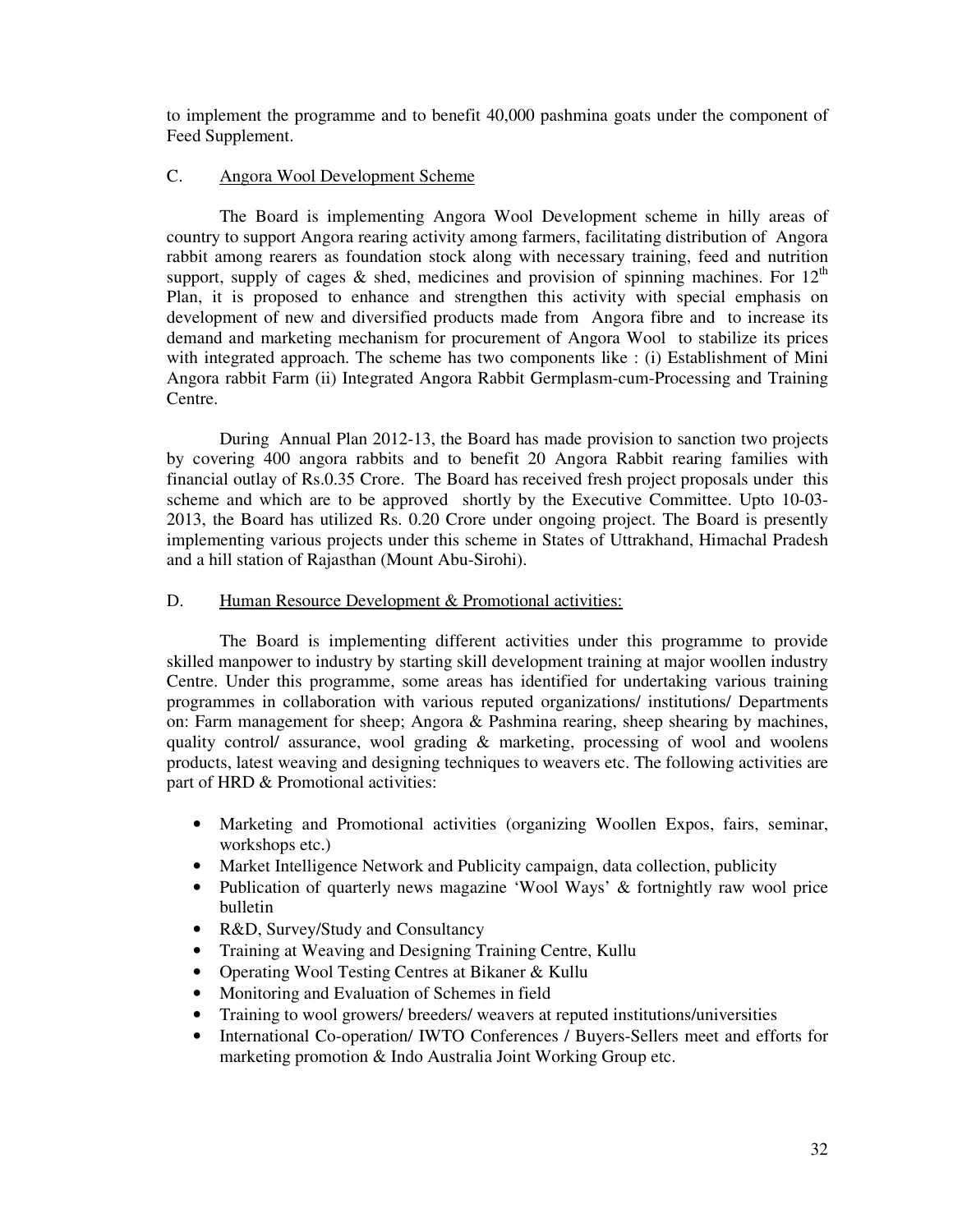to implement the programme and to benefit 40,000 pashmina goats under the component of Feed Supplement.

### C. Angora Wool Development Scheme

The Board is implementing Angora Wool Development scheme in hilly areas of country to support Angora rearing activity among farmers, facilitating distribution of Angora rabbit among rearers as foundation stock along with necessary training, feed and nutrition support, supply of cages & shed, medicines and provision of spinning machines. For 12th Plan, it is proposed to enhance and strengthen this activity with special emphasis on development of new and diversified products made from Angora fibre and to increase its demand and marketing mechanism for procurement of Angora Wool to stabilize its prices with integrated approach. The scheme has two components like : (i) Establishment of Mini Angora rabbit Farm (ii) Integrated Angora Rabbit Germplasm-cum-Processing and Training Centre.

During Annual Plan 2012-13, the Board has made provision to sanction two projects by covering 400 angora rabbits and to benefit 20 Angora Rabbit rearing families with financial outlay of Rs.0.35 Crore. The Board has received fresh project proposals under this scheme and which are to be approved shortly by the Executive Committee. Upto 10-03-2013, the Board has utilized Rs. 0.20 Crore under ongoing project. The Board is presently implementing various projects under this scheme in States of Uttrakhand, Himachal Pradesh and a hill station of Rajasthan (Mount Abu-Sirohi).

### D. Human Resource Development & Promotional activities:

The Board is implementing different activities under this programme to provide skilled manpower to industry by starting skill development training at major woollen industry Centre. Under this programme, some areas has identified for undertaking various training programmes in collaboration with various reputed organizations/ institutions/ Departments on: Farm management for sheep; Angora & Pashmina rearing, sheep shearing by machines, quality control/ assurance, wool grading & marketing, processing of wool and woolens products, latest weaving and designing techniques to weavers etc. The following activities are part of HRD & Promotional activities:

- Marketing and Promotional activities (organizing Woollen Expos, fairs, seminar, workshops etc.)
- Market Intelligence Network and Publicity campaign, data collection, publicity
- Publication of quarterly news magazine 'Wool Ways' & fortnightly raw wool price bulletin
- R&D, Survey/Study and Consultancy
- Training at Weaving and Designing Training Centre, Kullu
- Operating Wool Testing Centres at Bikaner & Kullu
- Monitoring and Evaluation of Schemes in field
- Training to wool growers/ breeders/ weavers at reputed institutions/universities
- International Co-operation/ IWTO Conferences / Buyers-Sellers meet and efforts for marketing promotion & Indo Australia Joint Working Group etc.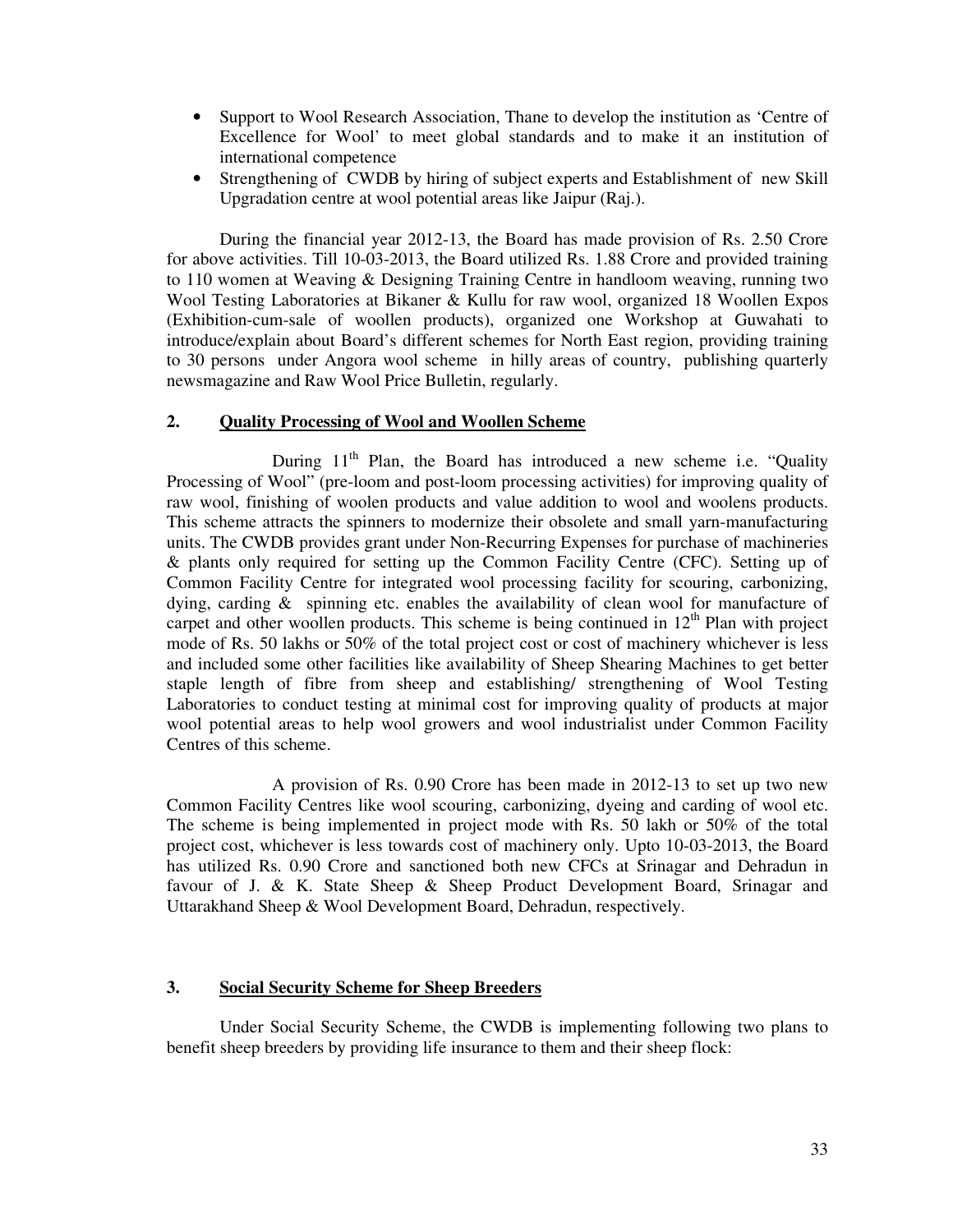- Support to Wool Research Association, Thane to develop the institution as 'Centre of Excellence for Wool' to meet global standards and to make it an institution of international competence
- Strengthening of CWDB by hiring of subject experts and Establishment of new Skill Upgradation centre at wool potential areas like Jaipur (Raj.).

During the financial year 2012-13, the Board has made provision of Rs. 2.50 Crore for above activities. Till 10-03-2013, the Board utilized Rs. 1.88 Crore and provided training to 110 women at Weaving & Designing Training Centre in handloom weaving, running two Wool Testing Laboratories at Bikaner & Kullu for raw wool, organized 18 Woollen Expos (Exhibition-cum-sale of woollen products), organized one Workshop at Guwahati to introduce/explain about Board's different schemes for North East region, providing training to 30 persons under Angora wool scheme in hilly areas of country, publishing quarterly newsmagazine and Raw Wool Price Bulletin, regularly.

## 2. Quality Processing of Wool and Woollen Scheme

During 11th Plan, the Board has introduced a new scheme i.e. "Quality Processing of Wool" (pre-loom and post-loom processing activities) for improving quality of raw wool, finishing of woolen products and value addition to wool and woolens products. This scheme attracts the spinners to modernize their obsolete and small yarn-manufacturing units. The CWDB provides grant under Non-Recurring Expenses for purchase of machineries & plants only required for setting up the Common Facility Centre (CFC). Setting up of Common Facility Centre for integrated wool processing facility for scouring, carbonizing, dying, carding & spinning etc. enables the availability of clean wool for manufacture of carpet and other woollen products. This scheme is being continued in 12th Plan with project mode of Rs. 50 lakhs or 50% of the total project cost or cost of machinery whichever is less and included some other facilities like availability of Sheep Shearing Machines to get better staple length of fibre from sheep and establishing/ strengthening of Wool Testing Laboratories to conduct testing at minimal cost for improving quality of products at major wool potential areas to help wool growers and wool industrialist under Common Facility Centres of this scheme.

A provision of Rs. 0.90 Crore has been made in 2012-13 to set up two new Common Facility Centres like wool scouring, carbonizing, dyeing and carding of wool etc. The scheme is being implemented in project mode with Rs. 50 lakh or 50% of the total project cost, whichever is less towards cost of machinery only. Upto 10-03-2013, the Board has utilized Rs. 0.90 Crore and sanctioned both new CFCs at Srinagar and Dehradun in favour of J. & K. State Sheep & Sheep Product Development Board, Srinagar and Uttarakhand Sheep & Wool Development Board, Dehradun, respectively.

## 3. Social Security Scheme for Sheep Breeders

Under Social Security Scheme, the CWDB is implementing following two plans to benefit sheep breeders by providing life insurance to them and their sheep flock: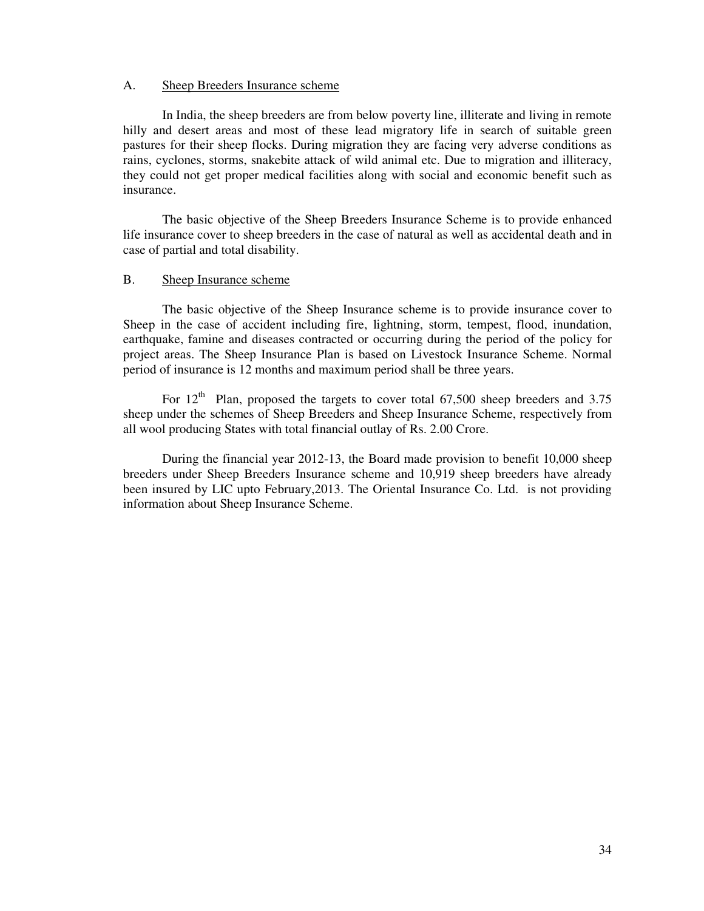A. Sheep Breeders Insurance scheme

In India, the sheep breeders are from below poverty line, illiterate and living in remote hilly and desert areas and most of these lead migratory life in search of suitable green pastures for their sheep flocks. During migration they are facing very adverse conditions as rains, cyclones, storms, snakebite attack of wild animal etc. Due to migration and illiteracy, they could not get proper medical facilities along with social and economic benefit such as insurance.

The basic objective of the Sheep Breeders Insurance Scheme is to provide enhanced life insurance cover to sheep breeders in the case of natural as well as accidental death and in case of partial and total disability.

B. Sheep Insurance scheme

The basic objective of the Sheep Insurance scheme is to provide insurance cover to Sheep in the case of accident including fire, lightning, storm, tempest, flood, inundation, earthquake, famine and diseases contracted or occurring during the period of the policy for project areas. The Sheep Insurance Plan is based on Livestock Insurance Scheme. Normal period of insurance is 12 months and maximum period shall be three years.

For $12^{th}$ Plan, proposed the targets to cover total 67,500 sheep breeders and 3.75 sheep under the schemes of Sheep Breeders and Sheep Insurance Scheme, respectively from all wool producing States with total financial outlay of Rs. 2.00 Crore.

During the financial year 2012-13, the Board made provision to benefit 10,000 sheep breeders under Sheep Breeders Insurance scheme and 10,919 sheep breeders have already been insured by LIC upto February,2013. The Oriental Insurance Co. Ltd. is not providing information about Sheep Insurance Scheme.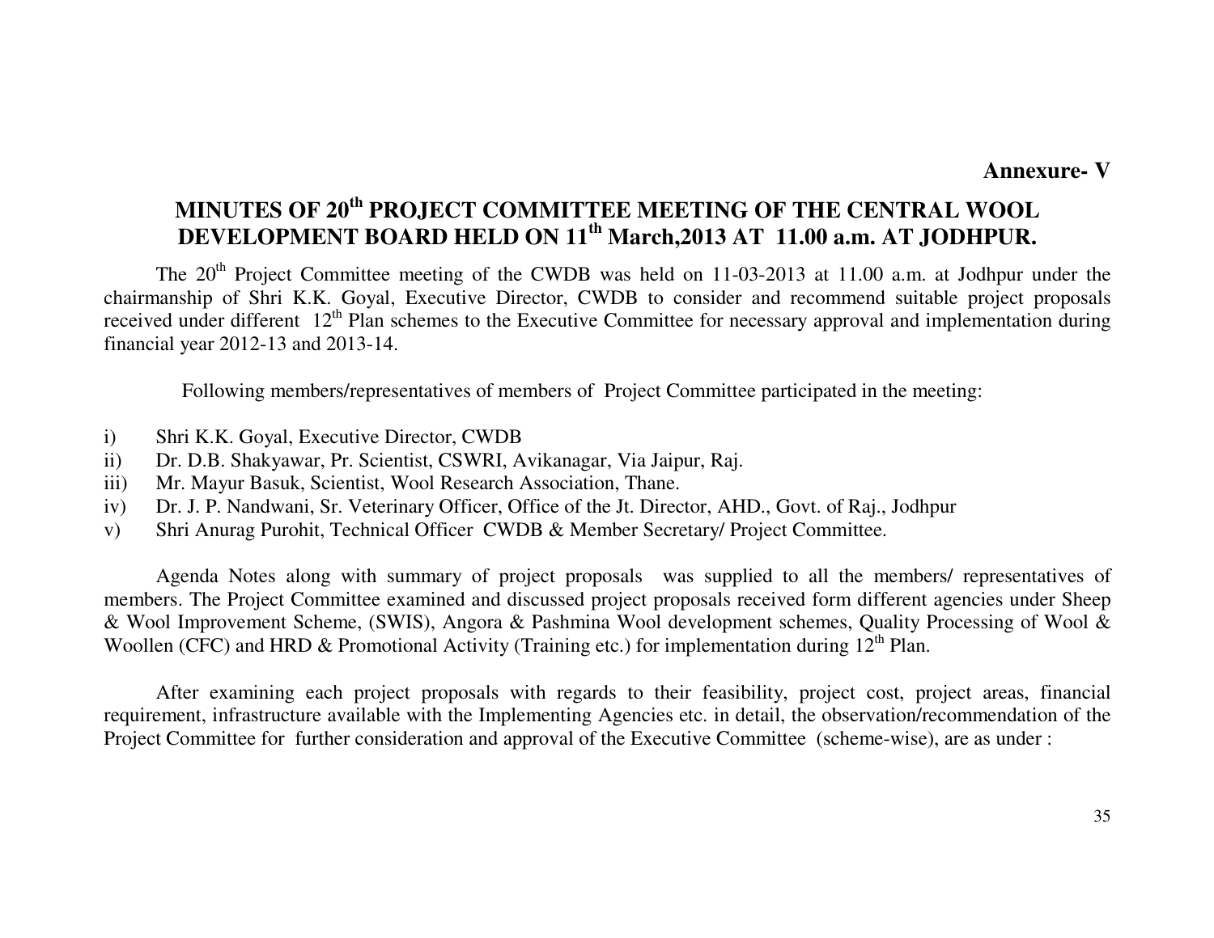**Annexure- V**

# MINUTES OF 20th PROJECT COMMITTEE MEETING OF THE CENTRAL WOOL DEVELOPMENT BOARD HELD ON 11th March,2013 AT 11.00 a.m. AT JODHPUR.

The 20th Project Committee meeting of the CWDB was held on 11-03-2013 at 11.00 a.m. at Jodhpur under the chairmanship of Shri K.K. Goyal, Executive Director, CWDB to consider and recommend suitable project proposals received under different 12th Plan schemes to the Executive Committee for necessary approval and implementation during financial year 2012-13 and 2013-14.

Following members/representatives of members of Project Committee participated in the meeting:

i) Shri K.K. Goyal, Executive Director, CWDB
ii) Dr. D.B. Shakyawar, Pr. Scientist, CSWRI, Avikanagar, Via Jaipur, Raj.
iii) Mr. Mayur Basuk, Scientist, Wool Research Association, Thane.
iv) Dr. J. P. Nandwani, Sr. Veterinary Officer, Office of the Jt. Director, AHD., Govt. of Raj., Jodhpur
v) Shri Anurag Purohit, Technical Officer CWDB & Member Secretary/ Project Committee.

Agenda Notes along with summary of project proposals was supplied to all the members/ representatives of members. The Project Committee examined and discussed project proposals received form different agencies under Sheep & Wool Improvement Scheme, (SWIS), Angora & Pashmina Wool development schemes, Quality Processing of Wool & Woollen (CFC) and HRD & Promotional Activity (Training etc.) for implementation during 12th Plan.

After examining each project proposals with regards to their feasibility, project cost, project areas, financial requirement, infrastructure available with the Implementing Agencies etc. in detail, the observation/recommendation of the Project Committee for further consideration and approval of the Executive Committee (scheme-wise), are as under :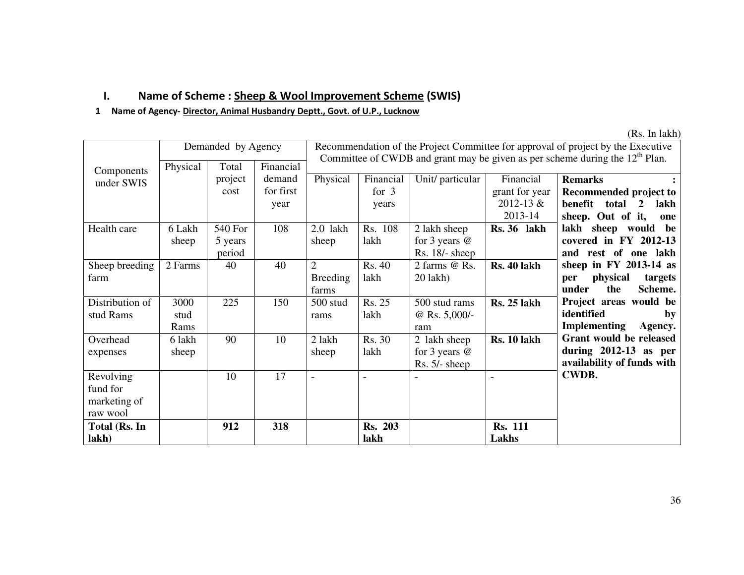## I. Name of Scheme : Sheep & Wool Improvement Scheme (SWIS)

**1 Name of Agency- Director, Animal Husbandry Deptt., Govt. of U.P., Lucknow**

(Rs. In lakh)

| Components under SWIS | Demanded by Agency | | | Recommendation of the Project Committee for approval of project by the Executive Committee of CWDB and grant may be given as per scheme during the 12th Plan. | | | | |
|---|---|---|---|---|---|---|---|---|
| | Physical | Total project cost | Financial demand for first year | Physical | Financial for 3 years | Unit/ particular | Financial grant for year 2012-13 & 2013-14 | **Remarks : Recommended project to benefit total 2 lakh sheep. Out of it, one lakh sheep would be covered in FY 2012-13 and rest of one lakh sheep in FY 2013-14 as per physical targets under the Scheme. Project areas would be identified by Implementing Agency. Grant would be released during 2012-13 as per availability of funds with CWDB.** |
| Health care | 6 Lakh sheep | 540 For 5 years period | 108 | 2.0 lakh sheep | Rs. 108 lakh | 2 lakh sheep for 3 years @ Rs. 18/- sheep | **Rs. 36 lakh** | |
| Sheep breeding farm | 2 Farms | 40 | 40 | 2 Breeding farms | Rs. 40 lakh | 2 farms @ Rs. 20 lakh) | **Rs. 40 lakh** | |
| Distribution of stud Rams | 3000 stud Rams | 225 | 150 | 500 stud rams | Rs. 25 lakh | 500 stud rams @ Rs. 5,000/- ram | **Rs. 25 lakh** | |
| Overhead expenses | 6 lakh sheep | 90 | 10 | 2 lakh sheep | Rs. 30 lakh | 2 lakh sheep for 3 years @ Rs. 5/- sheep | **Rs. 10 lakh** | |
| Revolving fund for marketing of raw wool | | 10 | 17 | - | - | - | - | |
| **Total (Rs. In lakh)** | | **912** | **318** | | **Rs. 203 lakh** | | **Rs. 111 Lakhs** | |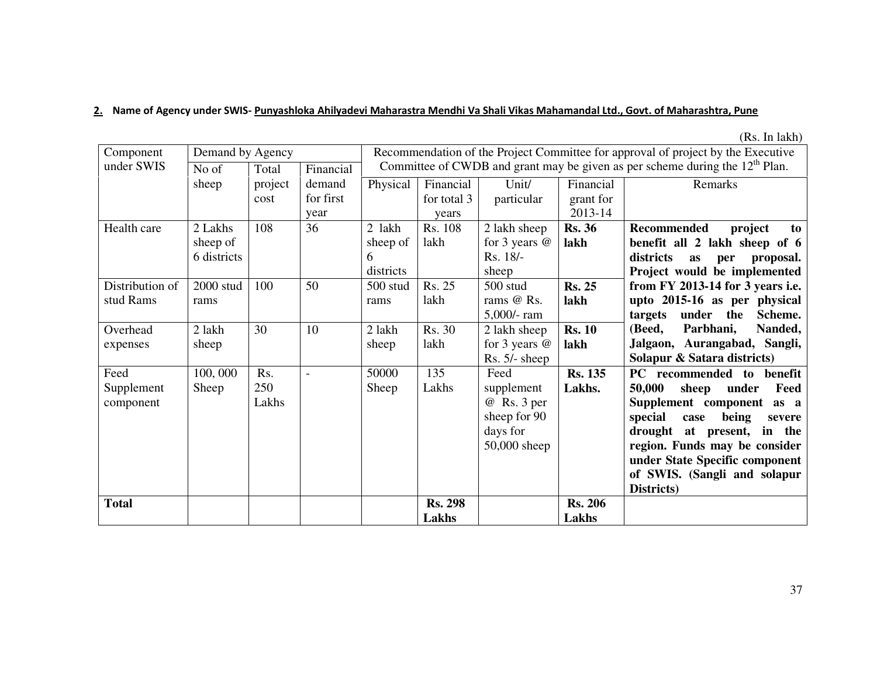**2. Name of Agency under SWIS- Punyashloka Ahilyadevi Maharastra Mendhi Va Shali Vikas Mahamandal Ltd., Govt. of Maharashtra, Pune**

(Rs. In lakh)

| Component under SWIS | Demand by Agency | | | Recommendation of the Project Committee for approval of project by the Executive Committee of CWDB and grant may be given as per scheme during the 12th Plan. | | | | |
|---|---|---|---|---|---|---|---|---|
| | No of sheep | Total project cost | Financial demand for first year | Physical | Financial for total 3 years | Unit/ particular | Financial grant for 2013-14 | Remarks |
| Health care | 2 Lakhs sheep of 6 districts | 108 | 36 | 2 lakh sheep of 6 districts | Rs. 108 lakh | 2 lakh sheep for 3 years @ Rs. 18/- sheep | **Rs. 36 lakh** | **Recommended project to benefit all 2 lakh sheep of 6 districts as per proposal. Project would be implemented from FY 2013-14 for 3 years i.e. upto 2015-16 as per physical targets under the Scheme. (Beed, Parbhani, Nanded, Jalgaon, Aurangabad, Sangli, Solapur & Satara districts)** |
| Distribution of stud Rams | 2000 stud rams | 100 | 50 | 500 stud rams | Rs. 25 lakh | 500 stud rams @ Rs. 5,000/- ram | **Rs. 25 lakh** | |
| Overhead expenses | 2 lakh sheep | 30 | 10 | 2 lakh sheep | Rs. 30 lakh | 2 lakh sheep for 3 years @ Rs. 5/- sheep | **Rs. 10 lakh** | |
| Feed Supplement component | 100, 000 Sheep | Rs. 250 Lakhs | - | 50000 Sheep | 135 Lakhs | Feed supplement @ Rs. 3 per sheep for 90 days for 50,000 sheep | **Rs. 135 Lakhs.** | **PC recommended to benefit 50,000 sheep under Feed Supplement component as a special case being severe drought at present, in the region. Funds may be consider under State Specific component of SWIS. (Sangli and solapur Districts)** |
| **Total** | | | | | **Rs. 298 Lakhs** | | **Rs. 206 Lakhs** | |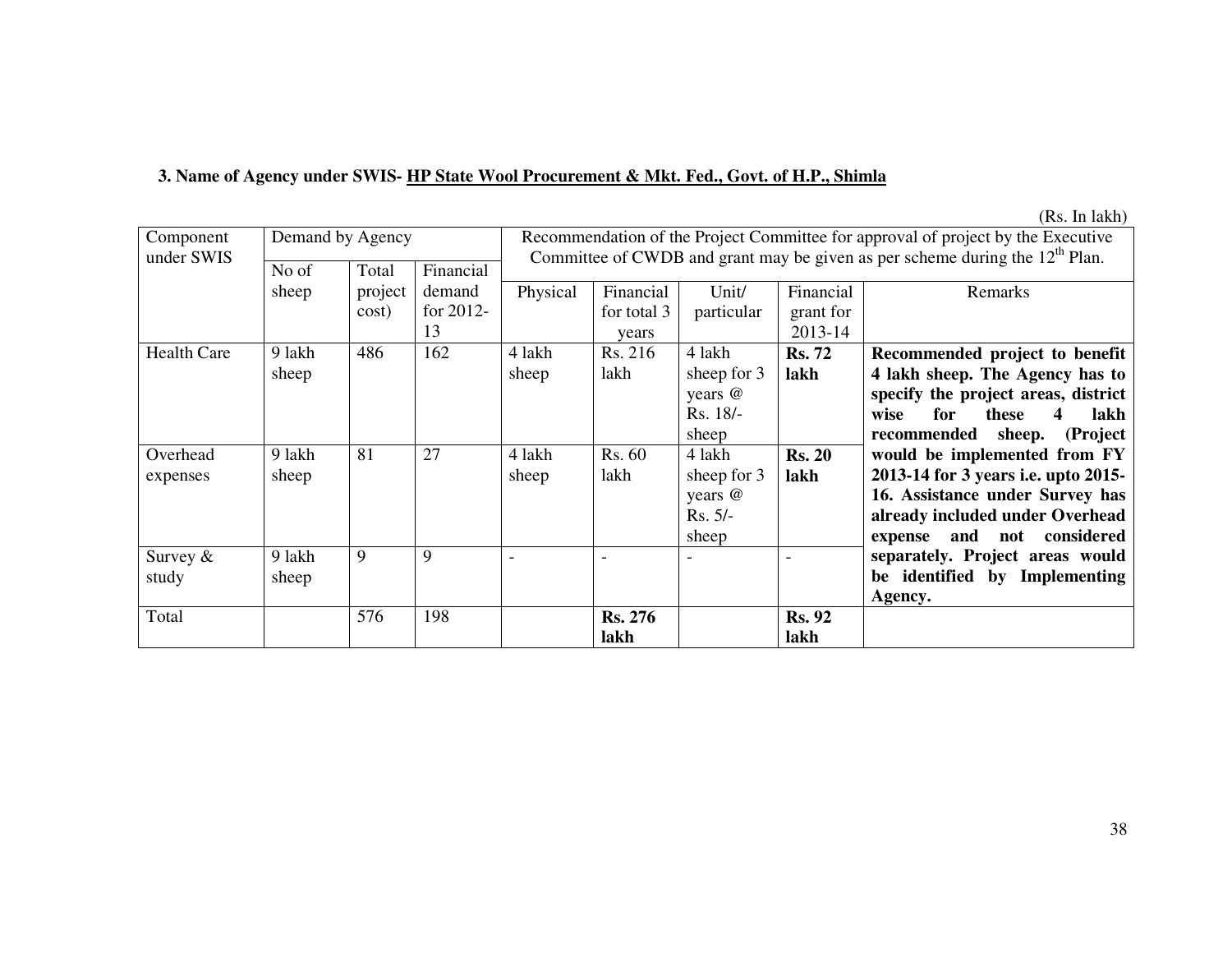**3. Name of Agency under SWIS- HP State Wool Procurement & Mkt. Fed., Govt. of H.P., Shimla**

(Rs. In lakh)

| Component under SWIS | Demand by Agency | | | Recommendation of the Project Committee for approval of project by the Executive Committee of CWDB and grant may be given as per scheme during the 12th Plan. | | | | |
|---|---|---|---|---|---|---|---|---|
| | No of sheep | Total project cost) | Financial demand for 2012-13 | Physical | Financial for total 3 years | Unit/ particular | Financial grant for 2013-14 | Remarks |
| Health Care | 9 lakh sheep | 486 | 162 | 4 lakh sheep | Rs. 216 lakh | 4 lakh sheep for 3 years @ Rs. 18/- sheep | **Rs. 72 lakh** | **Recommended project to benefit 4 lakh sheep. The Agency has to specify the project areas, district wise for these 4 lakh recommended sheep. (Project would be implemented from FY 2013-14 for 3 years i.e. upto 2015-16. Assistance under Survey has already included under Overhead expense and not considered separately. Project areas would be identified by Implementing Agency.** |
| Overhead expenses | 9 lakh sheep | 81 | 27 | 4 lakh sheep | Rs. 60 lakh | 4 lakh sheep for 3 years @ Rs. 5/- sheep | **Rs. 20 lakh** | |
| Survey & study | 9 lakh sheep | 9 | 9 | - | - | - | - | |
| Total | | 576 | 198 | | **Rs. 276 lakh** | | **Rs. 92 lakh** | |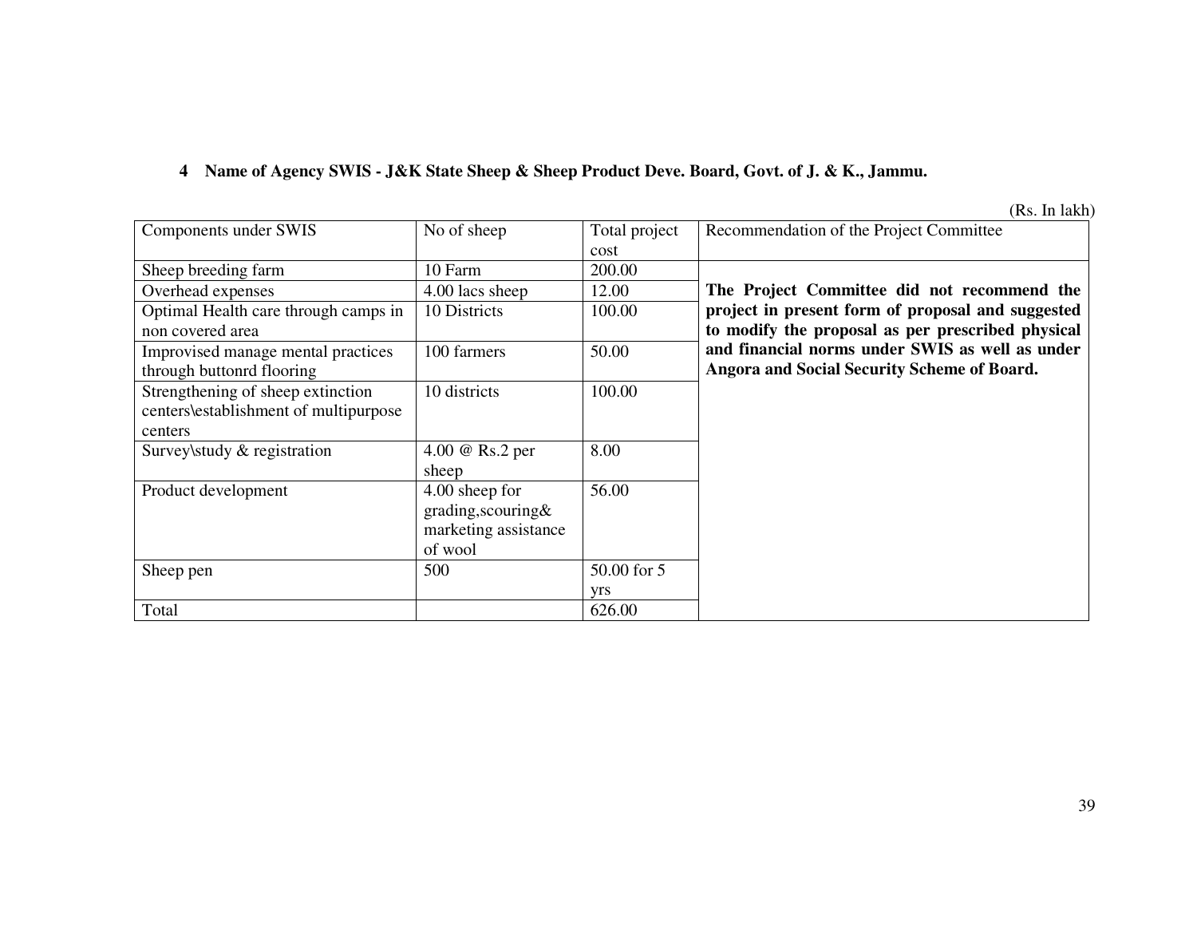**4 Name of Agency SWIS - J&K State Sheep & Sheep Product Deve. Board, Govt. of J. & K., Jammu.**

(Rs. In lakh)

| Components under SWIS | No of sheep | Total project cost | Recommendation of the Project Committee |
|---|---|---|---|
| Sheep breeding farm | 10 Farm | 200.00 | **The Project Committee did not recommend the project in present form of proposal and suggested to modify the proposal as per prescribed physical and financial norms under SWIS as well as under Angora and Social Security Scheme of Board.** |
| Overhead expenses | 4.00 lacs sheep | 12.00 | |
| Optimal Health care through camps in non covered area | 10 Districts | 100.00 | |
| Improvised manage mental practices through buttonrd flooring | 100 farmers | 50.00 | |
| Strengthening of sheep extinction centers\establishment of multipurpose centers | 10 districts | 100.00 | |
| Survey\study & registration | 4.00 @ Rs.2 per sheep | 8.00 | |
| Product development | 4.00 sheep for grading,scouring& marketing assistance of wool | 56.00 | |
| Sheep pen | 500 | 50.00 for 5 yrs | |
| Total | | 626.00 | |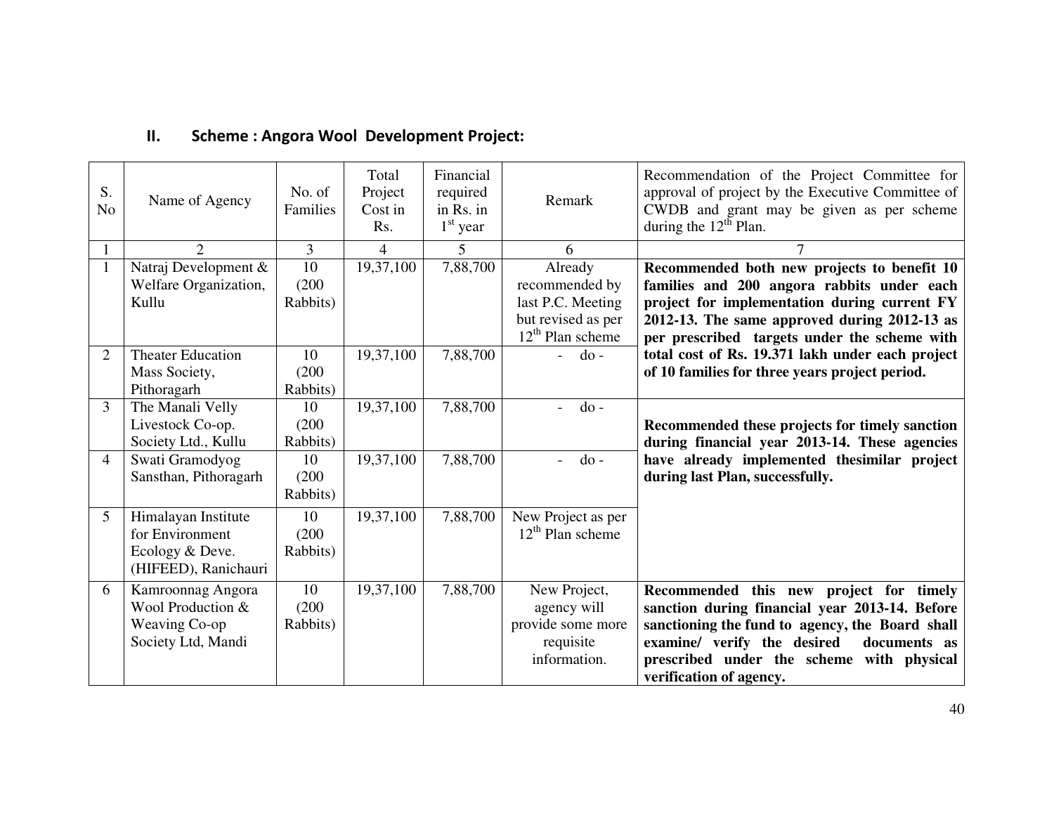## II. Scheme : Angora Wool Development Project:

| S. No | Name of Agency | No. of Families | Total Project Cost in Rs. | Financial required in Rs. in 1st year | Remark | Recommendation of the Project Committee for approval of project by the Executive Committee of CWDB and grant may be given as per scheme during the 12th Plan. |
|---|---|---|---|---|---|---|
| 1 | 2 | 3 | 4 | 5 | 6 | 7 |
| 1 | Natraj Development & Welfare Organization, Kullu | 10 (200 Rabbits) | 19,37,100 | 7,88,700 | Already recommended by last P.C. Meeting but revised as per 12th Plan scheme | **Recommended both new projects to benefit 10 families and 200 angora rabbits under each project for implementation during current FY 2012-13. The same approved during 2012-13 as per prescribed targets under the scheme with total cost of Rs. 19.371 lakh under each project of 10 families for three years project period.** |
| 2 | Theater Education Mass Society, Pithoragarh | 10 (200 Rabbits) | 19,37,100 | 7,88,700 | - do - | |
| 3 | The Manali Velly Livestock Co-op. Society Ltd., Kullu | 10 (200 Rabbits) | 19,37,100 | 7,88,700 | - do - | **Recommended these projects for timely sanction during financial year 2013-14. These agencies have already implemented thesimilar project during last Plan, successfully.** |
| 4 | Swati Gramodyog Sansthan, Pithoragarh | 10 (200 Rabbits) | 19,37,100 | 7,88,700 | - do - | |
| 5 | Himalayan Institute for Environment Ecology & Deve. (HIFEED), Ranichauri | 10 (200 Rabbits) | 19,37,100 | 7,88,700 | New Project as per 12th Plan scheme | |
| 6 | Kamroonnag Angora Wool Production & Weaving Co-op Society Ltd, Mandi | 10 (200 Rabbits) | 19,37,100 | 7,88,700 | New Project, agency will provide some more requisite information. | **Recommended this new project for timely sanction during financial year 2013-14. Before sanctioning the fund to agency, the Board shall examine/ verify the desired documents as prescribed under the scheme with physical verification of agency.** |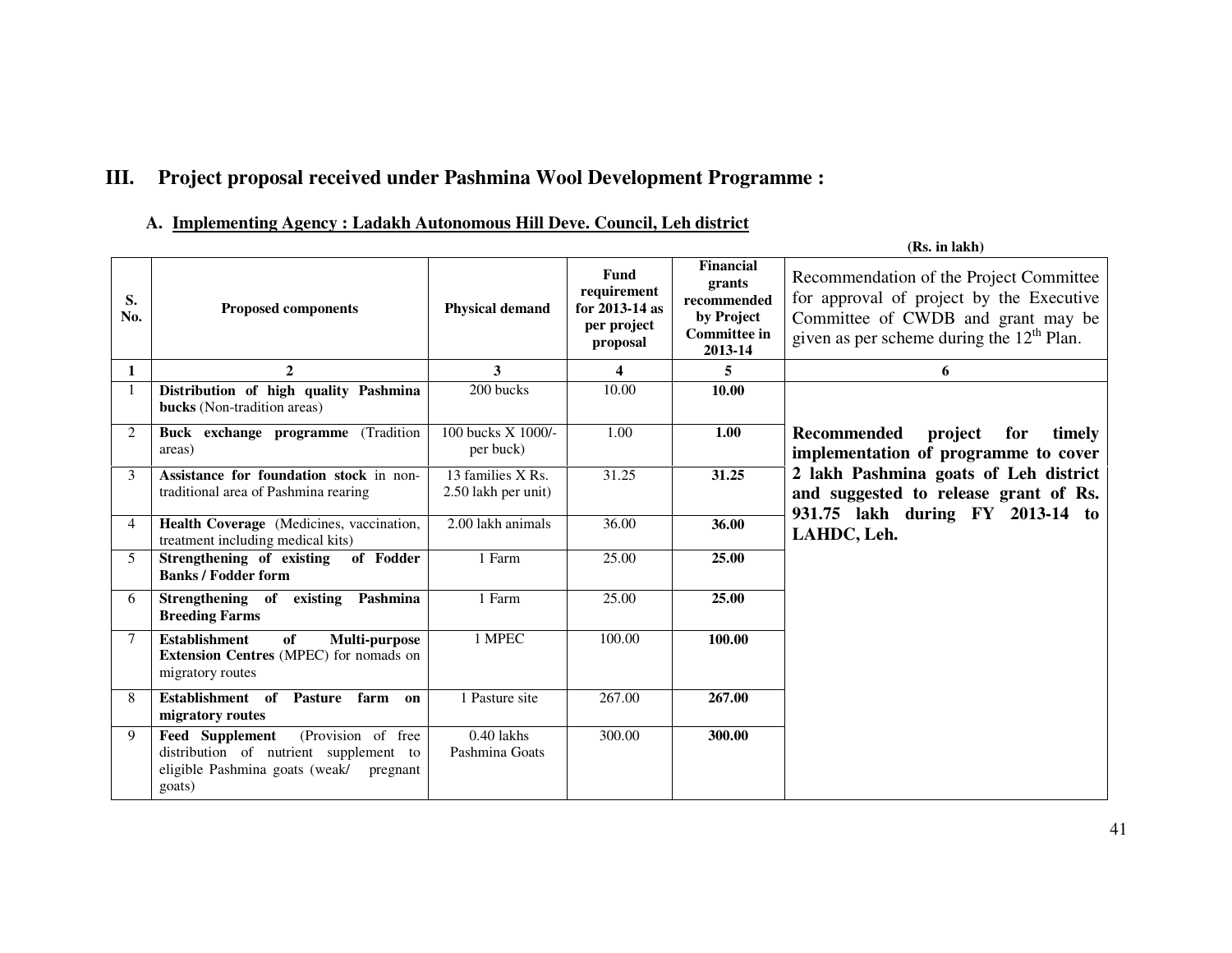## III. Project proposal received under Pashmina Wool Development Programme :

### A. Implementing Agency : Ladakh Autonomous Hill Deve. Council, Leh district

**(Rs. in lakh)**

| S. No. | Proposed components | Physical demand | Fund requirement for 2013-14 as per project proposal | Financial grants recommended by Project Committee in 2013-14 | Recommendation of the Project Committee for approval of project by the Executive Committee of CWDB and grant may be given as per scheme during the 12th Plan. |
|---|---|---|---|---|---|
| 1 | 2 | 3 | 4 | 5 | 6 |
| 1 | **Distribution of high quality Pashmina bucks** (Non-tradition areas) | 200 bucks | 10.00 | **10.00** | **Recommended project for timely implementation of programme to cover 2 lakh Pashmina goats of Leh district and suggested to release grant of Rs. 931.75 lakh during FY 2013-14 to LAHDC, Leh.** |
| 2 | **Buck exchange programme** (Tradition areas) | 100 bucks X 1000/- per buck) | 1.00 | **1.00** | |
| 3 | **Assistance for foundation stock** in non-traditional area of Pashmina rearing | 13 families X Rs. 2.50 lakh per unit) | 31.25 | **31.25** | |
| 4 | **Health Coverage** (Medicines, vaccination, treatment including medical kits) | 2.00 lakh animals | 36.00 | **36.00** | |
| 5 | **Strengthening of existing of Fodder Banks / Fodder form** | 1 Farm | 25.00 | **25.00** | |
| 6 | **Strengthening of existing Pashmina Breeding Farms** | 1 Farm | 25.00 | **25.00** | |
| 7 | **Establishment of Multi-purpose Extension Centres** (MPEC) for nomads on migratory routes | 1 MPEC | 100.00 | **100.00** | |
| 8 | **Establishment of Pasture farm on migratory routes** | 1 Pasture site | 267.00 | **267.00** | |
| 9 | **Feed Supplement** (Provision of free distribution of nutrient supplement to eligible Pashmina goats (weak/ pregnant goats) | 0.40 lakhs Pashmina Goats | 300.00 | **300.00** | |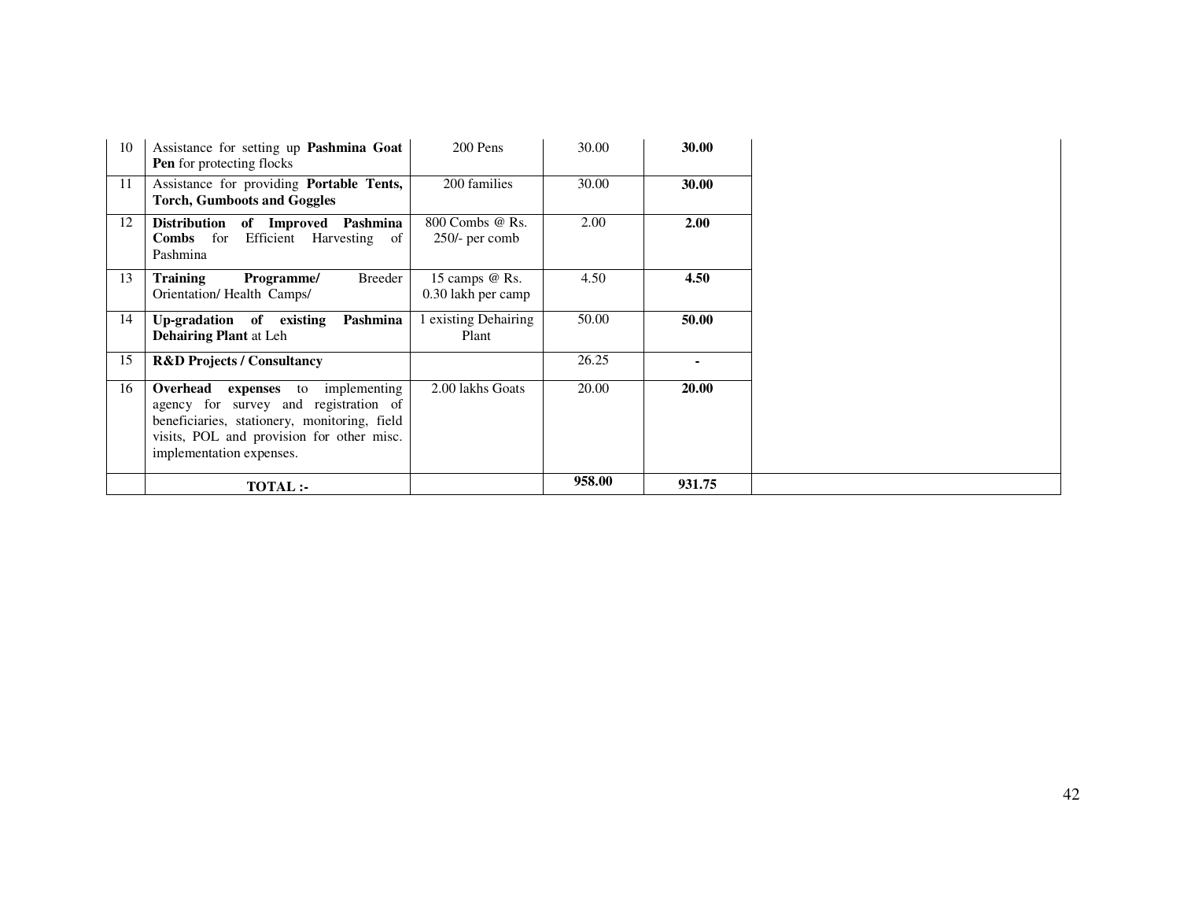| | | | | | |
|---|---|---|---|---|---|
| 10 | Assistance for setting up **Pashmina Goat Pen** for protecting flocks | 200 Pens | 30.00 | **30.00** | |
| 11 | Assistance for providing **Portable Tents, Torch, Gumboots and Goggles** | 200 families | 30.00 | **30.00** | |
| 12 | **Distribution of Improved Pashmina Combs** for Efficient Harvesting of Pashmina | 800 Combs @ Rs. 250/- per comb | 2.00 | **2.00** | |
| 13 | **Training Programme/** Breeder Orientation/ Health Camps/ | 15 camps @ Rs. 0.30 lakh per camp | 4.50 | **4.50** | |
| 14 | **Up-gradation of existing Pashmina Dehairing Plant** at Leh | 1 existing Dehairing Plant | 50.00 | **50.00** | |
| 15 | **R&D Projects / Consultancy** | | 26.25 | **-** | |
| 16 | **Overhead expenses** to implementing agency for survey and registration of beneficiaries, stationery, monitoring, field visits, POL and provision for other misc. implementation expenses. | 2.00 lakhs Goats | 20.00 | **20.00** | |
| | **TOTAL :-** | | **958.00** | **931.75** | |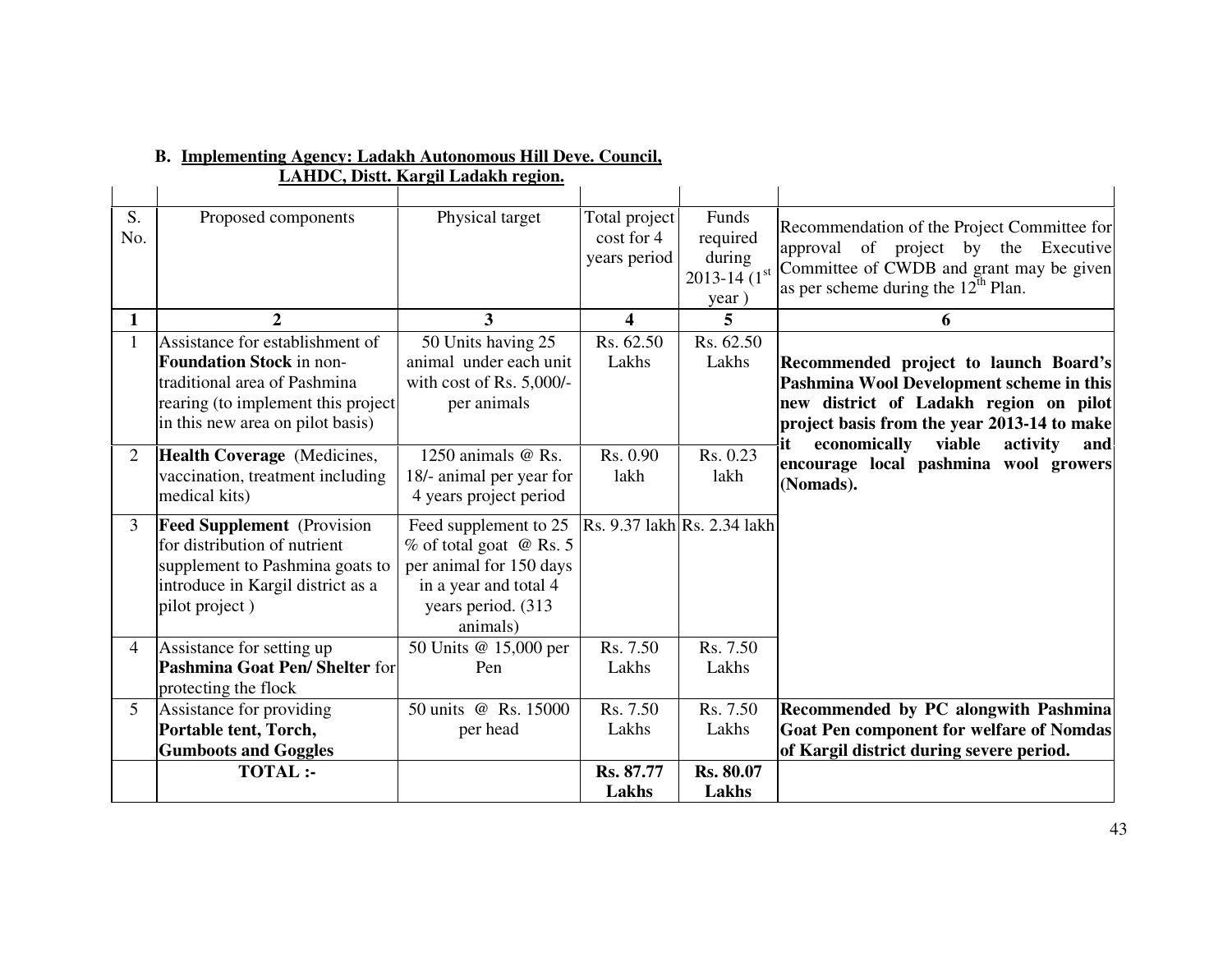**B. Implementing Agency: Ladakh Autonomous Hill Deve. Council, LAHDC, Distt. Kargil Ladakh region.**

| S. No. | Proposed components | Physical target | Total project cost for 4 years period | Funds required during 2013-14 (1st year ) | Recommendation of the Project Committee for approval of project by the Executive Committee of CWDB and grant may be given as per scheme during the 12th Plan. |
|---|---|---|---|---|---|
| **1** | **2** | **3** | **4** | **5** | **6** |
| 1 | Assistance for establishment of **Foundation Stock** in non-traditional area of Pashmina rearing (to implement this project in this new area on pilot basis) | 50 Units having 25 animal under each unit with cost of Rs. 5,000/- per animals | Rs. 62.50 Lakhs | Rs. 62.50 Lakhs | **Recommended project to launch Board's Pashmina Wool Development scheme in this new district of Ladakh region on pilot project basis from the year 2013-14 to make it economically viable activity and encourage local pashmina wool growers (Nomads).** |
| 2 | **Health Coverage** (Medicines, vaccination, treatment including medical kits) | 1250 animals @ Rs. 18/- animal per year for 4 years project period | Rs. 0.90 lakh | Rs. 0.23 lakh | |
| 3 | **Feed Supplement** (Provision for distribution of nutrient supplement to Pashmina goats to introduce in Kargil district as a pilot project ) | Feed supplement to 25 % of total goat @ Rs. 5 per animal for 150 days in a year and total 4 years period. (313 animals) | Rs. 9.37 lakh | Rs. 2.34 lakh | |
| 4 | Assistance for setting up **Pashmina Goat Pen/ Shelter** for protecting the flock | 50 Units @ 15,000 per Pen | Rs. 7.50 Lakhs | Rs. 7.50 Lakhs | |
| 5 | Assistance for providing **Portable tent, Torch, Gumboots and Goggles** | 50 units @ Rs. 15000 per head | Rs. 7.50 Lakhs | Rs. 7.50 Lakhs | **Recommended by PC alongwith Pashmina Goat Pen component for welfare of Nomdas of Kargil district during severe period.** |
| | **TOTAL :-** | | **Rs. 87.77 Lakhs** | **Rs. 80.07 Lakhs** | |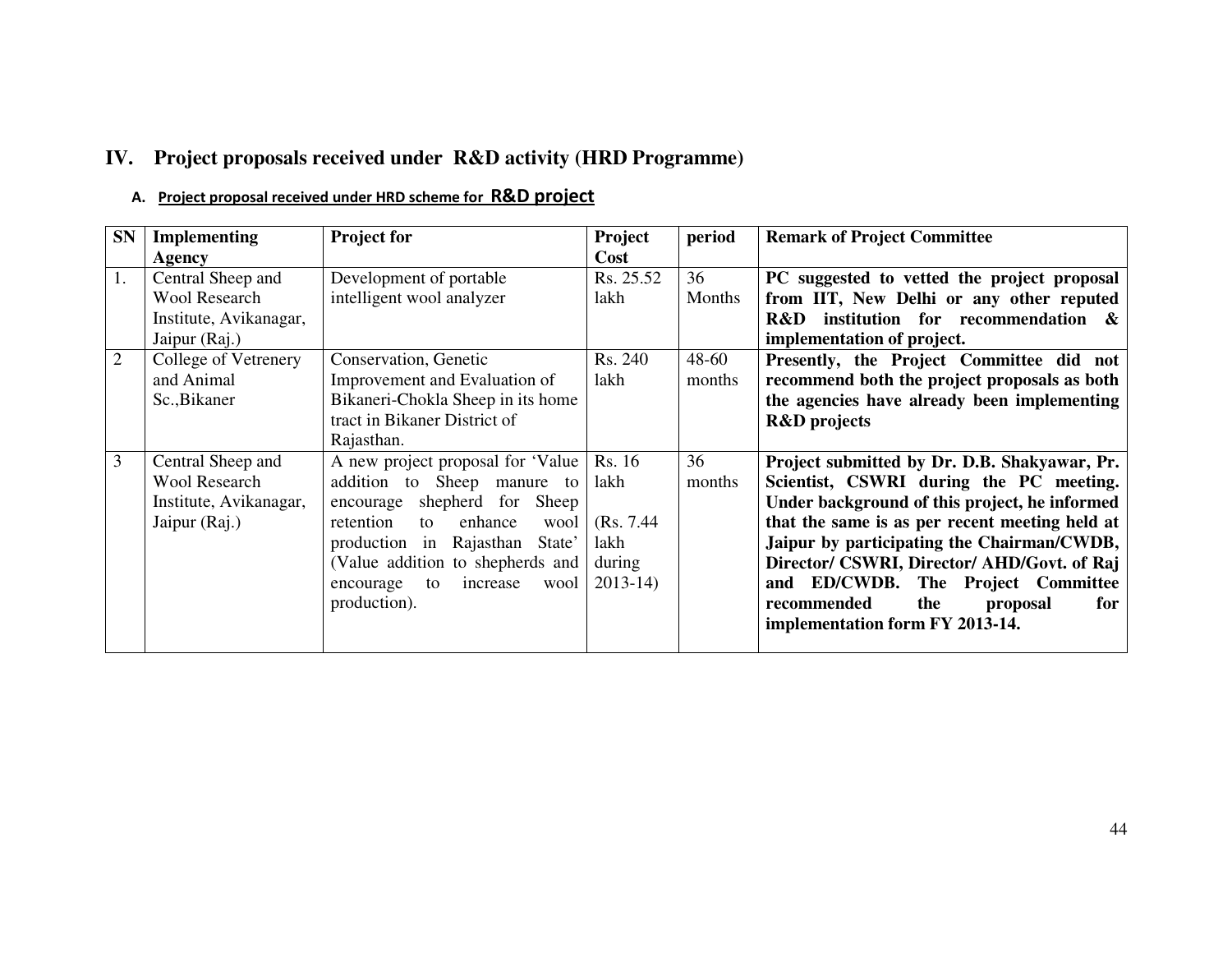## IV. Project proposals received under R&D activity (HRD Programme)

### A. Project proposal received under HRD scheme for **R&D project**

| SN | Implementing Agency | Project for | Project Cost | period | Remark of Project Committee |
|---|---|---|---|---|---|
| 1. | Central Sheep and Wool Research Institute, Avikanagar, Jaipur (Raj.) | Development of portable intelligent wool analyzer | Rs. 25.52 lakh | 36 Months | **PC suggested to vetted the project proposal from IIT, New Delhi or any other reputed R&D institution for recommendation & implementation of project.** |
| 2 | College of Vetrenery and Animal Sc.,Bikaner | Conservation, Genetic Improvement and Evaluation of Bikaneri-Chokla Sheep in its home tract in Bikaner District of Rajasthan. | Rs. 240 lakh | 48-60 months | **Presently, the Project Committee did not recommend both the project proposals as both the agencies have already been implementing R&D projects** |
| 3 | Central Sheep and Wool Research Institute, Avikanagar, Jaipur (Raj.) | A new project proposal for 'Value addition to Sheep manure to encourage shepherd for Sheep retention to enhance wool production in Rajasthan State' (Value addition to shepherds and encourage to increase wool production). | Rs. 16 lakh (Rs. 7.44 lakh during 2013-14) | 36 months | **Project submitted by Dr. D.B. Shakyawar, Pr. Scientist, CSWRI during the PC meeting. Under background of this project, he informed that the same is as per recent meeting held at Jaipur by participating the Chairman/CWDB, Director/ CSWRI, Director/ AHD/Govt. of Raj and ED/CWDB. The Project Committee recommended the proposal for implementation form FY 2013-14.** |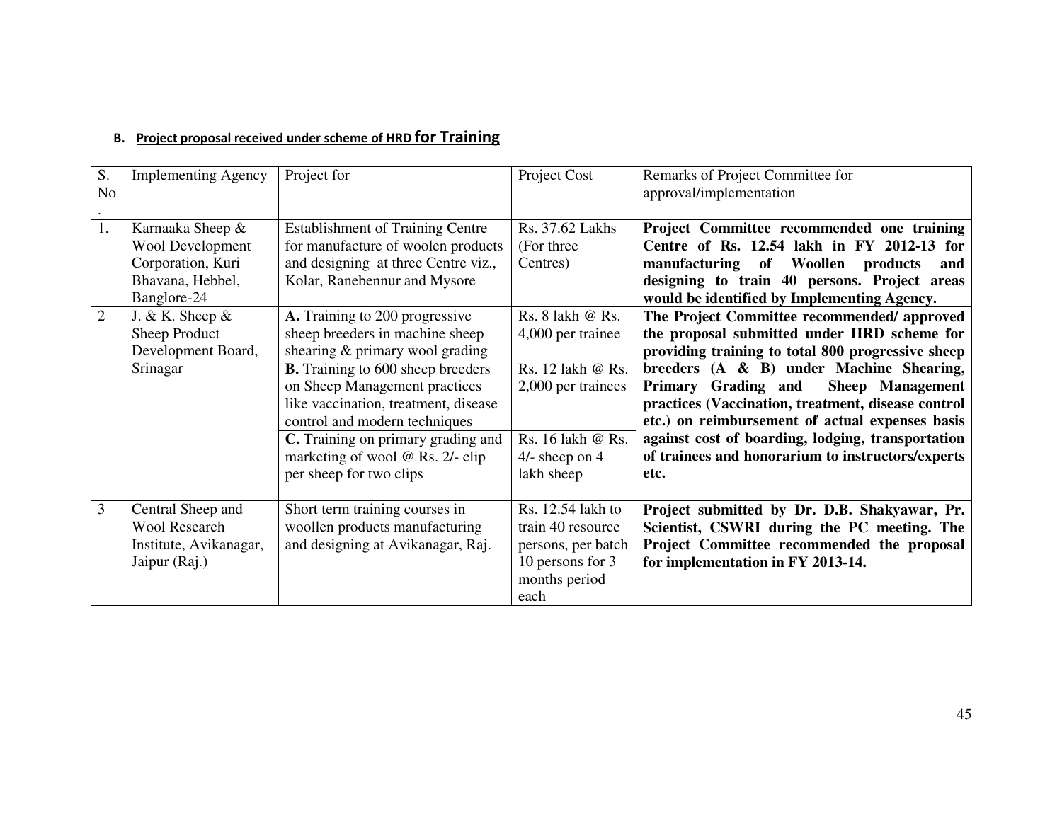**B. Project proposal received under scheme of HRD for Training**

| S. No. | Implementing Agency | Project for | Project Cost | Remarks of Project Committee for approval/implementation |
|---|---|---|---|---|
| 1. | Karnaaka Sheep & Wool Development Corporation, Kuri Bhavana, Hebbel, Banglore-24 | Establishment of Training Centre for manufacture of woolen products and designing at three Centre viz., Kolar, Ranebennur and Mysore | Rs. 37.62 Lakhs (For three Centres) | **Project Committee recommended one training Centre of Rs. 12.54 lakh in FY 2012-13 for manufacturing of Woollen products and designing to train 40 persons. Project areas would be identified by Implementing Agency.** |
| 2 | J. & K. Sheep & Sheep Product Development Board, Srinagar | **A.** Training to 200 progressive sheep breeders in machine sheep shearing & primary wool grading | Rs. 8 lakh @ Rs. 4,000 per trainee | **The Project Committee recommended/ approved the proposal submitted under HRD scheme for providing training to total 800 progressive sheep breeders (A & B) under Machine Shearing, Primary Grading and Sheep Management practices (Vaccination, treatment, disease control etc.) on reimbursement of actual expenses basis against cost of boarding, lodging, transportation of trainees and honorarium to instructors/experts etc.** |
| | | **B.** Training to 600 sheep breeders on Sheep Management practices like vaccination, treatment, disease control and modern techniques | Rs. 12 lakh @ Rs. 2,000 per trainees | |
| | | **C.** Training on primary grading and marketing of wool @ Rs. 2/- clip per sheep for two clips | Rs. 16 lakh @ Rs. 4/- sheep on 4 lakh sheep | |
| 3 | Central Sheep and Wool Research Institute, Avikanagar, Jaipur (Raj.) | Short term training courses in woollen products manufacturing and designing at Avikanagar, Raj. | Rs. 12.54 lakh to train 40 resource persons, per batch 10 persons for 3 months period each | **Project submitted by Dr. D.B. Shakyawar, Pr. Scientist, CSWRI during the PC meeting. The Project Committee recommended the proposal for implementation in FY 2013-14.** |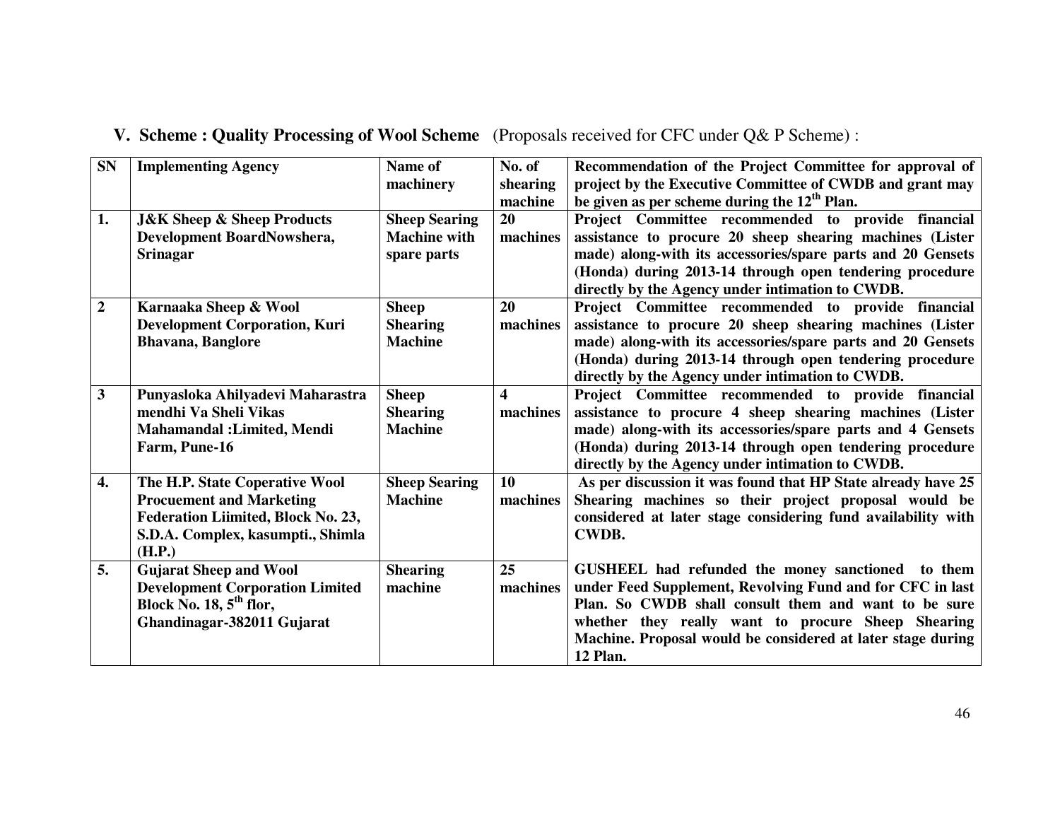### V. Scheme : Quality Processing of Wool Scheme (Proposals received for CFC under Q& P Scheme) :

| SN | Implementing Agency | Name of machinery | No. of shearing machine | Recommendation of the Project Committee for approval of project by the Executive Committee of CWDB and grant may be given as per scheme during the 12th Plan. |
|---|---|---|---|---|
| 1. | J&K Sheep & Sheep Products Development BoardNowshera, Srinagar | Sheep Searing Machine with spare parts | 20 machines | Project Committee recommended to provide financial assistance to procure 20 sheep shearing machines (Lister made) along-with its accessories/spare parts and 20 Gensets (Honda) during 2013-14 through open tendering procedure directly by the Agency under intimation to CWDB. |
| 2 | Karnaaka Sheep & Wool Development Corporation, Kuri Bhavana, Banglore | Sheep Shearing Machine | 20 machines | Project Committee recommended to provide financial assistance to procure 20 sheep shearing machines (Lister made) along-with its accessories/spare parts and 20 Gensets (Honda) during 2013-14 through open tendering procedure directly by the Agency under intimation to CWDB. |
| 3 | Punyasloka Ahilyadevi Maharastra mendhi Va Sheli Vikas Mahamandal :Limited, Mendi Farm, Pune-16 | Sheep Shearing Machine | 4 machines | Project Committee recommended to provide financial assistance to procure 4 sheep shearing machines (Lister made) along-with its accessories/spare parts and 4 Gensets (Honda) during 2013-14 through open tendering procedure directly by the Agency under intimation to CWDB. |
| 4. | The H.P. State Coperative Wool Procuement and Marketing Federation Liimited, Block No. 23, S.D.A. Complex, kasumpti., Shimla (H.P.) | Sheep Searing Machine | 10 machines | As per discussion it was found that HP State already have 25 Shearing machines so their project proposal would be considered at later stage considering fund availability with CWDB. |
| 5. | Gujarat Sheep and Wool Development Corporation Limited Block No. 18, 5th flor, Ghandinagar-382011 Gujarat | Shearing machine | 25 machines | GUSHEEL had refunded the money sanctioned to them under Feed Supplement, Revolving Fund and for CFC in last Plan. So CWDB shall consult them and want to be sure whether they really want to procure Sheep Shearing Machine. Proposal would be considered at later stage during 12 Plan. |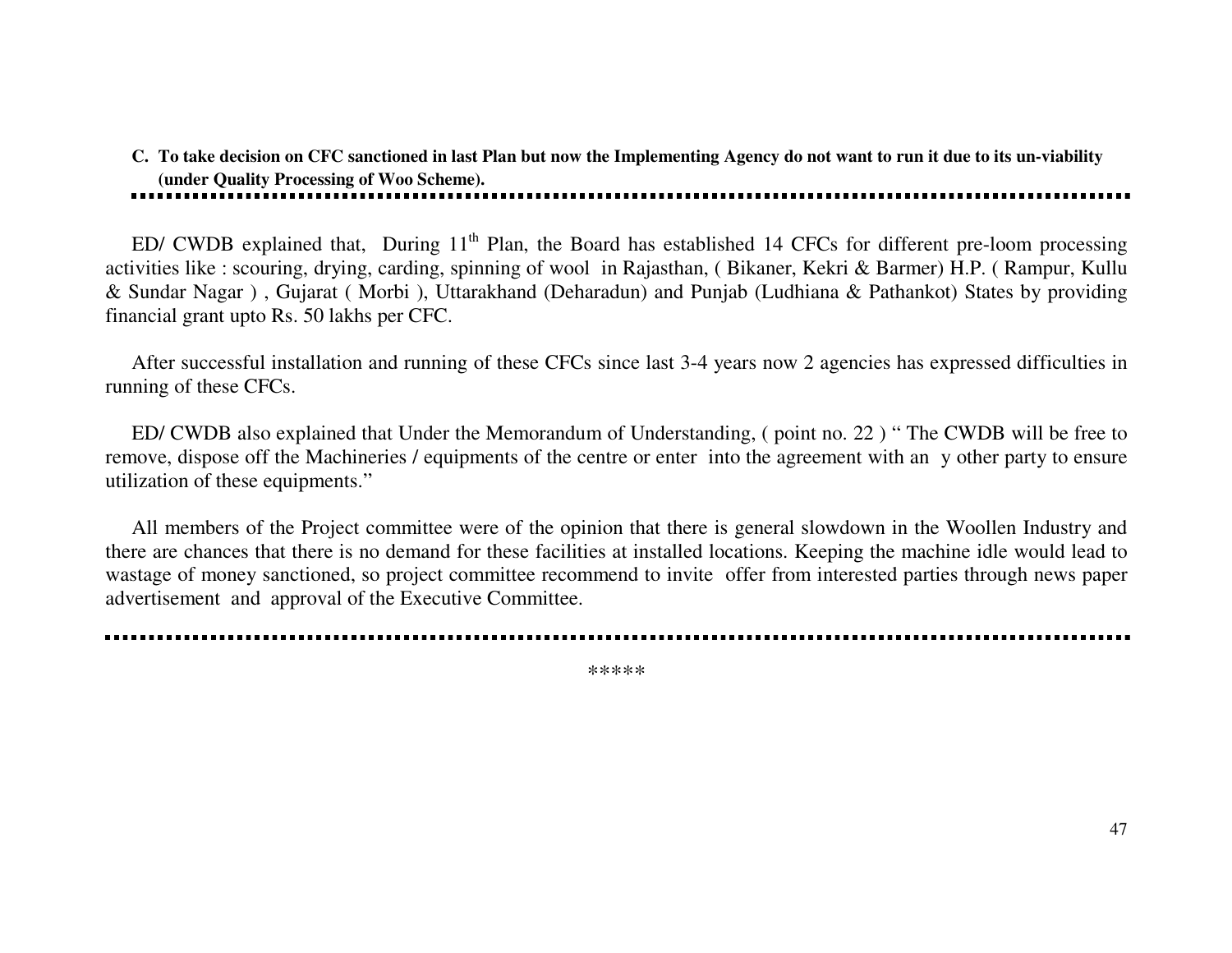**C. To take decision on CFC sanctioned in last Plan but now the Implementing Agency do not want to run it due to its un-viability (under Quality Processing of Woo Scheme).**

---

ED/ CWDB explained that, During 11th Plan, the Board has established 14 CFCs for different pre-loom processing activities like : scouring, drying, carding, spinning of wool in Rajasthan, ( Bikaner, Kekri & Barmer) H.P. ( Rampur, Kullu & Sundar Nagar ) , Gujarat ( Morbi ), Uttarakhand (Deharadun) and Punjab (Ludhiana & Pathankot) States by providing financial grant upto Rs. 50 lakhs per CFC.

After successful installation and running of these CFCs since last 3-4 years now 2 agencies has expressed difficulties in running of these CFCs.

ED/ CWDB also explained that Under the Memorandum of Understanding, ( point no. 22 ) " The CWDB will be free to remove, dispose off the Machineries / equipments of the centre or enter into the agreement with an y other party to ensure utilization of these equipments."

All members of the Project committee were of the opinion that there is general slowdown in the Woollen Industry and there are chances that there is no demand for these facilities at installed locations. Keeping the machine idle would lead to wastage of money sanctioned, so project committee recommend to invite offer from interested parties through news paper advertisement and approval of the Executive Committee.

---

*****